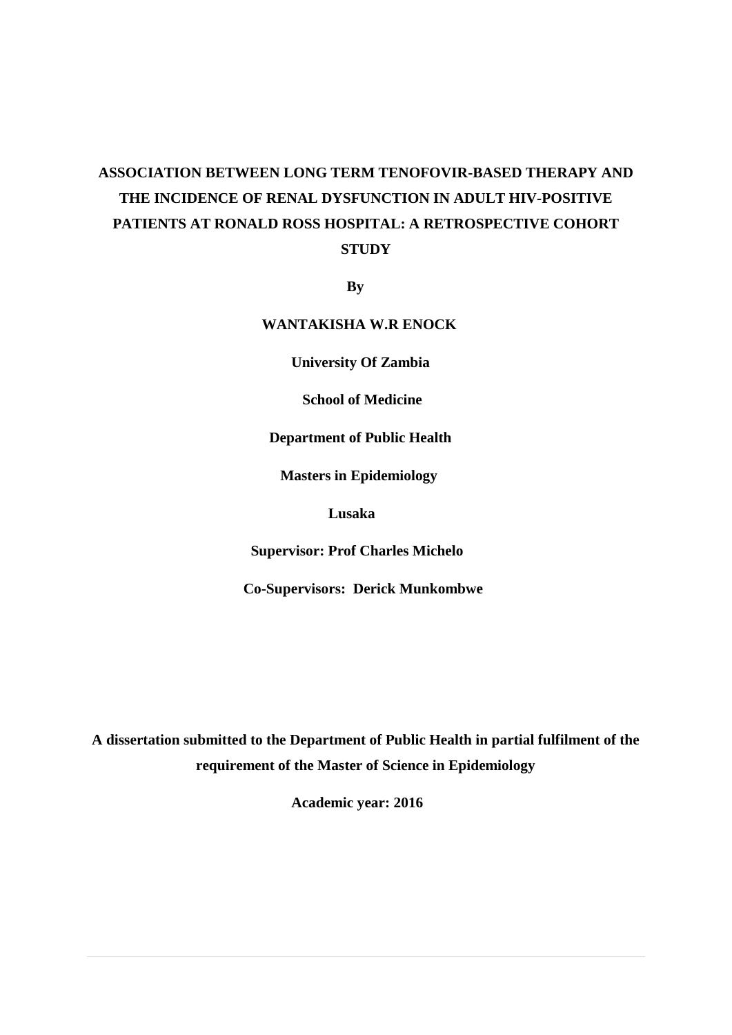# ASSOCIATION BETWEEN LONG TERM TENOFOVIR-BASED THERAPY AND THE INCIDENCE OF RENAL DYSFUNCTION IN ADULT HIV-POSITIVE PATIENTS AT RONALD ROSS HOSPITAL: A RETROSPECTIVE COHORT STUDY

**By**

**WANTAKISHA W.R ENOCK**

**University Of Zambia**

**School of Medicine**

**Department of Public Health**

**Masters in Epidemiology**

**Lusaka**

**Supervisor: Prof Charles Michelo**

**Co-Supervisors: Derick Munkombwe**

**A dissertation submitted to the Department of Public Health in partial fulfilment of the requirement of the Master of Science in Epidemiology**

**Academic year: 2016**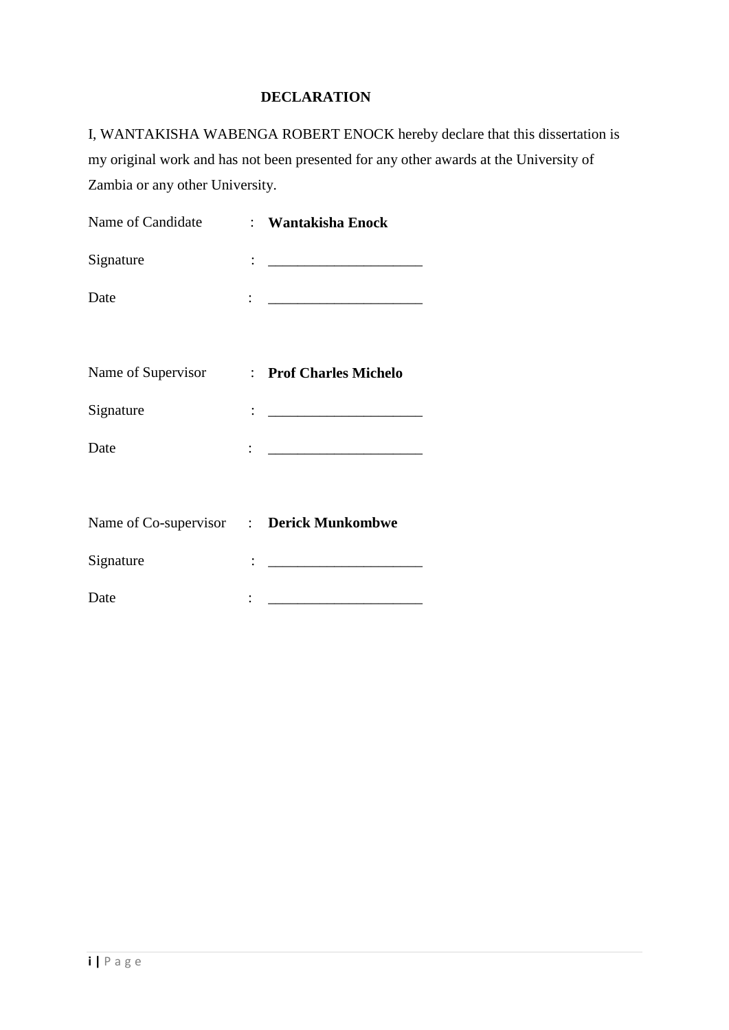## DECLARATION

I, WANTAKISHA WABENGA ROBERT ENOCK hereby declare that this dissertation is my original work and has not been presented for any other awards at the University of Zambia or any other University.

Name of Candidate : **Wantakisha Enock**

Signature : ____________________

Date : ____________________

Name of Supervisor : **Prof Charles Michelo**

Signature : ____________________

Date : ____________________

Name of Co-supervisor : **Derick Munkombwe**

Signature : ____________________

Date : ____________________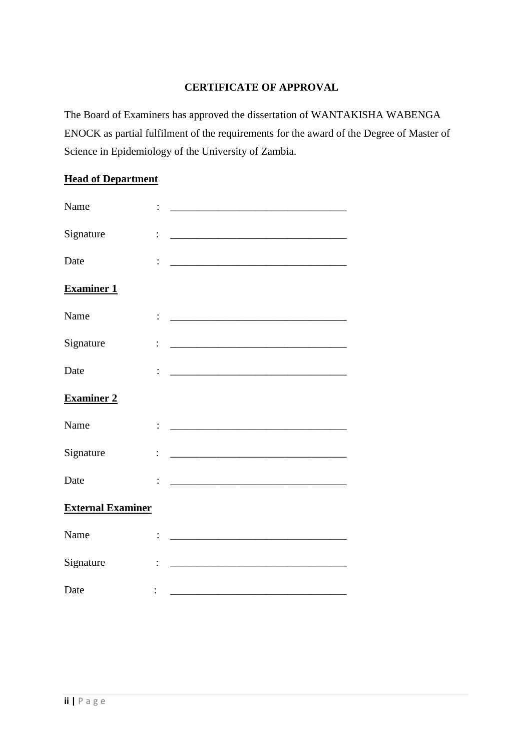## CERTIFICATE OF APPROVAL

The Board of Examiners has approved the dissertation of WANTAKISHA WABENGA ENOCK as partial fulfilment of the requirements for the award of the Degree of Master of Science in Epidemiology of the University of Zambia.

**Head of Department**

Name : _________________________________

Signature : _________________________________

Date : _________________________________

**Examiner 1**

Name : _________________________________

Signature : _________________________________

Date : _________________________________

**Examiner 2**

Name : _________________________________

Signature : _________________________________

Date : _________________________________

**External Examiner**

Name : _________________________________

Signature : _________________________________

Date : _________________________________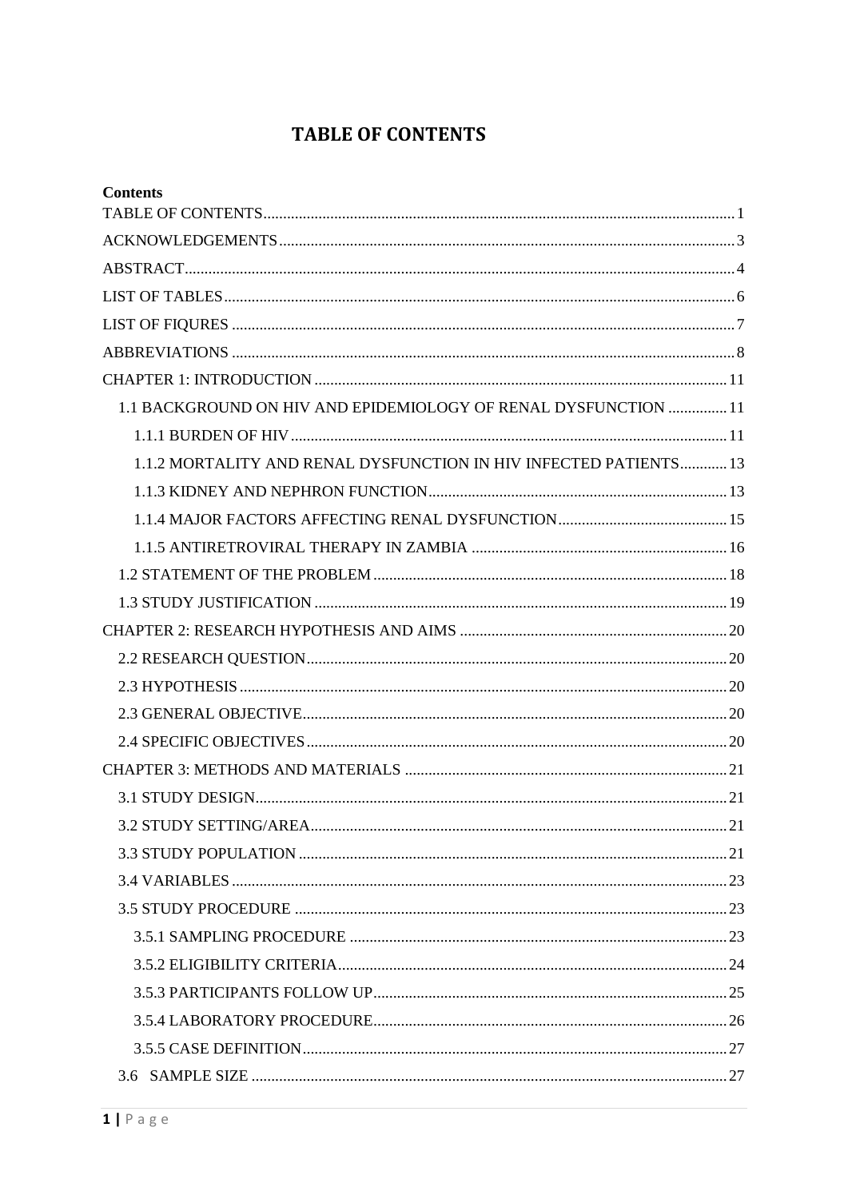# TABLE OF CONTENTS

**Contents**

TABLE OF CONTENTS .......... 1

ACKNOWLEDGEMENTS .......... 3

ABSTRACT .......... 4

LIST OF TABLES .......... 6

LIST OF FIQURES .......... 7

ABBREVIATIONS .......... 8

CHAPTER 1: INTRODUCTION .......... 11

- 1.1 BACKGROUND ON HIV AND EPIDEMIOLOGY OF RENAL DYSFUNCTION .......... 11
  - 1.1.1 BURDEN OF HIV .......... 11
  - 1.1.2 MORTALITY AND RENAL DYSFUNCTION IN HIV INFECTED PATIENTS .......... 13
  - 1.1.3 KIDNEY AND NEPHRON FUNCTION .......... 13
  - 1.1.4 MAJOR FACTORS AFFECTING RENAL DYSFUNCTION .......... 15
  - 1.1.5 ANTIRETROVIRAL THERAPY IN ZAMBIA .......... 16
- 1.2 STATEMENT OF THE PROBLEM .......... 18
- 1.3 STUDY JUSTIFICATION .......... 19

CHAPTER 2: RESEARCH HYPOTHESIS AND AIMS .......... 20

- 2.2 RESEARCH QUESTION .......... 20
- 2.3 HYPOTHESIS .......... 20
- 2.3 GENERAL OBJECTIVE .......... 20
- 2.4 SPECIFIC OBJECTIVES .......... 20

CHAPTER 3: METHODS AND MATERIALS .......... 21

- 3.1 STUDY DESIGN .......... 21
- 3.2 STUDY SETTING/AREA .......... 21
- 3.3 STUDY POPULATION .......... 21
- 3.4 VARIABLES .......... 23
- 3.5 STUDY PROCEDURE .......... 23
  - 3.5.1 SAMPLING PROCEDURE .......... 23
  - 3.5.2 ELIGIBILITY CRITERIA .......... 24
  - 3.5.3 PARTICIPANTS FOLLOW UP .......... 25
  - 3.5.4 LABORATORY PROCEDURE .......... 26
  - 3.5.5 CASE DEFINITION .......... 27
- 3.6 SAMPLE SIZE .......... 27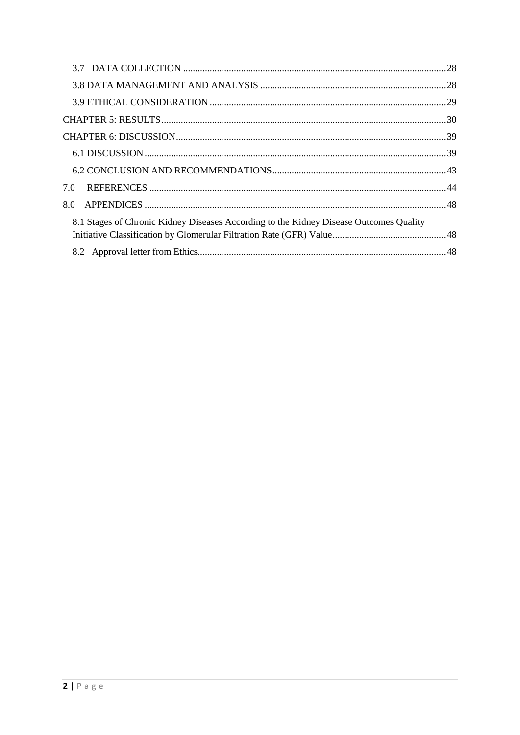3.7 DATA COLLECTION ........................................................................................................ 28

3.8 DATA MANAGEMENT AND ANALYSIS ....................................................................... 28

3.9 ETHICAL CONSIDERATION ........................................................................................ 29

CHAPTER 5: RESULTS ........................................................................................................ 30

CHAPTER 6: DISCUSSION ................................................................................................... 39

6.1 DISCUSSION ................................................................................................................. 39

6.2 CONCLUSION AND RECOMMENDATIONS .............................................................. 43

7.0 REFERENCES ................................................................................................................ 44

8.0 APPENDICES ................................................................................................................. 48

8.1 Stages of Chronic Kidney Diseases According to the Kidney Disease Outcomes Quality Initiative Classification by Glomerular Filtration Rate (GFR) Value ........................................ 48

8.2 Approval letter from Ethics ............................................................................................ 48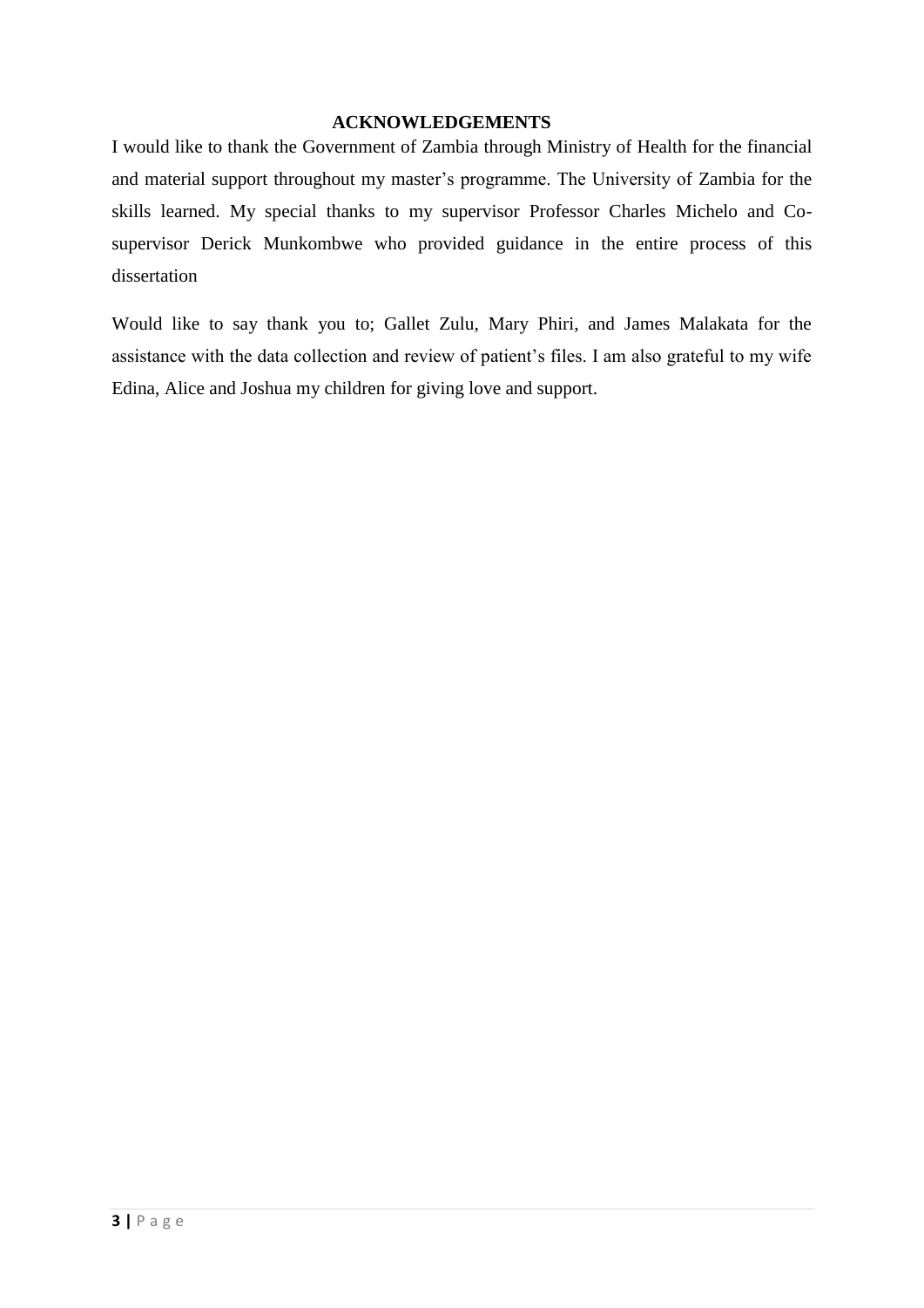## ACKNOWLEDGEMENTS

I would like to thank the Government of Zambia through Ministry of Health for the financial and material support throughout my master's programme. The University of Zambia for the skills learned. My special thanks to my supervisor Professor Charles Michelo and Co-supervisor Derick Munkombwe who provided guidance in the entire process of this dissertation

Would like to say thank you to; Gallet Zulu, Mary Phiri, and James Malakata for the assistance with the data collection and review of patient's files. I am also grateful to my wife Edina, Alice and Joshua my children for giving love and support.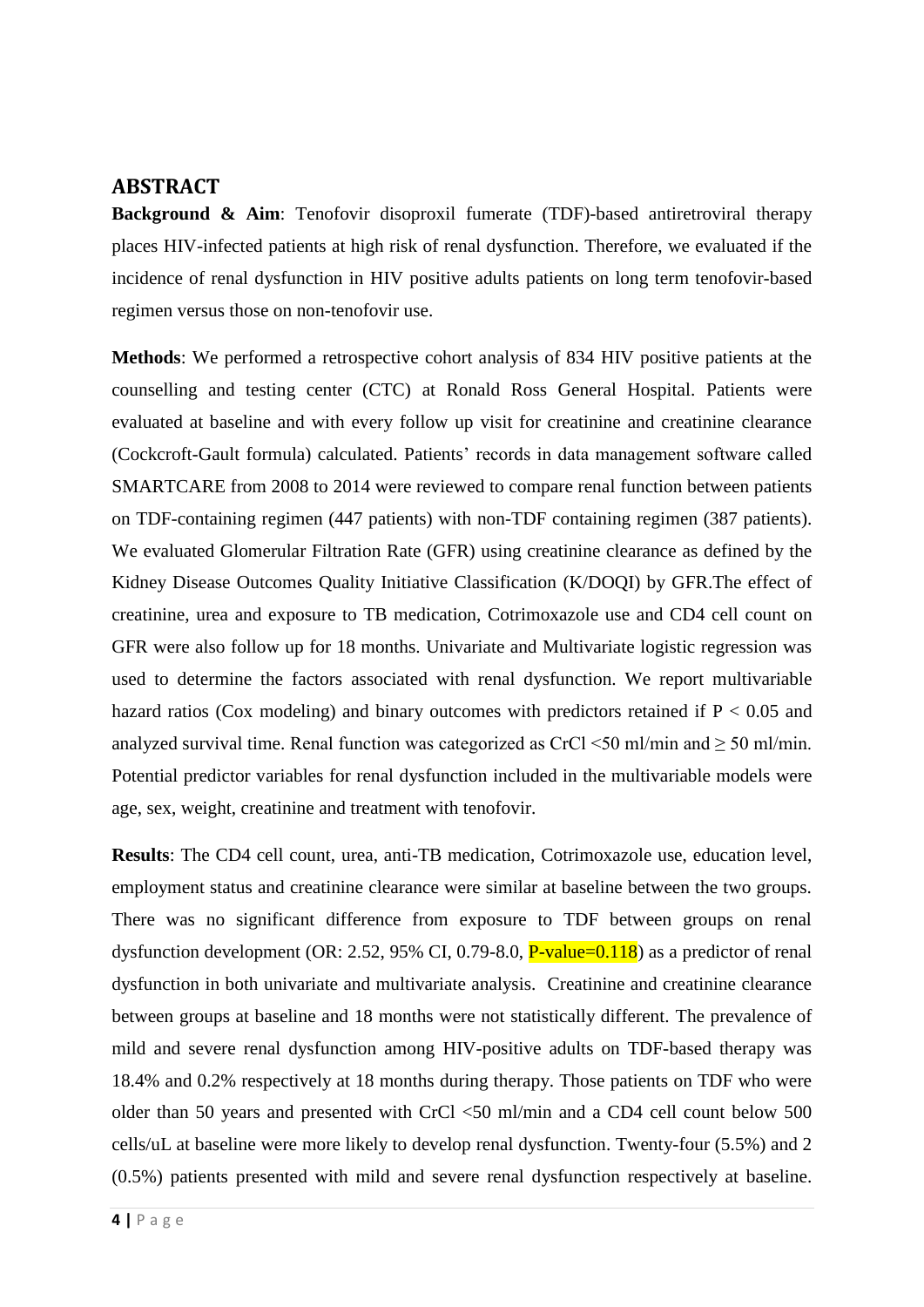## ABSTRACT

**Background & Aim**: Tenofovir disoproxil fumerate (TDF)-based antiretroviral therapy places HIV-infected patients at high risk of renal dysfunction. Therefore, we evaluated if the incidence of renal dysfunction in HIV positive adults patients on long term tenofovir-based regimen versus those on non-tenofovir use.

**Methods**: We performed a retrospective cohort analysis of 834 HIV positive patients at the counselling and testing center (CTC) at Ronald Ross General Hospital. Patients were evaluated at baseline and with every follow up visit for creatinine and creatinine clearance (Cockcroft-Gault formula) calculated. Patients' records in data management software called SMARTCARE from 2008 to 2014 were reviewed to compare renal function between patients on TDF-containing regimen (447 patients) with non-TDF containing regimen (387 patients). We evaluated Glomerular Filtration Rate (GFR) using creatinine clearance as defined by the Kidney Disease Outcomes Quality Initiative Classification (K/DOQI) by GFR.The effect of creatinine, urea and exposure to TB medication, Cotrimoxazole use and CD4 cell count on GFR were also follow up for 18 months. Univariate and Multivariate logistic regression was used to determine the factors associated with renal dysfunction. We report multivariable hazard ratios (Cox modeling) and binary outcomes with predictors retained if $P < 0.05$ and analyzed survival time. Renal function was categorized as CrCl <50 ml/min and ≥ 50 ml/min. Potential predictor variables for renal dysfunction included in the multivariable models were age, sex, weight, creatinine and treatment with tenofovir.

**Results**: The CD4 cell count, urea, anti-TB medication, Cotrimoxazole use, education level, employment status and creatinine clearance were similar at baseline between the two groups. There was no significant difference from exposure to TDF between groups on renal dysfunction development (OR: 2.52, 95% CI, 0.79-8.0, P-value=0.118) as a predictor of renal dysfunction in both univariate and multivariate analysis. Creatinine and creatinine clearance between groups at baseline and 18 months were not statistically different. The prevalence of mild and severe renal dysfunction among HIV-positive adults on TDF-based therapy was 18.4% and 0.2% respectively at 18 months during therapy. Those patients on TDF who were older than 50 years and presented with CrCl <50 ml/min and a CD4 cell count below 500 cells/uL at baseline were more likely to develop renal dysfunction. Twenty-four (5.5%) and 2 (0.5%) patients presented with mild and severe renal dysfunction respectively at baseline.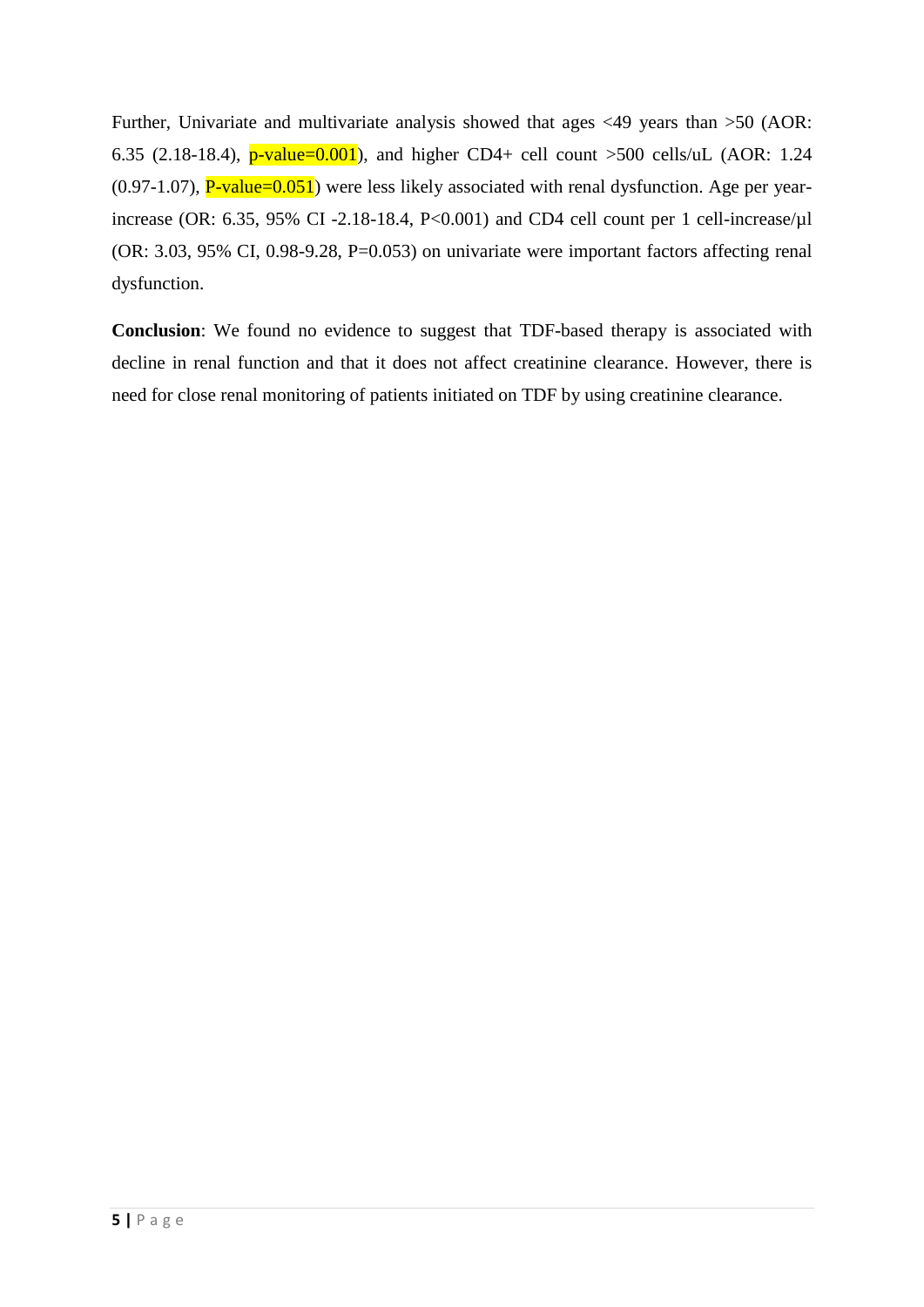Further, Univariate and multivariate analysis showed that ages <49 years than >50 (AOR: 6.35 (2.18-18.4), p-value=0.001), and higher CD4+ cell count >500 cells/uL (AOR: 1.24 (0.97-1.07), P-value=0.051) were less likely associated with renal dysfunction. Age per year-increase (OR: 6.35, 95% CI -2.18-18.4, P<0.001) and CD4 cell count per 1 cell-increase/µl (OR: 3.03, 95% CI, 0.98-9.28, P=0.053) on univariate were important factors affecting renal dysfunction.

**Conclusion**: We found no evidence to suggest that TDF-based therapy is associated with decline in renal function and that it does not affect creatinine clearance. However, there is need for close renal monitoring of patients initiated on TDF by using creatinine clearance.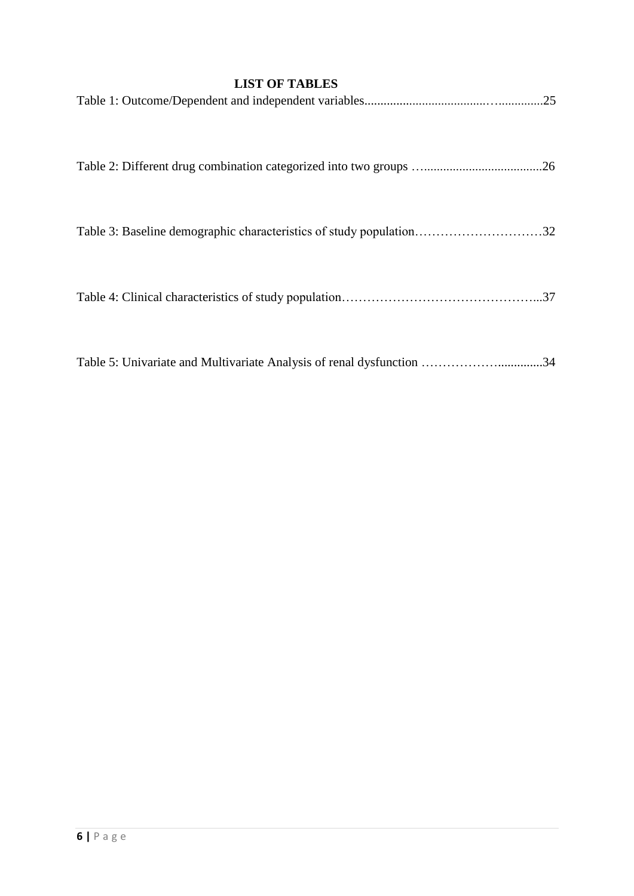# LIST OF TABLES

Table 1: Outcome/Dependent and independent variables.......................................…..............25

Table 2: Different drug combination categorized into two groups …....................................26

Table 3: Baseline demographic characteristics of study population…………………………32

Table 4: Clinical characteristics of study population………………………………………...37

Table 5: Univariate and Multivariate Analysis of renal dysfunction ……………….............34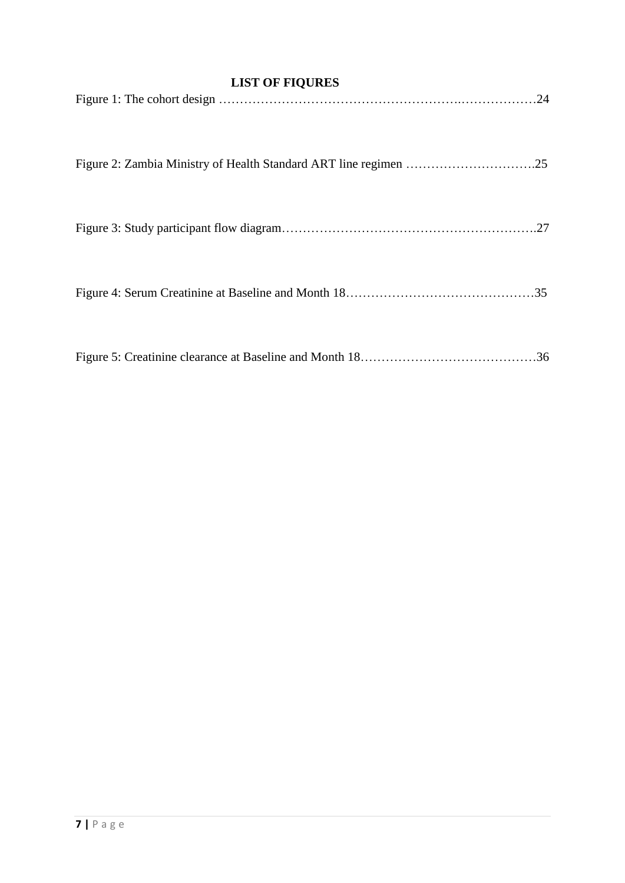## LIST OF FIQURES

Figure 1: The cohort design ………………………………………………….………………24

Figure 2: Zambia Ministry of Health Standard ART line regimen ………………………….25

Figure 3: Study participant flow diagram……………………………………………………..27

Figure 4: Serum Creatinine at Baseline and Month 18………………………………………35

Figure 5: Creatinine clearance at Baseline and Month 18……………………………………36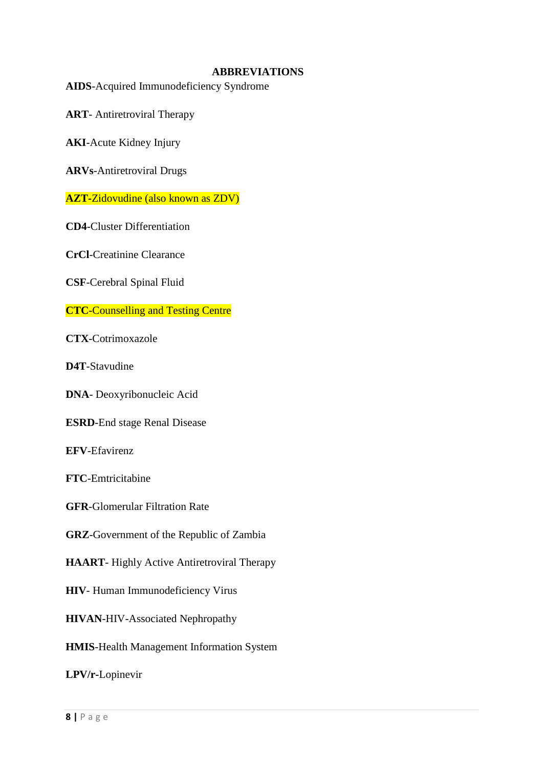## ABBREVIATIONS

**AIDS**-Acquired Immunodeficiency Syndrome

**ART**- Antiretroviral Therapy

**AKI**-Acute Kidney Injury

**ARVs**-Antiretroviral Drugs

**AZT**-Zidovudine (also known as ZDV)

**CD4**-Cluster Differentiation

**CrCl**-Creatinine Clearance

**CSF**-Cerebral Spinal Fluid

**CTC**-Counselling and Testing Centre

**CTX**-Cotrimoxazole

**D4T**-Stavudine

**DNA**- Deoxyribonucleic Acid

**ESRD**-End stage Renal Disease

**EFV**-Efavirenz

**FTC**-Emtricitabine

**GFR**-Glomerular Filtration Rate

**GRZ**-Government of the Republic of Zambia

**HAART**- Highly Active Antiretroviral Therapy

**HIV**- Human Immunodeficiency Virus

**HIVAN**-HIV-Associated Nephropathy

**HMIS**-Health Management Information System

**LPV/r**-Lopinevir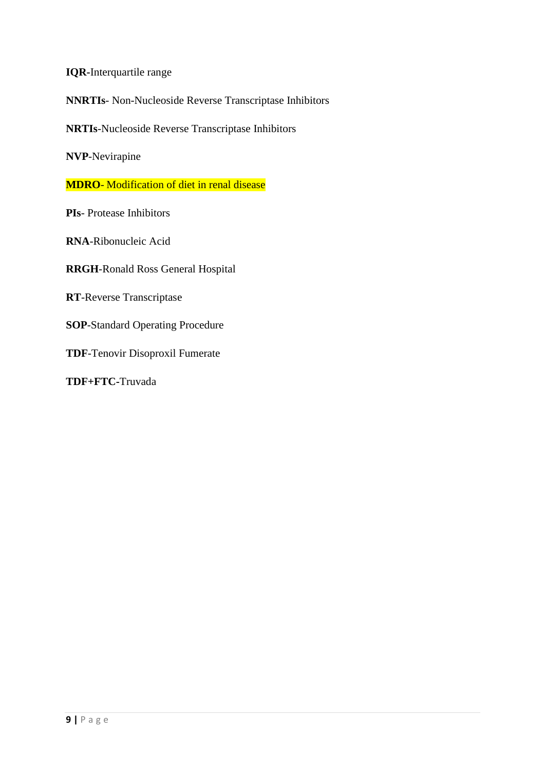**IQR**-Interquartile range

**NNRTIs**- Non-Nucleoside Reverse Transcriptase Inhibitors

**NRTIs**-Nucleoside Reverse Transcriptase Inhibitors

**NVP**-Nevirapine

**MDRO**- Modification of diet in renal disease

**PIs**- Protease Inhibitors

**RNA**-Ribonucleic Acid

**RRGH**-Ronald Ross General Hospital

**RT**-Reverse Transcriptase

**SOP**-Standard Operating Procedure

**TDF**-Tenovir Disoproxil Fumerate

**TDF+FTC**-Truvada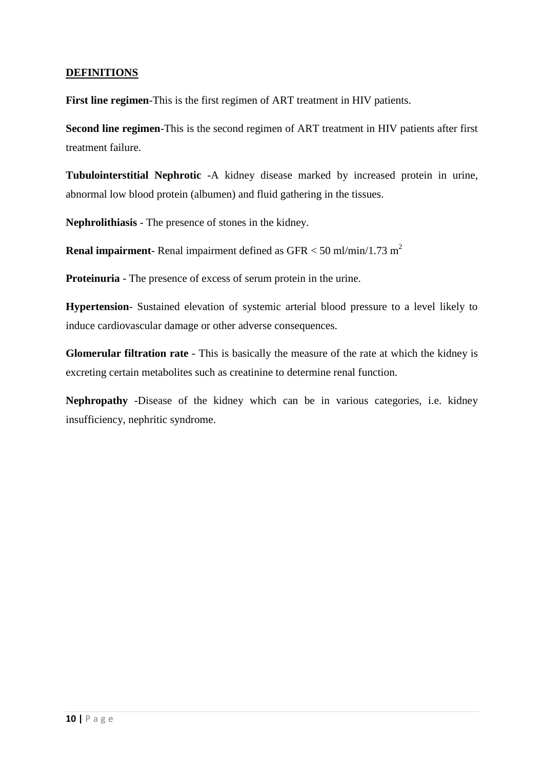## **DEFINITIONS**

**First line regimen**-This is the first regimen of ART treatment in HIV patients.

**Second line regimen**-This is the second regimen of ART treatment in HIV patients after first treatment failure.

**Tubulointerstitial Nephrotic** -A kidney disease marked by increased protein in urine, abnormal low blood protein (albumen) and fluid gathering in the tissues.

**Nephrolithiasis** - The presence of stones in the kidney.

**Renal impairment**- Renal impairment defined as GFR < 50 ml/min/1.73 $m^2$

**Proteinuria** - The presence of excess of serum protein in the urine.

**Hypertension**- Sustained elevation of systemic arterial blood pressure to a level likely to induce cardiovascular damage or other adverse consequences.

**Glomerular filtration rate** - This is basically the measure of the rate at which the kidney is excreting certain metabolites such as creatinine to determine renal function.

**Nephropathy** -Disease of the kidney which can be in various categories, i.e. kidney insufficiency, nephritic syndrome.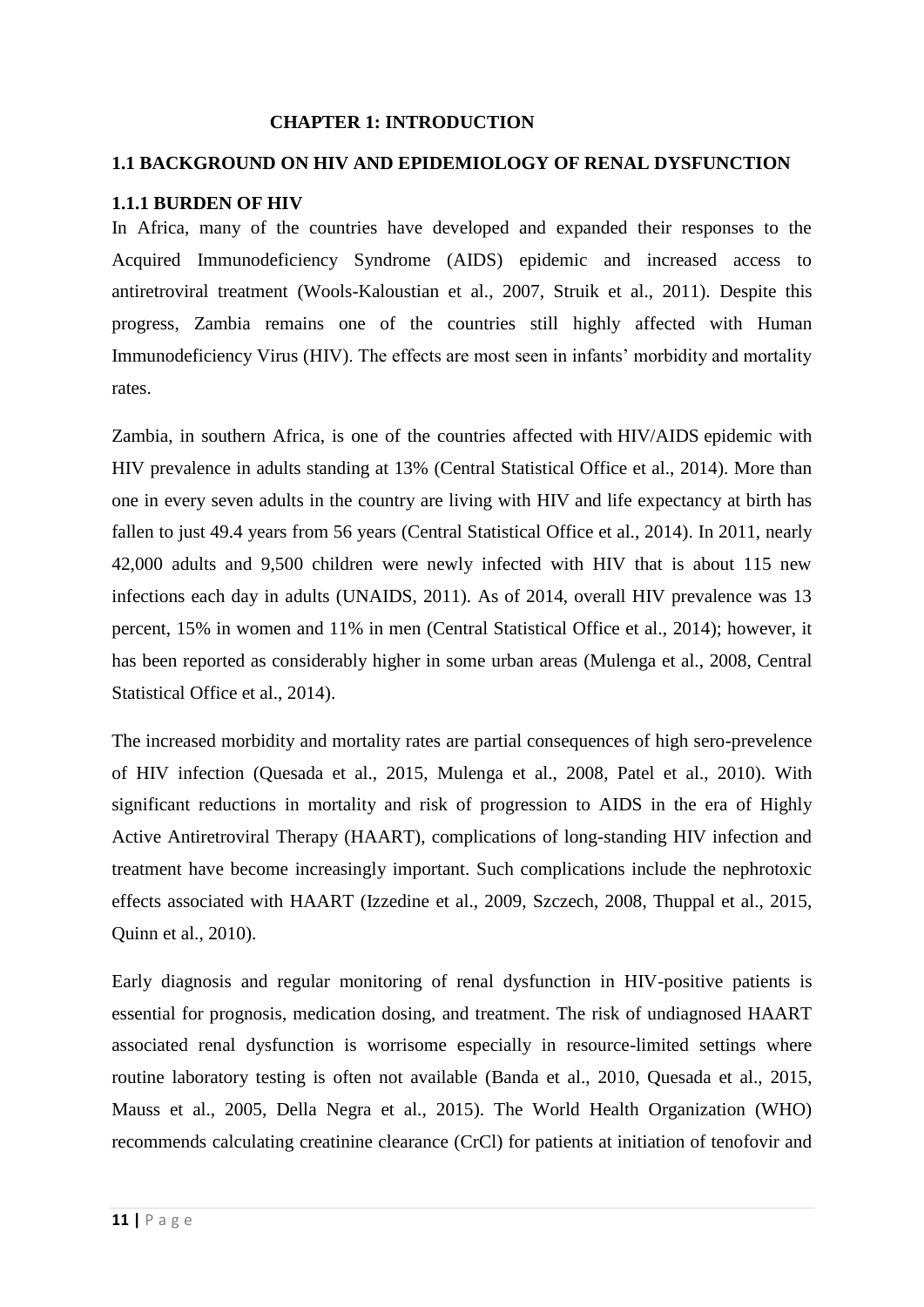# CHAPTER 1: INTRODUCTION

## 1.1 BACKGROUND ON HIV AND EPIDEMIOLOGY OF RENAL DYSFUNCTION

### 1.1.1 BURDEN OF HIV

In Africa, many of the countries have developed and expanded their responses to the Acquired Immunodeficiency Syndrome (AIDS) epidemic and increased access to antiretroviral treatment (Wools-Kaloustian et al., 2007, Struik et al., 2011). Despite this progress, Zambia remains one of the countries still highly affected with Human Immunodeficiency Virus (HIV). The effects are most seen in infants' morbidity and mortality rates.

Zambia, in southern Africa, is one of the countries affected with HIV/AIDS epidemic with HIV prevalence in adults standing at 13% (Central Statistical Office et al., 2014). More than one in every seven adults in the country are living with HIV and life expectancy at birth has fallen to just 49.4 years from 56 years (Central Statistical Office et al., 2014). In 2011, nearly 42,000 adults and 9,500 children were newly infected with HIV that is about 115 new infections each day in adults (UNAIDS, 2011). As of 2014, overall HIV prevalence was 13 percent, 15% in women and 11% in men (Central Statistical Office et al., 2014); however, it has been reported as considerably higher in some urban areas (Mulenga et al., 2008, Central Statistical Office et al., 2014).

The increased morbidity and mortality rates are partial consequences of high sero-prevelence of HIV infection (Quesada et al., 2015, Mulenga et al., 2008, Patel et al., 2010). With significant reductions in mortality and risk of progression to AIDS in the era of Highly Active Antiretroviral Therapy (HAART), complications of long-standing HIV infection and treatment have become increasingly important. Such complications include the nephrotoxic effects associated with HAART (Izzedine et al., 2009, Szczech, 2008, Thuppal et al., 2015, Quinn et al., 2010).

Early diagnosis and regular monitoring of renal dysfunction in HIV-positive patients is essential for prognosis, medication dosing, and treatment. The risk of undiagnosed HAART associated renal dysfunction is worrisome especially in resource-limited settings where routine laboratory testing is often not available (Banda et al., 2010, Quesada et al., 2015, Mauss et al., 2005, Della Negra et al., 2015). The World Health Organization (WHO) recommends calculating creatinine clearance (CrCl) for patients at initiation of tenofovir and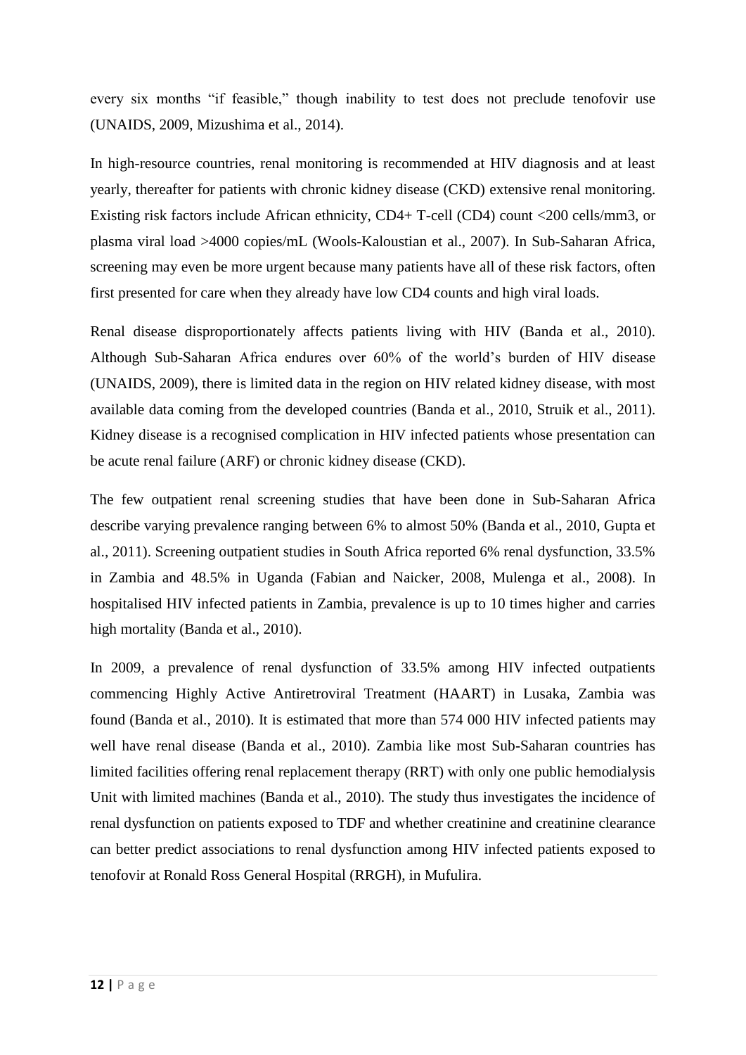every six months "if feasible," though inability to test does not preclude tenofovir use (UNAIDS, 2009, Mizushima et al., 2014).

In high-resource countries, renal monitoring is recommended at HIV diagnosis and at least yearly, thereafter for patients with chronic kidney disease (CKD) extensive renal monitoring. Existing risk factors include African ethnicity, CD4+ T-cell (CD4) count <200 cells/mm3, or plasma viral load >4000 copies/mL (Wools-Kaloustian et al., 2007). In Sub-Saharan Africa, screening may even be more urgent because many patients have all of these risk factors, often first presented for care when they already have low CD4 counts and high viral loads.

Renal disease disproportionately affects patients living with HIV (Banda et al., 2010). Although Sub-Saharan Africa endures over 60% of the world's burden of HIV disease (UNAIDS, 2009), there is limited data in the region on HIV related kidney disease, with most available data coming from the developed countries (Banda et al., 2010, Struik et al., 2011). Kidney disease is a recognised complication in HIV infected patients whose presentation can be acute renal failure (ARF) or chronic kidney disease (CKD).

The few outpatient renal screening studies that have been done in Sub-Saharan Africa describe varying prevalence ranging between 6% to almost 50% (Banda et al., 2010, Gupta et al., 2011). Screening outpatient studies in South Africa reported 6% renal dysfunction, 33.5% in Zambia and 48.5% in Uganda (Fabian and Naicker, 2008, Mulenga et al., 2008). In hospitalised HIV infected patients in Zambia, prevalence is up to 10 times higher and carries high mortality (Banda et al., 2010).

In 2009, a prevalence of renal dysfunction of 33.5% among HIV infected outpatients commencing Highly Active Antiretroviral Treatment (HAART) in Lusaka, Zambia was found (Banda et al., 2010). It is estimated that more than 574 000 HIV infected patients may well have renal disease (Banda et al., 2010). Zambia like most Sub-Saharan countries has limited facilities offering renal replacement therapy (RRT) with only one public hemodialysis Unit with limited machines (Banda et al., 2010). The study thus investigates the incidence of renal dysfunction on patients exposed to TDF and whether creatinine and creatinine clearance can better predict associations to renal dysfunction among HIV infected patients exposed to tenofovir at Ronald Ross General Hospital (RRGH), in Mufulira.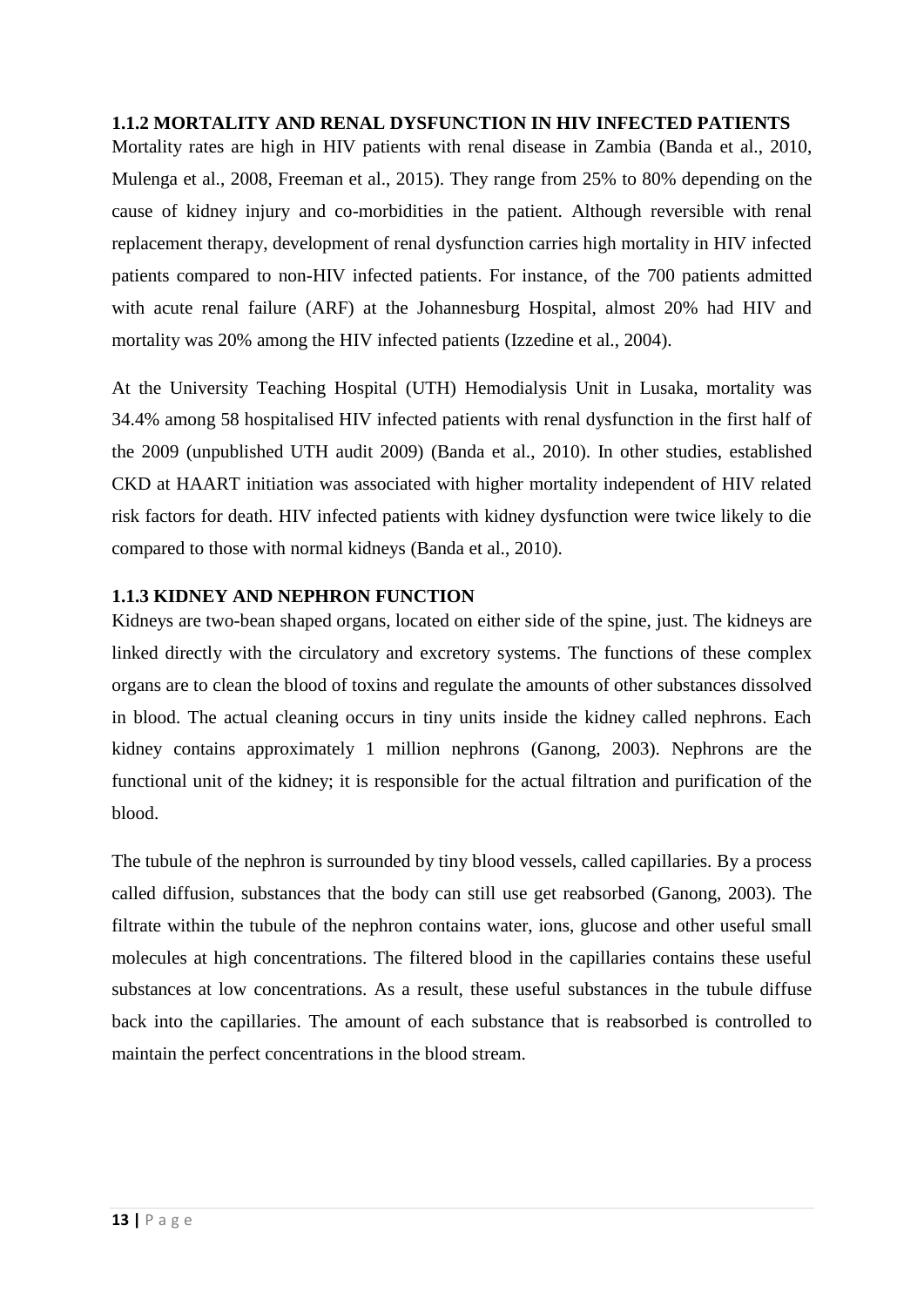### 1.1.2 MORTALITY AND RENAL DYSFUNCTION IN HIV INFECTED PATIENTS

Mortality rates are high in HIV patients with renal disease in Zambia (Banda et al., 2010, Mulenga et al., 2008, Freeman et al., 2015). They range from 25% to 80% depending on the cause of kidney injury and co-morbidities in the patient. Although reversible with renal replacement therapy, development of renal dysfunction carries high mortality in HIV infected patients compared to non-HIV infected patients. For instance, of the 700 patients admitted with acute renal failure (ARF) at the Johannesburg Hospital, almost 20% had HIV and mortality was 20% among the HIV infected patients (Izzedine et al., 2004).

At the University Teaching Hospital (UTH) Hemodialysis Unit in Lusaka, mortality was 34.4% among 58 hospitalised HIV infected patients with renal dysfunction in the first half of the 2009 (unpublished UTH audit 2009) (Banda et al., 2010). In other studies, established CKD at HAART initiation was associated with higher mortality independent of HIV related risk factors for death. HIV infected patients with kidney dysfunction were twice likely to die compared to those with normal kidneys (Banda et al., 2010).

### 1.1.3 KIDNEY AND NEPHRON FUNCTION

Kidneys are two-bean shaped organs, located on either side of the spine, just. The kidneys are linked directly with the circulatory and excretory systems. The functions of these complex organs are to clean the blood of toxins and regulate the amounts of other substances dissolved in blood. The actual cleaning occurs in tiny units inside the kidney called nephrons. Each kidney contains approximately 1 million nephrons (Ganong, 2003). Nephrons are the functional unit of the kidney; it is responsible for the actual filtration and purification of the blood.

The tubule of the nephron is surrounded by tiny blood vessels, called capillaries. By a process called diffusion, substances that the body can still use get reabsorbed (Ganong, 2003). The filtrate within the tubule of the nephron contains water, ions, glucose and other useful small molecules at high concentrations. The filtered blood in the capillaries contains these useful substances at low concentrations. As a result, these useful substances in the tubule diffuse back into the capillaries. The amount of each substance that is reabsorbed is controlled to maintain the perfect concentrations in the blood stream.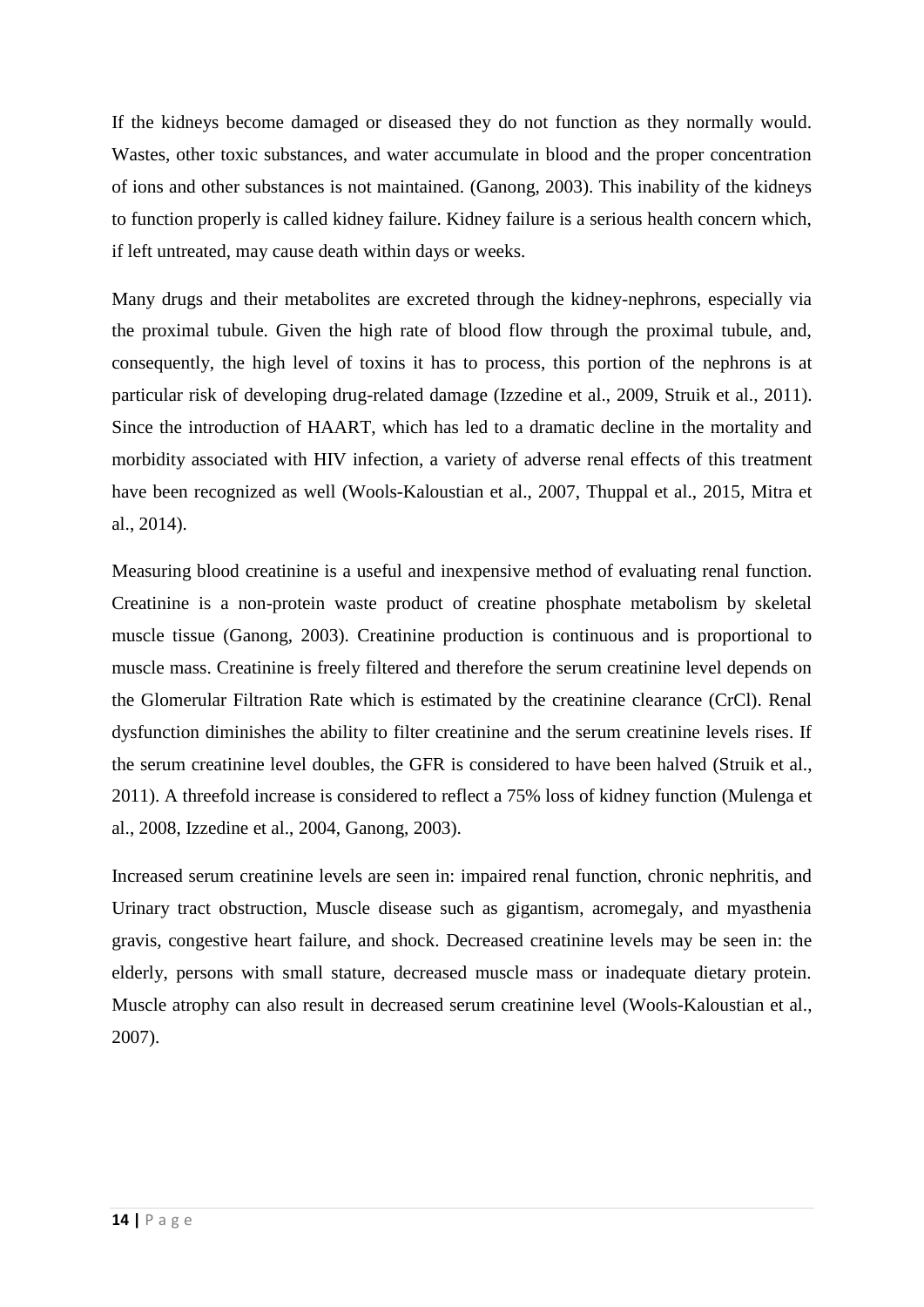If the kidneys become damaged or diseased they do not function as they normally would. Wastes, other toxic substances, and water accumulate in blood and the proper concentration of ions and other substances is not maintained. (Ganong, 2003). This inability of the kidneys to function properly is called kidney failure. Kidney failure is a serious health concern which, if left untreated, may cause death within days or weeks.

Many drugs and their metabolites are excreted through the kidney-nephrons, especially via the proximal tubule. Given the high rate of blood flow through the proximal tubule, and, consequently, the high level of toxins it has to process, this portion of the nephrons is at particular risk of developing drug-related damage (Izzedine et al., 2009, Struik et al., 2011). Since the introduction of HAART, which has led to a dramatic decline in the mortality and morbidity associated with HIV infection, a variety of adverse renal effects of this treatment have been recognized as well (Wools-Kaloustian et al., 2007, Thuppal et al., 2015, Mitra et al., 2014).

Measuring blood creatinine is a useful and inexpensive method of evaluating renal function. Creatinine is a non-protein waste product of creatine phosphate metabolism by skeletal muscle tissue (Ganong, 2003). Creatinine production is continuous and is proportional to muscle mass. Creatinine is freely filtered and therefore the serum creatinine level depends on the Glomerular Filtration Rate which is estimated by the creatinine clearance (CrCl). Renal dysfunction diminishes the ability to filter creatinine and the serum creatinine levels rises. If the serum creatinine level doubles, the GFR is considered to have been halved (Struik et al., 2011). A threefold increase is considered to reflect a 75% loss of kidney function (Mulenga et al., 2008, Izzedine et al., 2004, Ganong, 2003).

Increased serum creatinine levels are seen in: impaired renal function, chronic nephritis, and Urinary tract obstruction, Muscle disease such as gigantism, acromegaly, and myasthenia gravis, congestive heart failure, and shock. Decreased creatinine levels may be seen in: the elderly, persons with small stature, decreased muscle mass or inadequate dietary protein. Muscle atrophy can also result in decreased serum creatinine level (Wools-Kaloustian et al., 2007).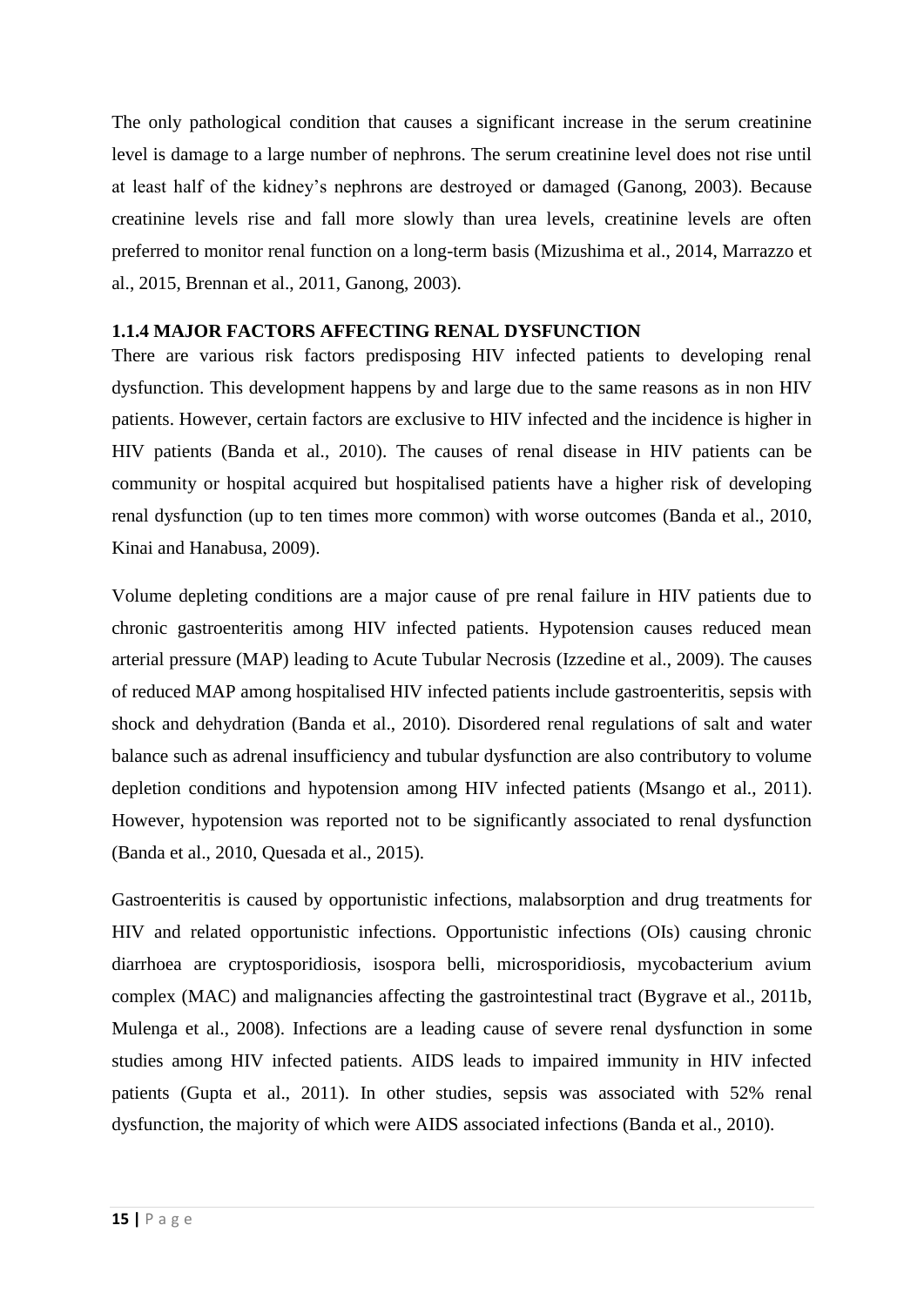The only pathological condition that causes a significant increase in the serum creatinine level is damage to a large number of nephrons. The serum creatinine level does not rise until at least half of the kidney's nephrons are destroyed or damaged (Ganong, 2003). Because creatinine levels rise and fall more slowly than urea levels, creatinine levels are often preferred to monitor renal function on a long-term basis (Mizushima et al., 2014, Marrazzo et al., 2015, Brennan et al., 2011, Ganong, 2003).

### 1.1.4 MAJOR FACTORS AFFECTING RENAL DYSFUNCTION

There are various risk factors predisposing HIV infected patients to developing renal dysfunction. This development happens by and large due to the same reasons as in non HIV patients. However, certain factors are exclusive to HIV infected and the incidence is higher in HIV patients (Banda et al., 2010). The causes of renal disease in HIV patients can be community or hospital acquired but hospitalised patients have a higher risk of developing renal dysfunction (up to ten times more common) with worse outcomes (Banda et al., 2010, Kinai and Hanabusa, 2009).

Volume depleting conditions are a major cause of pre renal failure in HIV patients due to chronic gastroenteritis among HIV infected patients. Hypotension causes reduced mean arterial pressure (MAP) leading to Acute Tubular Necrosis (Izzedine et al., 2009). The causes of reduced MAP among hospitalised HIV infected patients include gastroenteritis, sepsis with shock and dehydration (Banda et al., 2010). Disordered renal regulations of salt and water balance such as adrenal insufficiency and tubular dysfunction are also contributory to volume depletion conditions and hypotension among HIV infected patients (Msango et al., 2011). However, hypotension was reported not to be significantly associated to renal dysfunction (Banda et al., 2010, Quesada et al., 2015).

Gastroenteritis is caused by opportunistic infections, malabsorption and drug treatments for HIV and related opportunistic infections. Opportunistic infections (OIs) causing chronic diarrhoea are cryptosporidiosis, isospora belli, microsporidiosis, mycobacterium avium complex (MAC) and malignancies affecting the gastrointestinal tract (Bygrave et al., 2011b, Mulenga et al., 2008). Infections are a leading cause of severe renal dysfunction in some studies among HIV infected patients. AIDS leads to impaired immunity in HIV infected patients (Gupta et al., 2011). In other studies, sepsis was associated with 52% renal dysfunction, the majority of which were AIDS associated infections (Banda et al., 2010).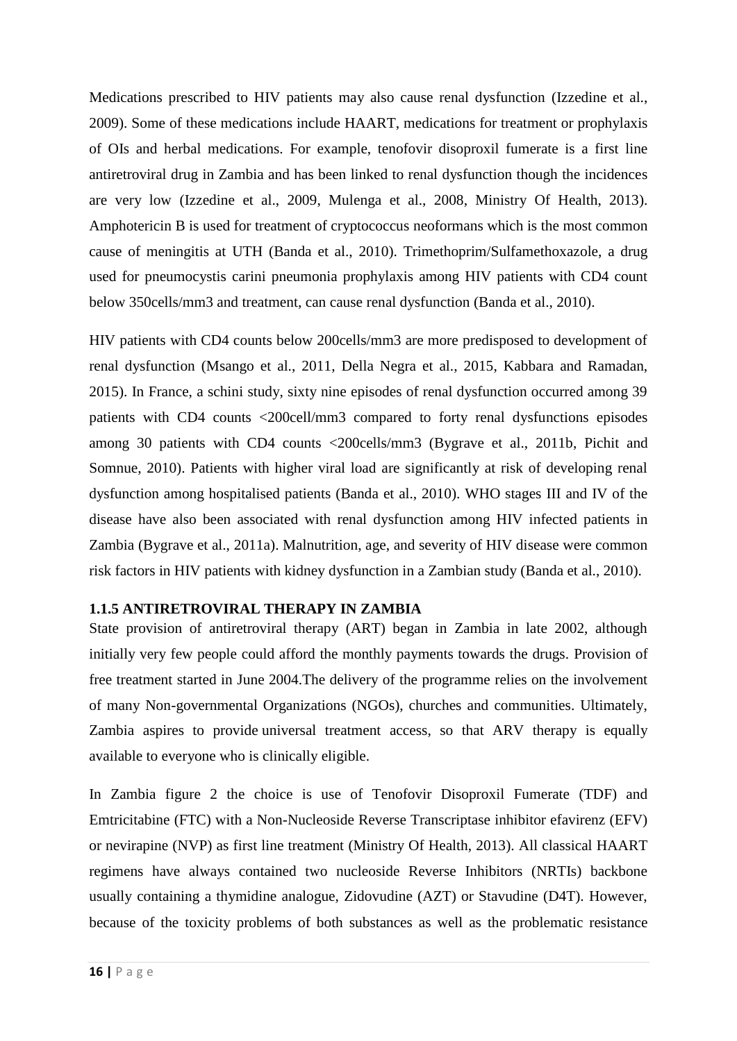Medications prescribed to HIV patients may also cause renal dysfunction (Izzedine et al., 2009). Some of these medications include HAART, medications for treatment or prophylaxis of OIs and herbal medications. For example, tenofovir disoproxil fumerate is a first line antiretroviral drug in Zambia and has been linked to renal dysfunction though the incidences are very low (Izzedine et al., 2009, Mulenga et al., 2008, Ministry Of Health, 2013). Amphotericin B is used for treatment of cryptococcus neoformans which is the most common cause of meningitis at UTH (Banda et al., 2010). Trimethoprim/Sulfamethoxazole, a drug used for pneumocystis carini pneumonia prophylaxis among HIV patients with CD4 count below 350cells/mm3 and treatment, can cause renal dysfunction (Banda et al., 2010).

HIV patients with CD4 counts below 200cells/mm3 are more predisposed to development of renal dysfunction (Msango et al., 2011, Della Negra et al., 2015, Kabbara and Ramadan, 2015). In France, a schini study, sixty nine episodes of renal dysfunction occurred among 39 patients with CD4 counts <200cell/mm3 compared to forty renal dysfunctions episodes among 30 patients with CD4 counts <200cells/mm3 (Bygrave et al., 2011b, Pichit and Somnue, 2010). Patients with higher viral load are significantly at risk of developing renal dysfunction among hospitalised patients (Banda et al., 2010). WHO stages III and IV of the disease have also been associated with renal dysfunction among HIV infected patients in Zambia (Bygrave et al., 2011a). Malnutrition, age, and severity of HIV disease were common risk factors in HIV patients with kidney dysfunction in a Zambian study (Banda et al., 2010).

### 1.1.5 ANTIRETROVIRAL THERAPY IN ZAMBIA

State provision of antiretroviral therapy (ART) began in Zambia in late 2002, although initially very few people could afford the monthly payments towards the drugs. Provision of free treatment started in June 2004.The delivery of the programme relies on the involvement of many Non-governmental Organizations (NGOs), churches and communities. Ultimately, Zambia aspires to provide universal treatment access, so that ARV therapy is equally available to everyone who is clinically eligible.

In Zambia figure 2 the choice is use of Tenofovir Disoproxil Fumerate (TDF) and Emtricitabine (FTC) with a Non-Nucleoside Reverse Transcriptase inhibitor efavirenz (EFV) or nevirapine (NVP) as first line treatment (Ministry Of Health, 2013). All classical HAART regimens have always contained two nucleoside Reverse Inhibitors (NRTIs) backbone usually containing a thymidine analogue, Zidovudine (AZT) or Stavudine (D4T). However, because of the toxicity problems of both substances as well as the problematic resistance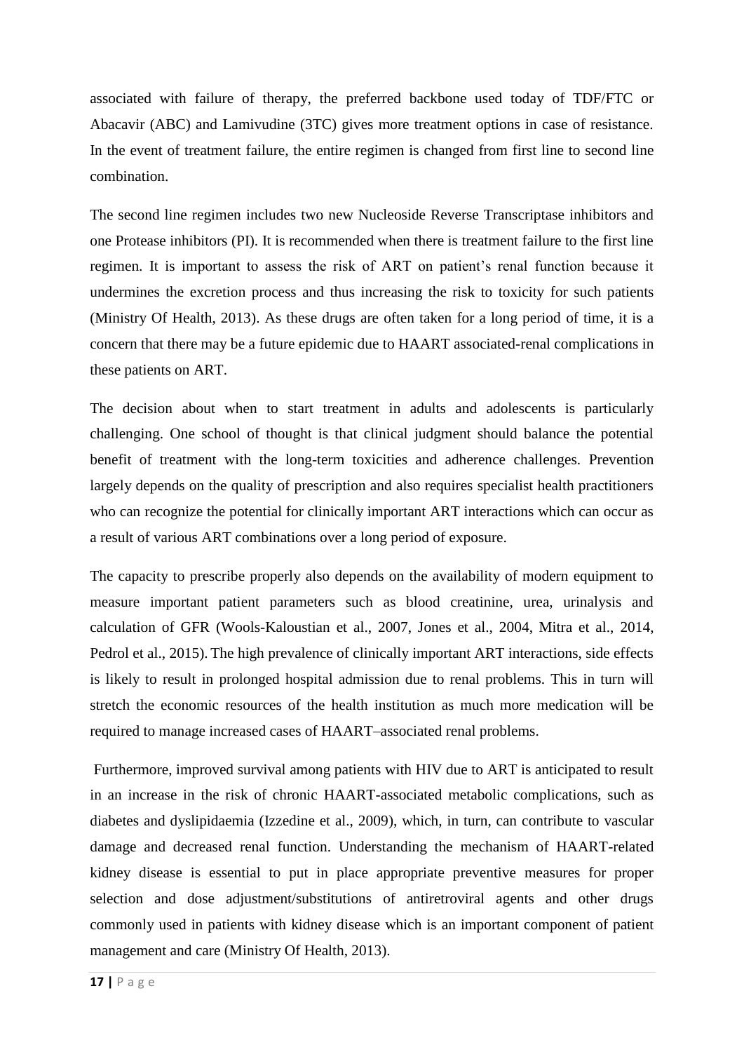associated with failure of therapy, the preferred backbone used today of TDF/FTC or Abacavir (ABC) and Lamivudine (3TC) gives more treatment options in case of resistance. In the event of treatment failure, the entire regimen is changed from first line to second line combination.

The second line regimen includes two new Nucleoside Reverse Transcriptase inhibitors and one Protease inhibitors (PI). It is recommended when there is treatment failure to the first line regimen. It is important to assess the risk of ART on patient's renal function because it undermines the excretion process and thus increasing the risk to toxicity for such patients (Ministry Of Health, 2013). As these drugs are often taken for a long period of time, it is a concern that there may be a future epidemic due to HAART associated-renal complications in these patients on ART.

The decision about when to start treatment in adults and adolescents is particularly challenging. One school of thought is that clinical judgment should balance the potential benefit of treatment with the long-term toxicities and adherence challenges. Prevention largely depends on the quality of prescription and also requires specialist health practitioners who can recognize the potential for clinically important ART interactions which can occur as a result of various ART combinations over a long period of exposure.

The capacity to prescribe properly also depends on the availability of modern equipment to measure important patient parameters such as blood creatinine, urea, urinalysis and calculation of GFR (Wools-Kaloustian et al., 2007, Jones et al., 2004, Mitra et al., 2014, Pedrol et al., 2015). The high prevalence of clinically important ART interactions, side effects is likely to result in prolonged hospital admission due to renal problems. This in turn will stretch the economic resources of the health institution as much more medication will be required to manage increased cases of HAART–associated renal problems.

Furthermore, improved survival among patients with HIV due to ART is anticipated to result in an increase in the risk of chronic HAART-associated metabolic complications, such as diabetes and dyslipidaemia (Izzedine et al., 2009), which, in turn, can contribute to vascular damage and decreased renal function. Understanding the mechanism of HAART-related kidney disease is essential to put in place appropriate preventive measures for proper selection and dose adjustment/substitutions of antiretroviral agents and other drugs commonly used in patients with kidney disease which is an important component of patient management and care (Ministry Of Health, 2013).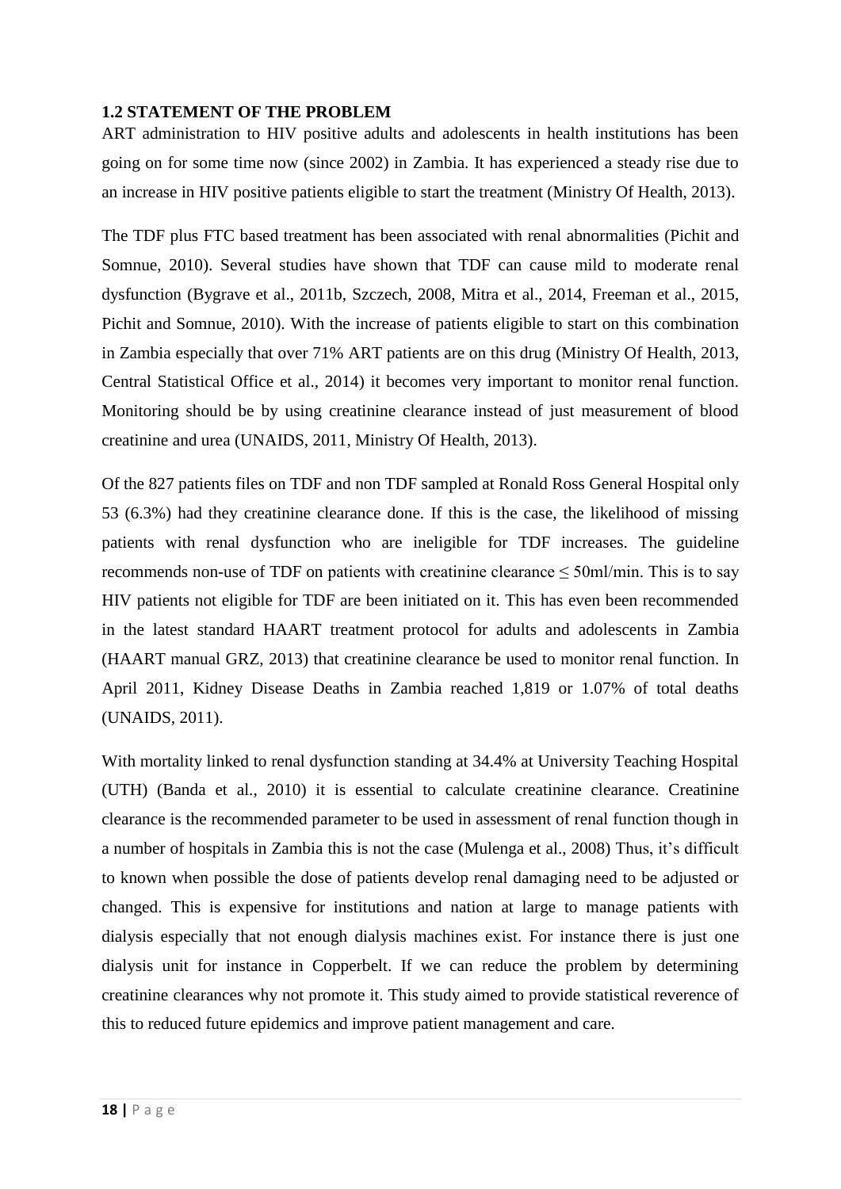### 1.2 STATEMENT OF THE PROBLEM

ART administration to HIV positive adults and adolescents in health institutions has been going on for some time now (since 2002) in Zambia. It has experienced a steady rise due to an increase in HIV positive patients eligible to start the treatment (Ministry Of Health, 2013).

The TDF plus FTC based treatment has been associated with renal abnormalities (Pichit and Somnue, 2010). Several studies have shown that TDF can cause mild to moderate renal dysfunction (Bygrave et al., 2011b, Szczech, 2008, Mitra et al., 2014, Freeman et al., 2015, Pichit and Somnue, 2010). With the increase of patients eligible to start on this combination in Zambia especially that over 71% ART patients are on this drug (Ministry Of Health, 2013, Central Statistical Office et al., 2014) it becomes very important to monitor renal function. Monitoring should be by using creatinine clearance instead of just measurement of blood creatinine and urea (UNAIDS, 2011, Ministry Of Health, 2013).

Of the 827 patients files on TDF and non TDF sampled at Ronald Ross General Hospital only 53 (6.3%) had they creatinine clearance done. If this is the case, the likelihood of missing patients with renal dysfunction who are ineligible for TDF increases. The guideline recommends non-use of TDF on patients with creatinine clearance ≤ 50ml/min. This is to say HIV patients not eligible for TDF are been initiated on it. This has even been recommended in the latest standard HAART treatment protocol for adults and adolescents in Zambia (HAART manual GRZ, 2013) that creatinine clearance be used to monitor renal function. In April 2011, Kidney Disease Deaths in Zambia reached 1,819 or 1.07% of total deaths (UNAIDS, 2011).

With mortality linked to renal dysfunction standing at 34.4% at University Teaching Hospital (UTH) (Banda et al., 2010) it is essential to calculate creatinine clearance. Creatinine clearance is the recommended parameter to be used in assessment of renal function though in a number of hospitals in Zambia this is not the case (Mulenga et al., 2008) Thus, it's difficult to known when possible the dose of patients develop renal damaging need to be adjusted or changed. This is expensive for institutions and nation at large to manage patients with dialysis especially that not enough dialysis machines exist. For instance there is just one dialysis unit for instance in Copperbelt. If we can reduce the problem by determining creatinine clearances why not promote it. This study aimed to provide statistical reverence of this to reduced future epidemics and improve patient management and care.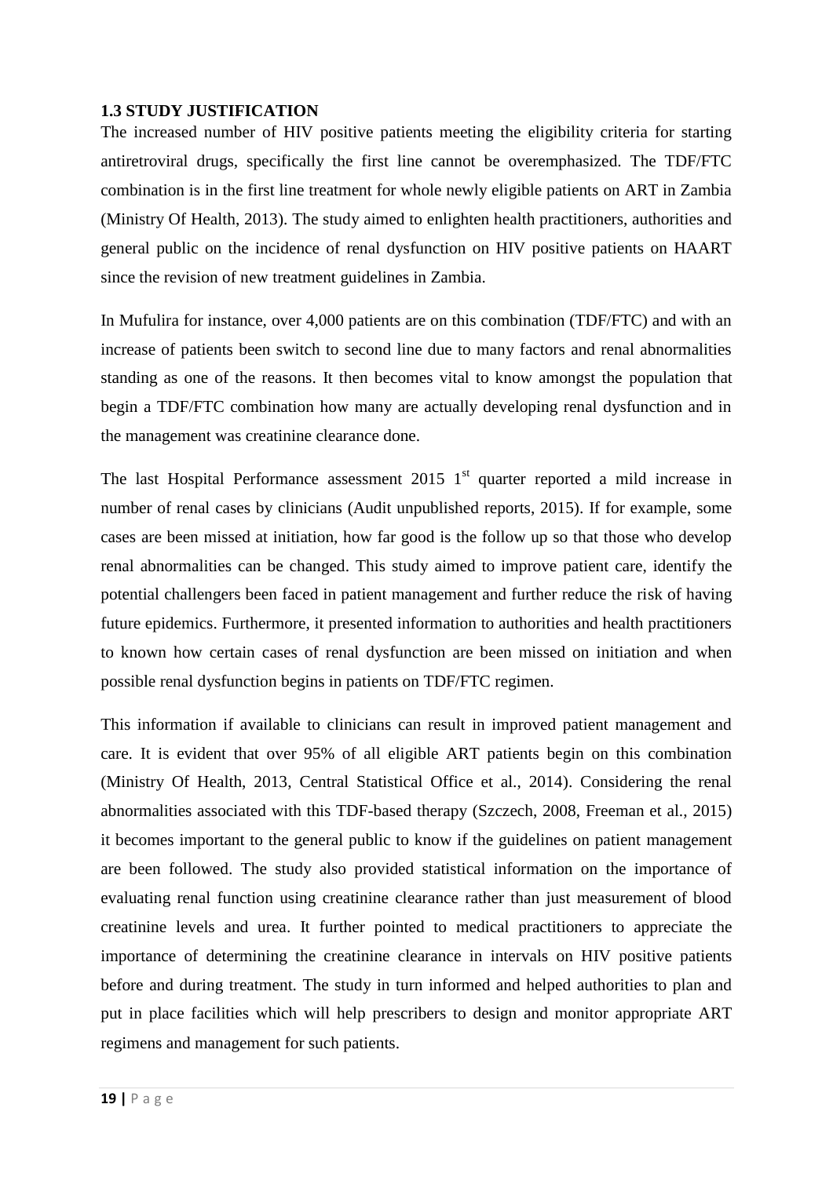### 1.3 STUDY JUSTIFICATION

The increased number of HIV positive patients meeting the eligibility criteria for starting antiretroviral drugs, specifically the first line cannot be overemphasized. The TDF/FTC combination is in the first line treatment for whole newly eligible patients on ART in Zambia (Ministry Of Health, 2013). The study aimed to enlighten health practitioners, authorities and general public on the incidence of renal dysfunction on HIV positive patients on HAART since the revision of new treatment guidelines in Zambia.

In Mufulira for instance, over 4,000 patients are on this combination (TDF/FTC) and with an increase of patients been switch to second line due to many factors and renal abnormalities standing as one of the reasons. It then becomes vital to know amongst the population that begin a TDF/FTC combination how many are actually developing renal dysfunction and in the management was creatinine clearance done.

The last Hospital Performance assessment 2015 1st quarter reported a mild increase in number of renal cases by clinicians (Audit unpublished reports, 2015). If for example, some cases are been missed at initiation, how far good is the follow up so that those who develop renal abnormalities can be changed. This study aimed to improve patient care, identify the potential challengers been faced in patient management and further reduce the risk of having future epidemics. Furthermore, it presented information to authorities and health practitioners to known how certain cases of renal dysfunction are been missed on initiation and when possible renal dysfunction begins in patients on TDF/FTC regimen.

This information if available to clinicians can result in improved patient management and care. It is evident that over 95% of all eligible ART patients begin on this combination (Ministry Of Health, 2013, Central Statistical Office et al., 2014). Considering the renal abnormalities associated with this TDF-based therapy (Szczech, 2008, Freeman et al., 2015) it becomes important to the general public to know if the guidelines on patient management are been followed. The study also provided statistical information on the importance of evaluating renal function using creatinine clearance rather than just measurement of blood creatinine levels and urea. It further pointed to medical practitioners to appreciate the importance of determining the creatinine clearance in intervals on HIV positive patients before and during treatment. The study in turn informed and helped authorities to plan and put in place facilities which will help prescribers to design and monitor appropriate ART regimens and management for such patients.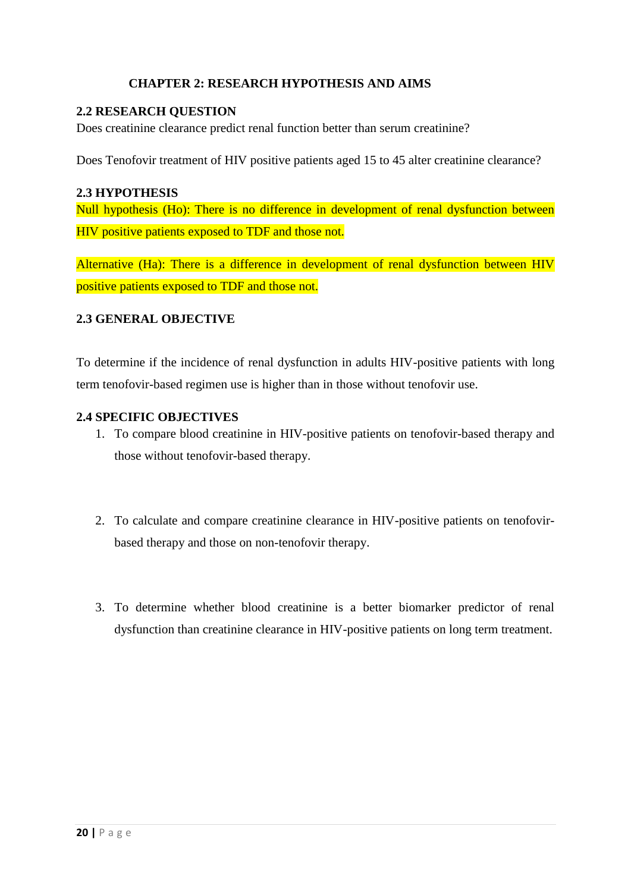## CHAPTER 2: RESEARCH HYPOTHESIS AND AIMS

### 2.2 RESEARCH QUESTION

Does creatinine clearance predict renal function better than serum creatinine?

Does Tenofovir treatment of HIV positive patients aged 15 to 45 alter creatinine clearance?

### 2.3 HYPOTHESIS

Null hypothesis (Ho): There is no difference in development of renal dysfunction between HIV positive patients exposed to TDF and those not.

Alternative (Ha): There is a difference in development of renal dysfunction between HIV positive patients exposed to TDF and those not.

### 2.3 GENERAL OBJECTIVE

To determine if the incidence of renal dysfunction in adults HIV-positive patients with long term tenofovir-based regimen use is higher than in those without tenofovir use.

### 2.4 SPECIFIC OBJECTIVES

1. To compare blood creatinine in HIV-positive patients on tenofovir-based therapy and those without tenofovir-based therapy.

2. To calculate and compare creatinine clearance in HIV-positive patients on tenofovir-based therapy and those on non-tenofovir therapy.

3. To determine whether blood creatinine is a better biomarker predictor of renal dysfunction than creatinine clearance in HIV-positive patients on long term treatment.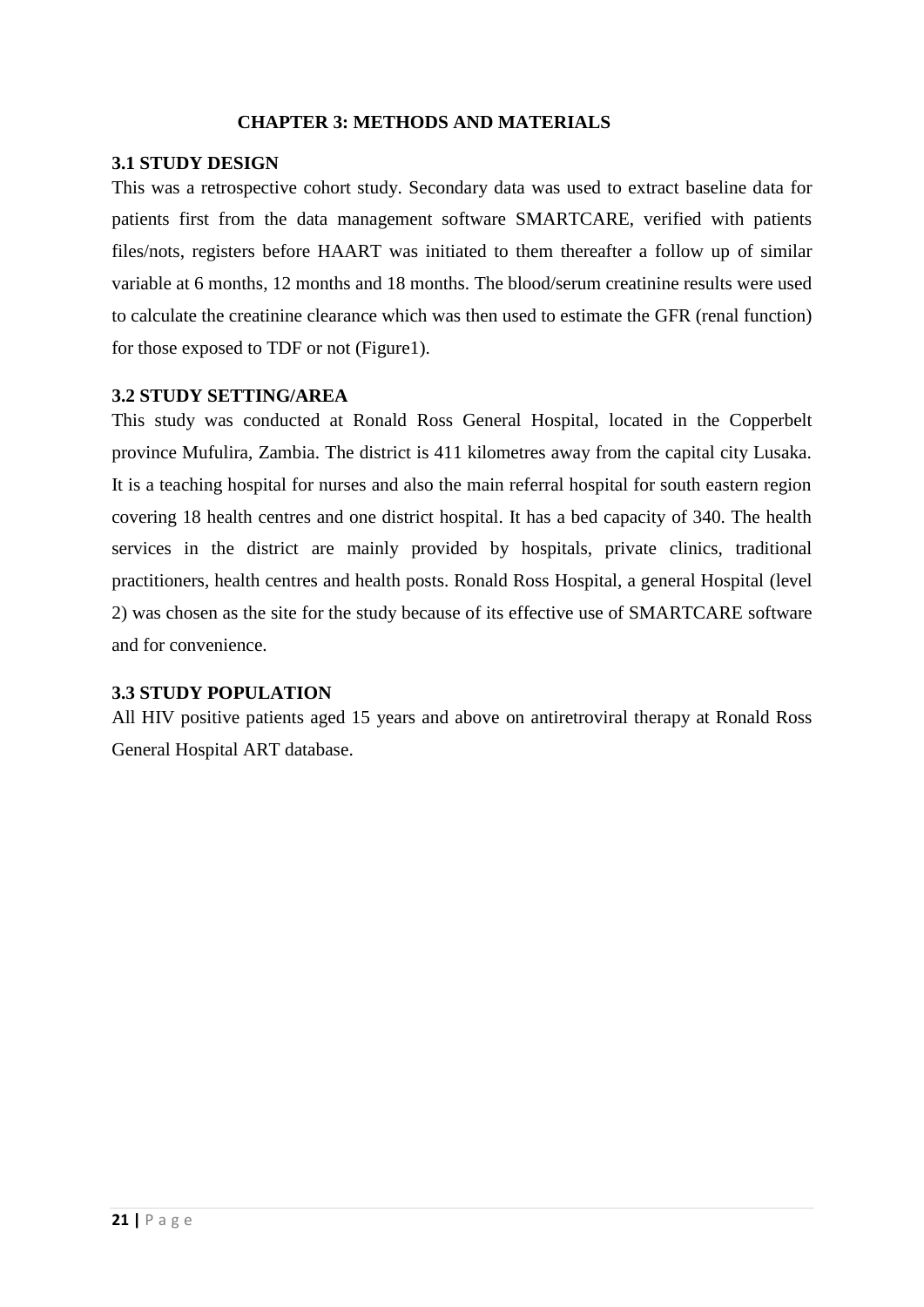## CHAPTER 3: METHODS AND MATERIALS

### 3.1 STUDY DESIGN

This was a retrospective cohort study. Secondary data was used to extract baseline data for patients first from the data management software SMARTCARE, verified with patients files/nots, registers before HAART was initiated to them thereafter a follow up of similar variable at 6 months, 12 months and 18 months. The blood/serum creatinine results were used to calculate the creatinine clearance which was then used to estimate the GFR (renal function) for those exposed to TDF or not (Figure1).

### 3.2 STUDY SETTING/AREA

This study was conducted at Ronald Ross General Hospital, located in the Copperbelt province Mufulira, Zambia. The district is 411 kilometres away from the capital city Lusaka. It is a teaching hospital for nurses and also the main referral hospital for south eastern region covering 18 health centres and one district hospital. It has a bed capacity of 340. The health services in the district are mainly provided by hospitals, private clinics, traditional practitioners, health centres and health posts. Ronald Ross Hospital, a general Hospital (level 2) was chosen as the site for the study because of its effective use of SMARTCARE software and for convenience.

### 3.3 STUDY POPULATION

All HIV positive patients aged 15 years and above on antiretroviral therapy at Ronald Ross General Hospital ART database.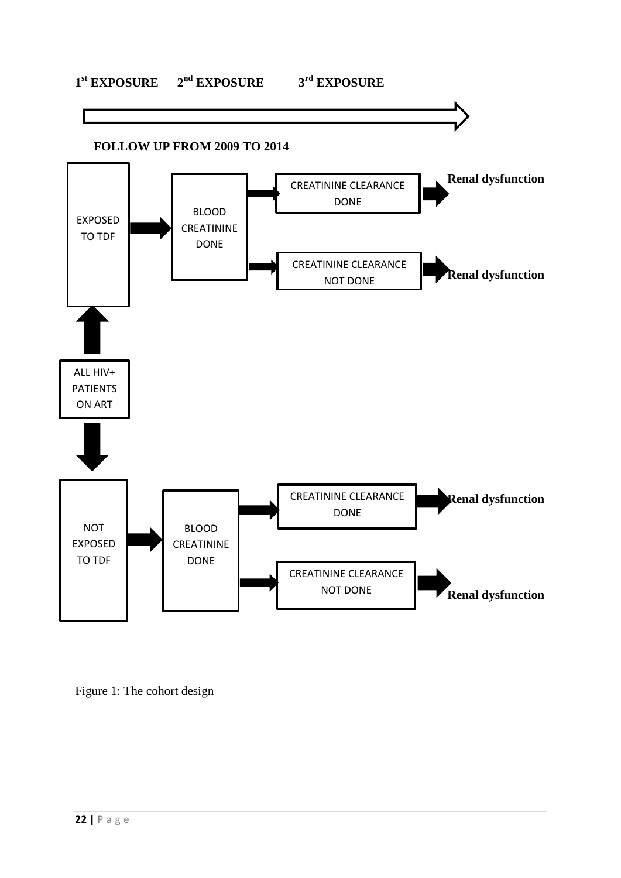1st EXPOSURE 2nd EXPOSURE 3rd EXPOSURE

FOLLOW UP FROM 2009 TO 2014

- ALL HIV+ PATIENTS ON ART
  - EXPOSED TO TDF → BLOOD CREATININE DONE
    - CREATININE CLEARANCE DONE → **Renal dysfunction**
    - CREATININE CLEARANCE NOT DONE → **Renal dysfunction**
  - NOT EXPOSED TO TDF → BLOOD CREATININE DONE
    - CREATININE CLEARANCE DONE → **Renal dysfunction**
    - CREATININE CLEARANCE NOT DONE → **Renal dysfunction**

Figure 1: The cohort design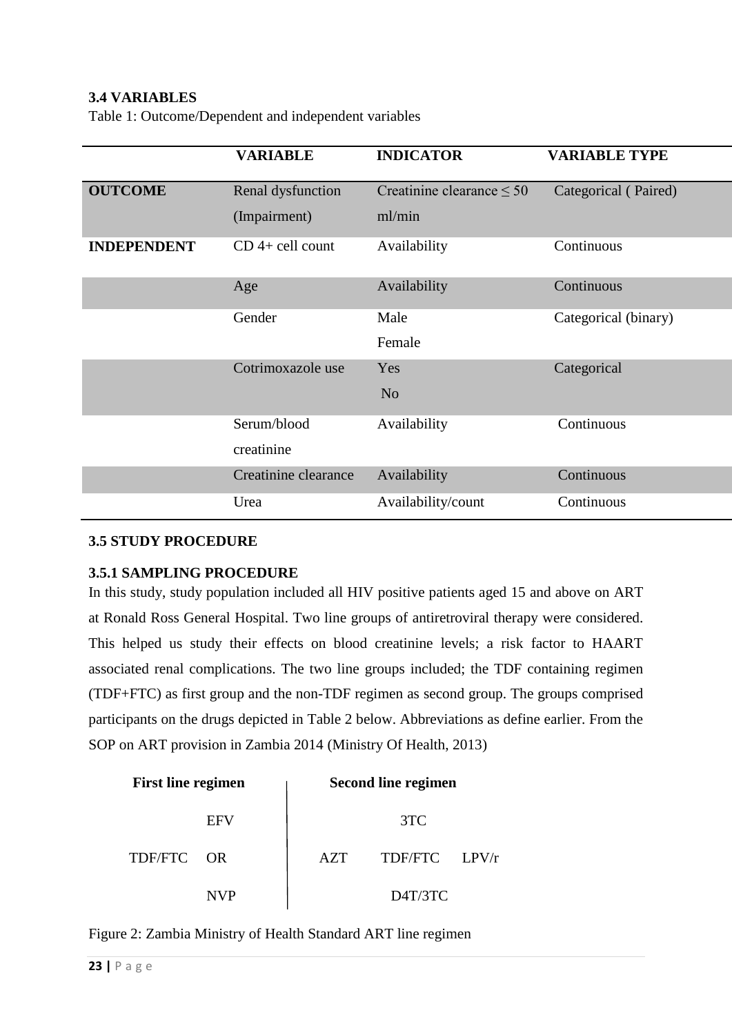### 3.4 VARIABLES

Table 1: Outcome/Dependent and independent variables

| | VARIABLE | INDICATOR | VARIABLE TYPE |
|---|---|---|---|
| **OUTCOME** | Renal dysfunction (Impairment) | Creatinine clearance ≤ 50 ml/min | Categorical ( Paired) |
| **INDEPENDENT** | CD 4+ cell count | Availability | Continuous |
| | Age | Availability | Continuous |
| | Gender | Male<br>Female | Categorical (binary) |
| | Cotrimoxazole use | Yes<br>No | Categorical |
| | Serum/blood creatinine | Availability | Continuous |
| | Creatinine clearance | Availability | Continuous |
| | Urea | Availability/count | Continuous |

### 3.5 STUDY PROCEDURE

#### 3.5.1 SAMPLING PROCEDURE

In this study, study population included all HIV positive patients aged 15 and above on ART at Ronald Ross General Hospital. Two line groups of antiretroviral therapy were considered. This helped us study their effects on blood creatinine levels; a risk factor to HAART associated renal complications. The two line groups included; the TDF containing regimen (TDF+FTC) as first group and the non-TDF regimen as second group. The groups comprised participants on the drugs depicted in Table 2 below. Abbreviations as define earlier. From the SOP on ART provision in Zambia 2014 (Ministry Of Health, 2013)

| **First line regimen** | | **Second line regimen** | | |
|---|---|---|---|---|
| | EFV | | 3TC | |
| TDF/FTC | OR | AZT | TDF/FTC | LPV/r |
| | NVP | | D4T/3TC | |

Figure 2: Zambia Ministry of Health Standard ART line regimen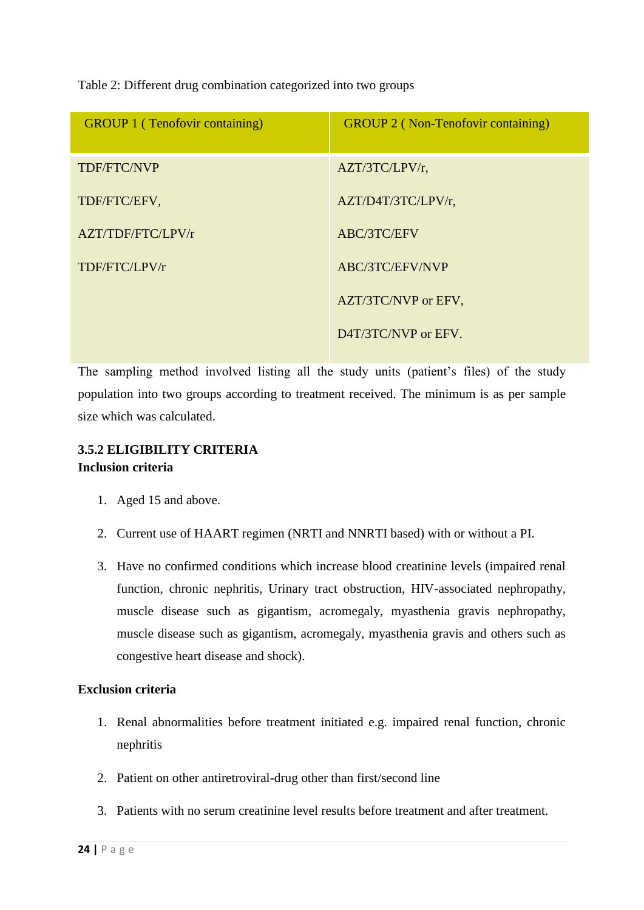Table 2: Different drug combination categorized into two groups

| GROUP 1 ( Tenofovir containing) | GROUP 2 ( Non-Tenofovir containing) |
|---|---|
| TDF/FTC/NVP | AZT/3TC/LPV/r, |
| TDF/FTC/EFV, | AZT/D4T/3TC/LPV/r, |
| AZT/TDF/FTC/LPV/r | ABC/3TC/EFV |
| TDF/FTC/LPV/r | ABC/3TC/EFV/NVP |
| | AZT/3TC/NVP or EFV, |
| | D4T/3TC/NVP or EFV. |

The sampling method involved listing all the study units (patient's files) of the study population into two groups according to treatment received. The minimum is as per sample size which was calculated.

### 3.5.2 ELIGIBILITY CRITERIA

**Inclusion criteria**

1. Aged 15 and above.
2. Current use of HAART regimen (NRTI and NNRTI based) with or without a PI.
3. Have no confirmed conditions which increase blood creatinine levels (impaired renal function, chronic nephritis, Urinary tract obstruction, HIV-associated nephropathy, muscle disease such as gigantism, acromegaly, myasthenia gravis nephropathy, muscle disease such as gigantism, acromegaly, myasthenia gravis and others such as congestive heart disease and shock).

**Exclusion criteria**

1. Renal abnormalities before treatment initiated e.g. impaired renal function, chronic nephritis
2. Patient on other antiretroviral-drug other than first/second line
3. Patients with no serum creatinine level results before treatment and after treatment.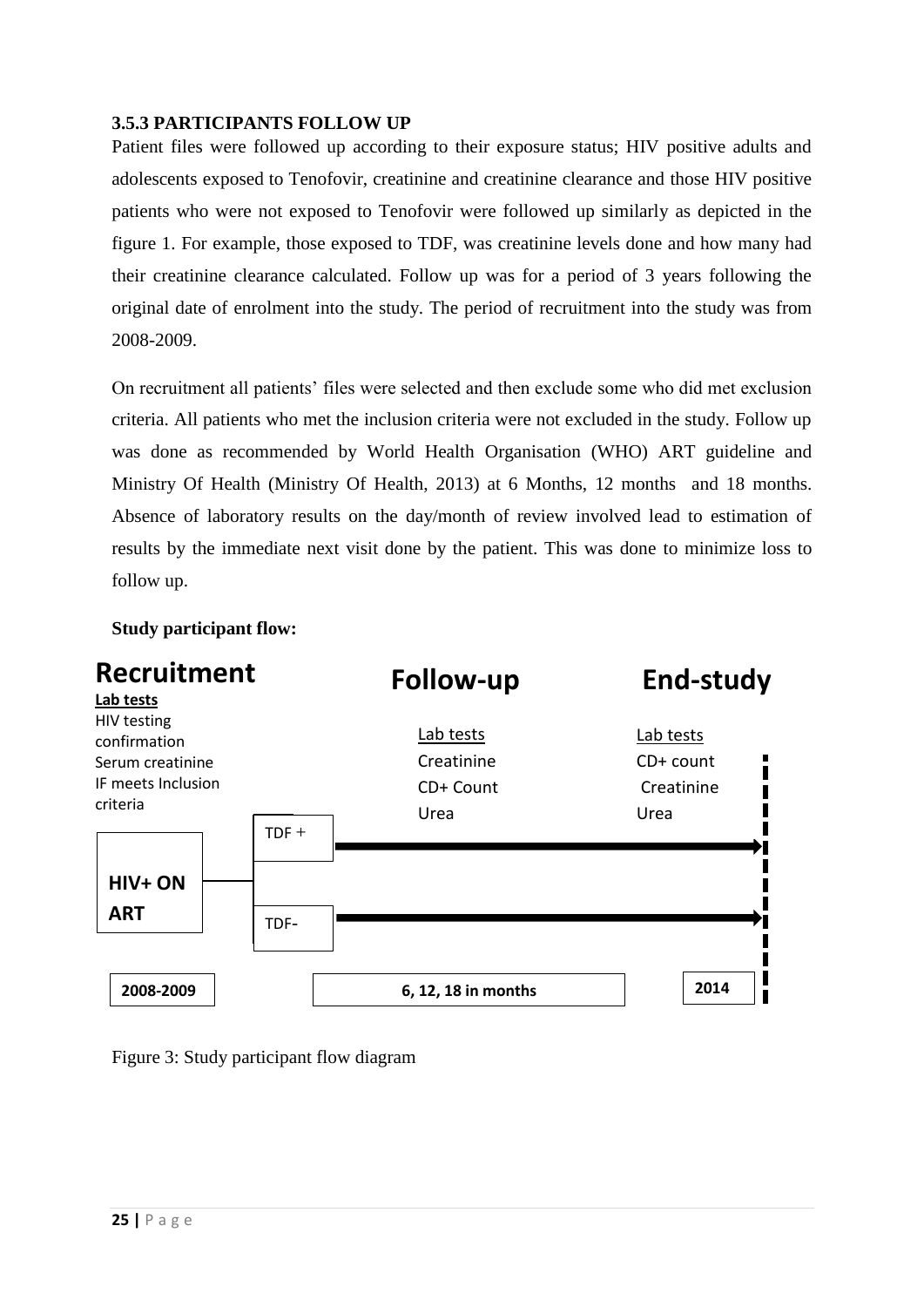### 3.5.3 PARTICIPANTS FOLLOW UP

Patient files were followed up according to their exposure status; HIV positive adults and adolescents exposed to Tenofovir, creatinine and creatinine clearance and those HIV positive patients who were not exposed to Tenofovir were followed up similarly as depicted in the figure 1. For example, those exposed to TDF, was creatinine levels done and how many had their creatinine clearance calculated. Follow up was for a period of 3 years following the original date of enrolment into the study. The period of recruitment into the study was from 2008-2009.

On recruitment all patients' files were selected and then exclude some who did met exclusion criteria. All patients who met the inclusion criteria were not excluded in the study. Follow up was done as recommended by World Health Organisation (WHO) ART guideline and Ministry Of Health (Ministry Of Health, 2013) at 6 Months, 12 months and 18 months. Absence of laboratory results on the day/month of review involved lead to estimation of results by the immediate next visit done by the patient. This was done to minimize loss to follow up.

**Study participant flow:**

**Recruitment**

**Lab tests**

HIV testing confirmation
Serum creatinine
IF meets Inclusion criteria

**HIV+ ON ART**

TDF +

TDF-

**2008-2009**

**Follow-up**

Lab tests
Creatinine
CD+ Count
Urea

**6, 12, 18 in months**

**End-study**

Lab tests
CD+ count
Creatinine
Urea

**2014**

Figure 3: Study participant flow diagram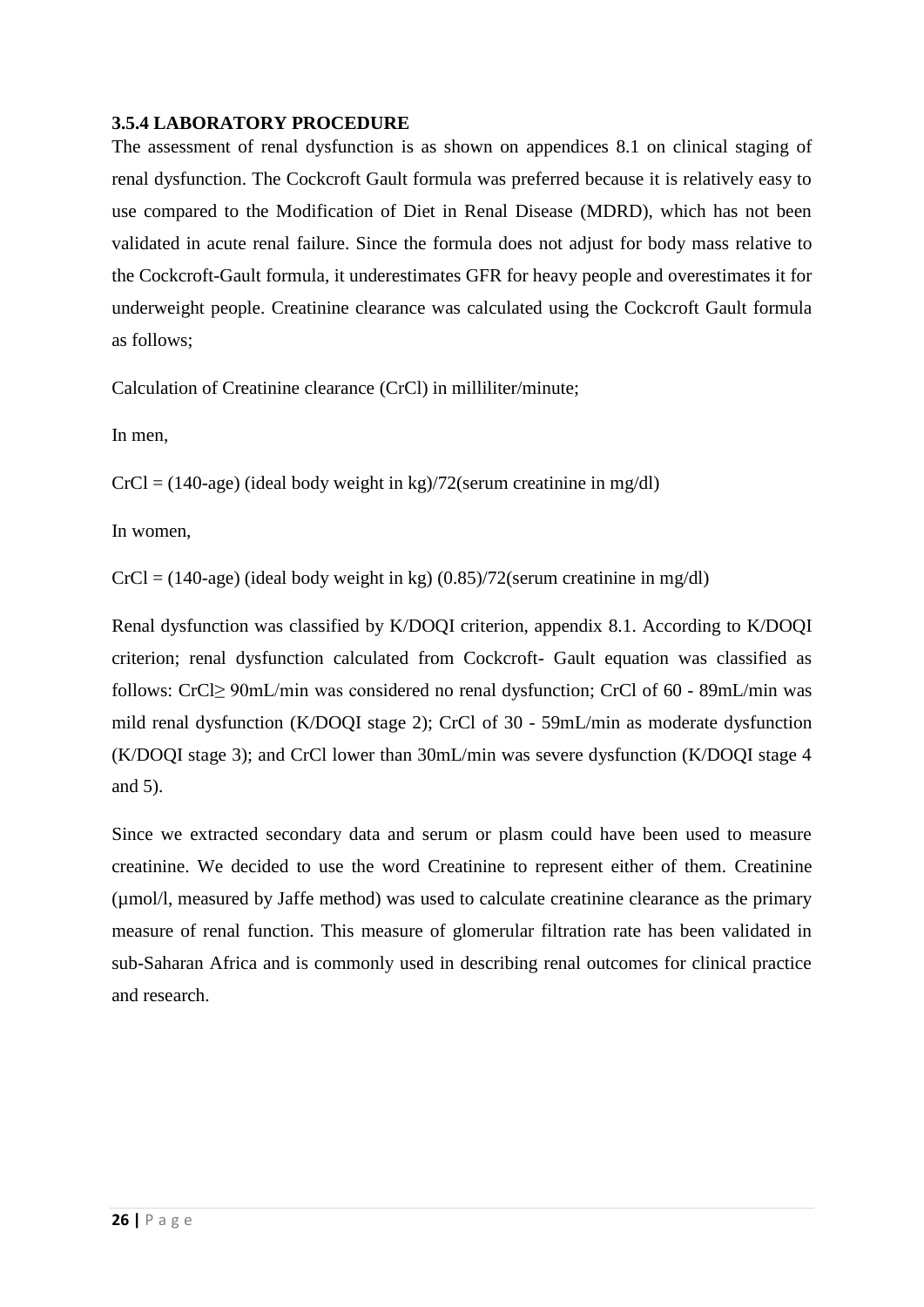### 3.5.4 LABORATORY PROCEDURE

The assessment of renal dysfunction is as shown on appendices 8.1 on clinical staging of renal dysfunction. The Cockcroft Gault formula was preferred because it is relatively easy to use compared to the Modification of Diet in Renal Disease (MDRD), which has not been validated in acute renal failure. Since the formula does not adjust for body mass relative to the Cockcroft-Gault formula, it underestimates GFR for heavy people and overestimates it for underweight people. Creatinine clearance was calculated using the Cockcroft Gault formula as follows;

Calculation of Creatinine clearance (CrCl) in milliliter/minute;

In men,

CrCl = (140-age) (ideal body weight in kg)/72(serum creatinine in mg/dl)

In women,

CrCl = (140-age) (ideal body weight in kg) (0.85)/72(serum creatinine in mg/dl)

Renal dysfunction was classified by K/DOQI criterion, appendix 8.1. According to K/DOQI criterion; renal dysfunction calculated from Cockcroft- Gault equation was classified as follows: CrCl$\geq$ 90mL/min was considered no renal dysfunction; CrCl of 60 - 89mL/min was mild renal dysfunction (K/DOQI stage 2); CrCl of 30 - 59mL/min as moderate dysfunction (K/DOQI stage 3); and CrCl lower than 30mL/min was severe dysfunction (K/DOQI stage 4 and 5).

Since we extracted secondary data and serum or plasm could have been used to measure creatinine. We decided to use the word Creatinine to represent either of them. Creatinine (µmol/l, measured by Jaffe method) was used to calculate creatinine clearance as the primary measure of renal function. This measure of glomerular filtration rate has been validated in sub-Saharan Africa and is commonly used in describing renal outcomes for clinical practice and research.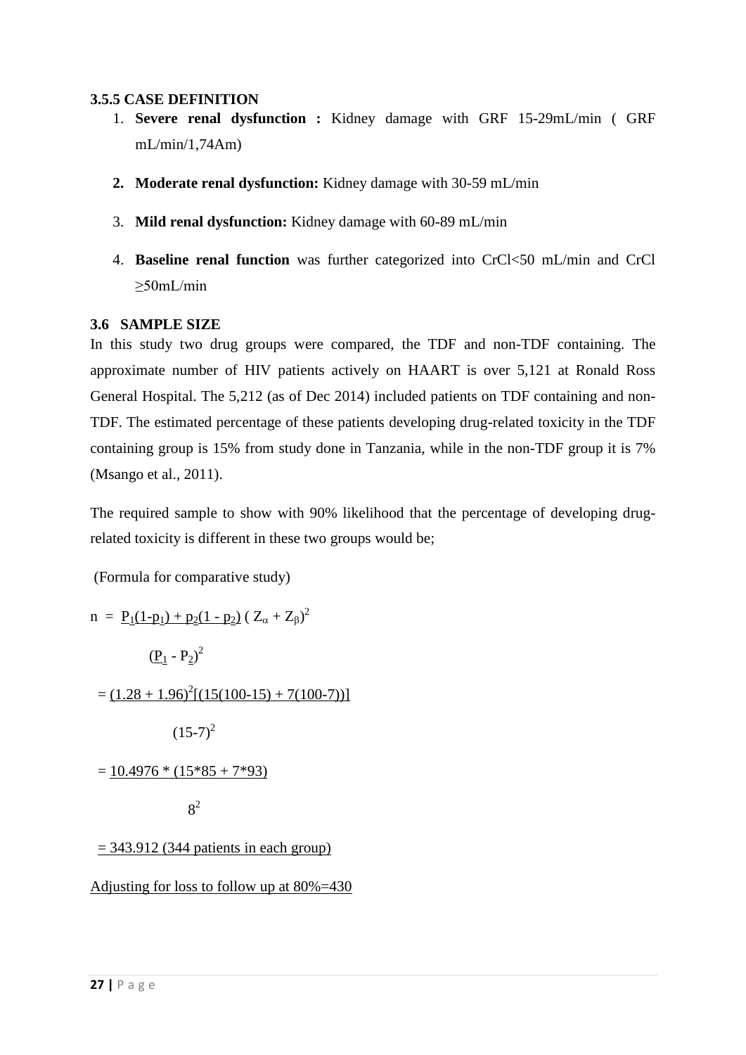### 3.5.5 CASE DEFINITION

1. **Severe renal dysfunction :** Kidney damage with GRF 15-29mL/min ( GRF mL/min/1,74Am)
2. **Moderate renal dysfunction:** Kidney damage with 30-59 mL/min
3. **Mild renal dysfunction:** Kidney damage with 60-89 mL/min
4. **Baseline renal function** was further categorized into CrCl<50 mL/min and CrCl ≥50mL/min

### 3.6 SAMPLE SIZE

In this study two drug groups were compared, the TDF and non-TDF containing. The approximate number of HIV patients actively on HAART is over 5,121 at Ronald Ross General Hospital. The 5,212 (as of Dec 2014) included patients on TDF containing and non-TDF. The estimated percentage of these patients developing drug-related toxicity in the TDF containing group is 15% from study done in Tanzania, while in the non-TDF group it is 7% (Msango et al., 2011).

The required sample to show with 90% likelihood that the percentage of developing drug-related toxicity is different in these two groups would be;

(Formula for comparative study)

$$n = \frac{P_1(1-p_1) + p_2(1 - p_2)\ (Z_\alpha + Z_\beta)^2}{(P_1 - P_2)^2}$$

$$= \frac{(1.28 + 1.96)^2[(15(100-15) + 7(100-7))]}{(15-7)^2}$$

$$= \frac{10.4976 * (15*85 + 7*93)}{8^2}$$

= 343.912 (344 patients in each group)

Adjusting for loss to follow up at 80%=430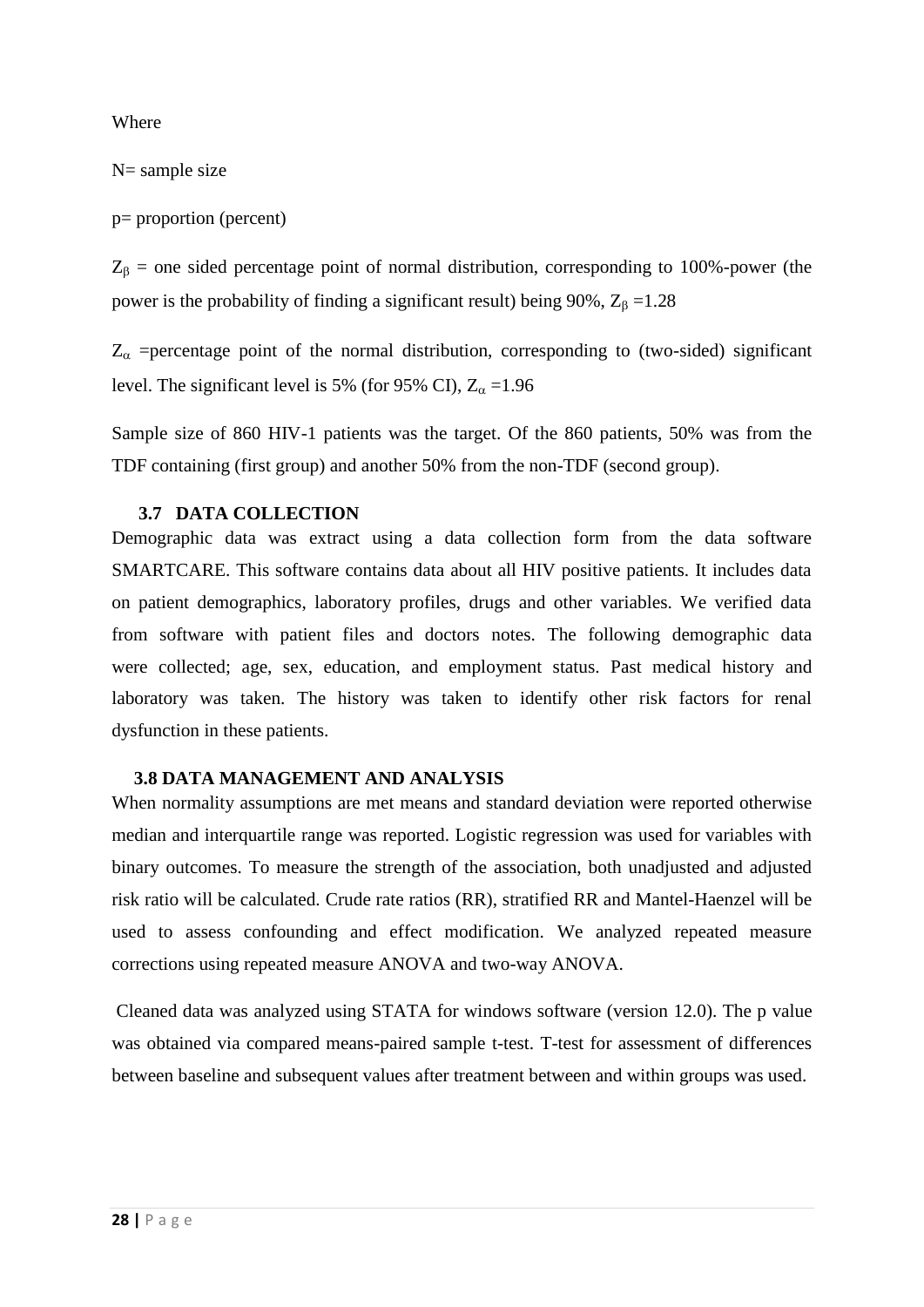Where

N= sample size

p= proportion (percent)

$Z_{\beta}$ = one sided percentage point of normal distribution, corresponding to 100%-power (the power is the probability of finding a significant result) being 90%, $Z_{\beta}$ =1.28

$Z_{\alpha}$ =percentage point of the normal distribution, corresponding to (two-sided) significant level. The significant level is 5% (for 95% CI), $Z_{\alpha}$ =1.96

Sample size of 860 HIV-1 patients was the target. Of the 860 patients, 50% was from the TDF containing (first group) and another 50% from the non-TDF (second group).

### 3.7 DATA COLLECTION

Demographic data was extract using a data collection form from the data software SMARTCARE. This software contains data about all HIV positive patients. It includes data on patient demographics, laboratory profiles, drugs and other variables. We verified data from software with patient files and doctors notes. The following demographic data were collected; age, sex, education, and employment status. Past medical history and laboratory was taken. The history was taken to identify other risk factors for renal dysfunction in these patients.

### 3.8 DATA MANAGEMENT AND ANALYSIS

When normality assumptions are met means and standard deviation were reported otherwise median and interquartile range was reported. Logistic regression was used for variables with binary outcomes. To measure the strength of the association, both unadjusted and adjusted risk ratio will be calculated. Crude rate ratios (RR), stratified RR and Mantel-Haenzel will be used to assess confounding and effect modification. We analyzed repeated measure corrections using repeated measure ANOVA and two-way ANOVA.

Cleaned data was analyzed using STATA for windows software (version 12.0). The p value was obtained via compared means-paired sample t-test. T-test for assessment of differences between baseline and subsequent values after treatment between and within groups was used.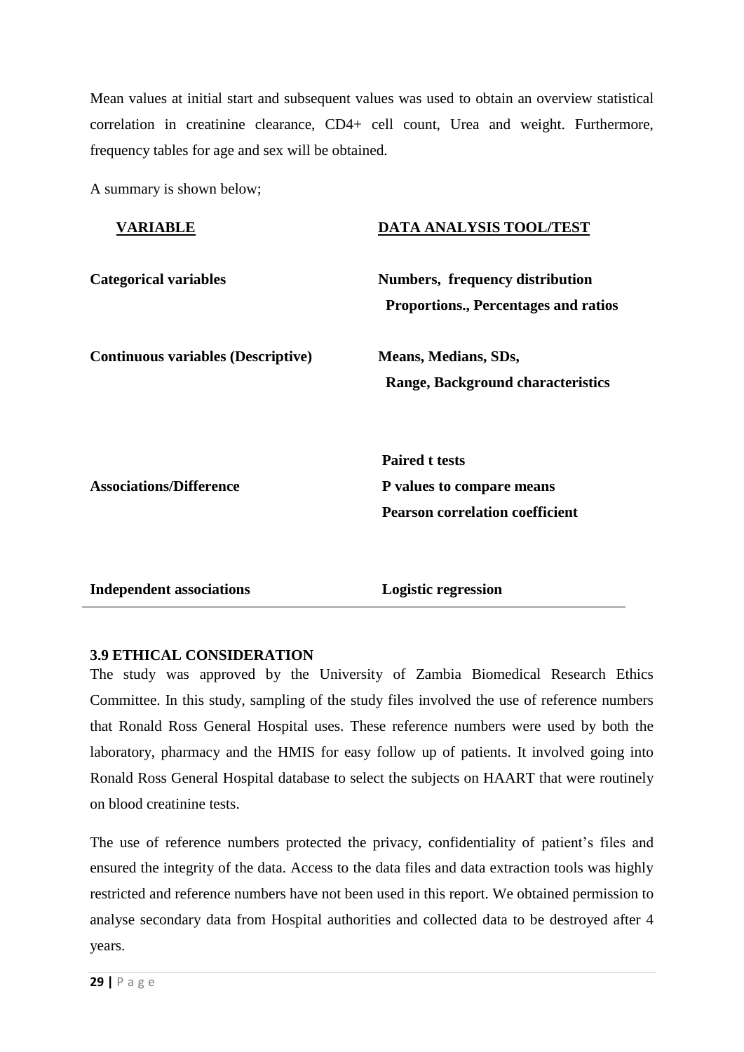Mean values at initial start and subsequent values was used to obtain an overview statistical correlation in creatinine clearance, CD4+ cell count, Urea and weight. Furthermore, frequency tables for age and sex will be obtained.

A summary is shown below;

| VARIABLE | DATA ANALYSIS TOOL/TEST |
|---|---|
| **Categorical variables** | **Numbers, frequency distribution Proportions., Percentages and ratios** |
| **Continuous variables (Descriptive)** | **Means, Medians, SDs, Range, Background characteristics** |
| **Associations/Difference** | **Paired t tests P values to compare means Pearson correlation coefficient** |
| **Independent associations** | **Logistic regression** |

### 3.9 ETHICAL CONSIDERATION

The study was approved by the University of Zambia Biomedical Research Ethics Committee. In this study, sampling of the study files involved the use of reference numbers that Ronald Ross General Hospital uses. These reference numbers were used by both the laboratory, pharmacy and the HMIS for easy follow up of patients. It involved going into Ronald Ross General Hospital database to select the subjects on HAART that were routinely on blood creatinine tests.

The use of reference numbers protected the privacy, confidentiality of patient's files and ensured the integrity of the data. Access to the data files and data extraction tools was highly restricted and reference numbers have not been used in this report. We obtained permission to analyse secondary data from Hospital authorities and collected data to be destroyed after 4 years.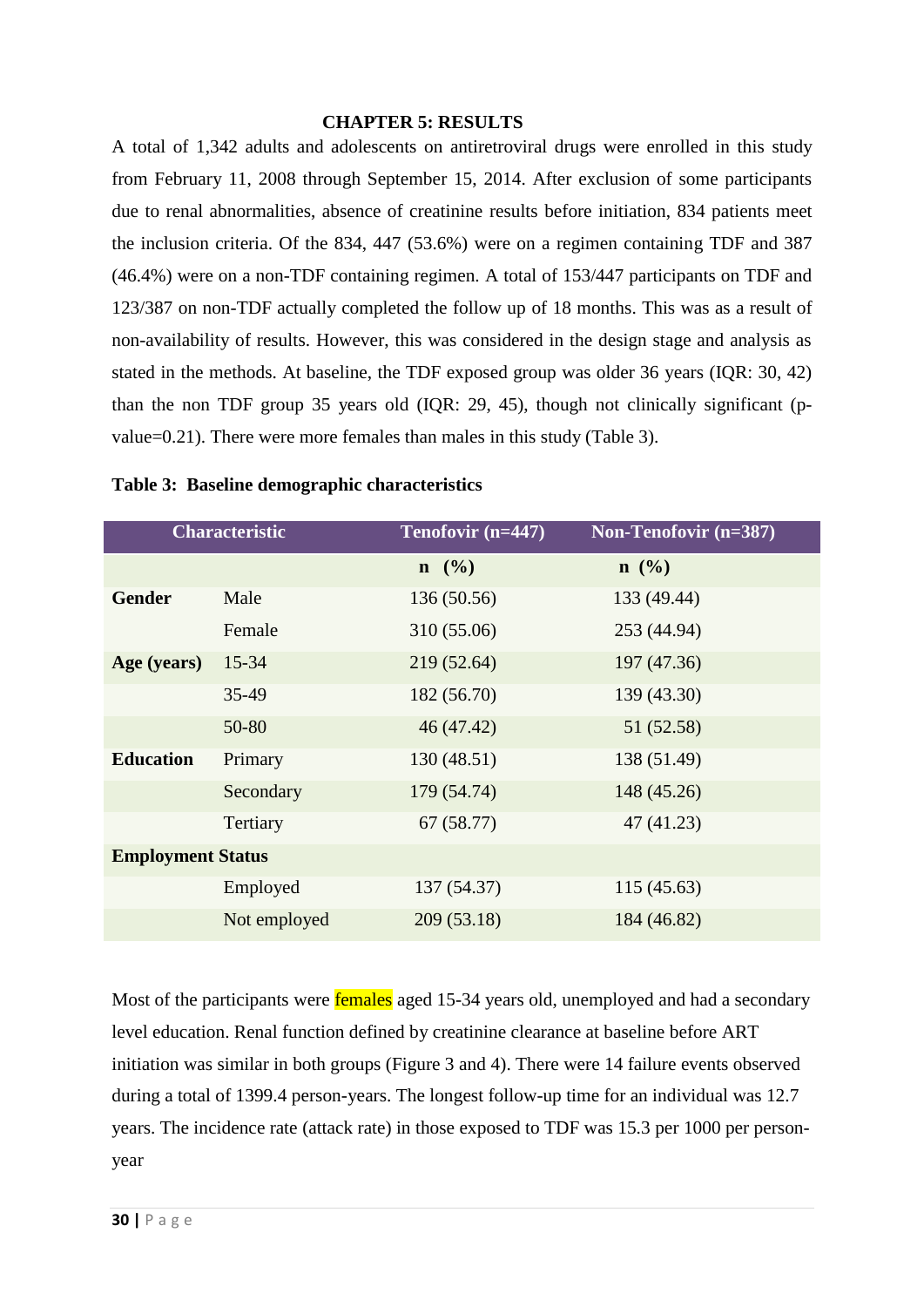# CHAPTER 5: RESULTS

A total of 1,342 adults and adolescents on antiretroviral drugs were enrolled in this study from February 11, 2008 through September 15, 2014. After exclusion of some participants due to renal abnormalities, absence of creatinine results before initiation, 834 patients meet the inclusion criteria. Of the 834, 447 (53.6%) were on a regimen containing TDF and 387 (46.4%) were on a non-TDF containing regimen. A total of 153/447 participants on TDF and 123/387 on non-TDF actually completed the follow up of 18 months. This was as a result of non-availability of results. However, this was considered in the design stage and analysis as stated in the methods. At baseline, the TDF exposed group was older 36 years (IQR: 30, 42) than the non TDF group 35 years old (IQR: 29, 45), though not clinically significant (p-value=0.21). There were more females than males in this study (Table 3).

**Table 3: Baseline demographic characteristics**

| Characteristic | | Tenofovir (n=447) | Non-Tenofovir (n=387) |
|---|---|---|---|
| | | **n (%)** | **n (%)** |
| **Gender** | Male | 136 (50.56) | 133 (49.44) |
| | Female | 310 (55.06) | 253 (44.94) |
| **Age (years)** | 15-34 | 219 (52.64) | 197 (47.36) |
| | 35-49 | 182 (56.70) | 139 (43.30) |
| | 50-80 | 46 (47.42) | 51 (52.58) |
| **Education** | Primary | 130 (48.51) | 138 (51.49) |
| | Secondary | 179 (54.74) | 148 (45.26) |
| | Tertiary | 67 (58.77) | 47 (41.23) |
| **Employment Status** | | | |
| | Employed | 137 (54.37) | 115 (45.63) |
| | Not employed | 209 (53.18) | 184 (46.82) |

Most of the participants were females aged 15-34 years old, unemployed and had a secondary level education. Renal function defined by creatinine clearance at baseline before ART initiation was similar in both groups (Figure 3 and 4). There were 14 failure events observed during a total of 1399.4 person-years. The longest follow-up time for an individual was 12.7 years. The incidence rate (attack rate) in those exposed to TDF was 15.3 per 1000 per person-year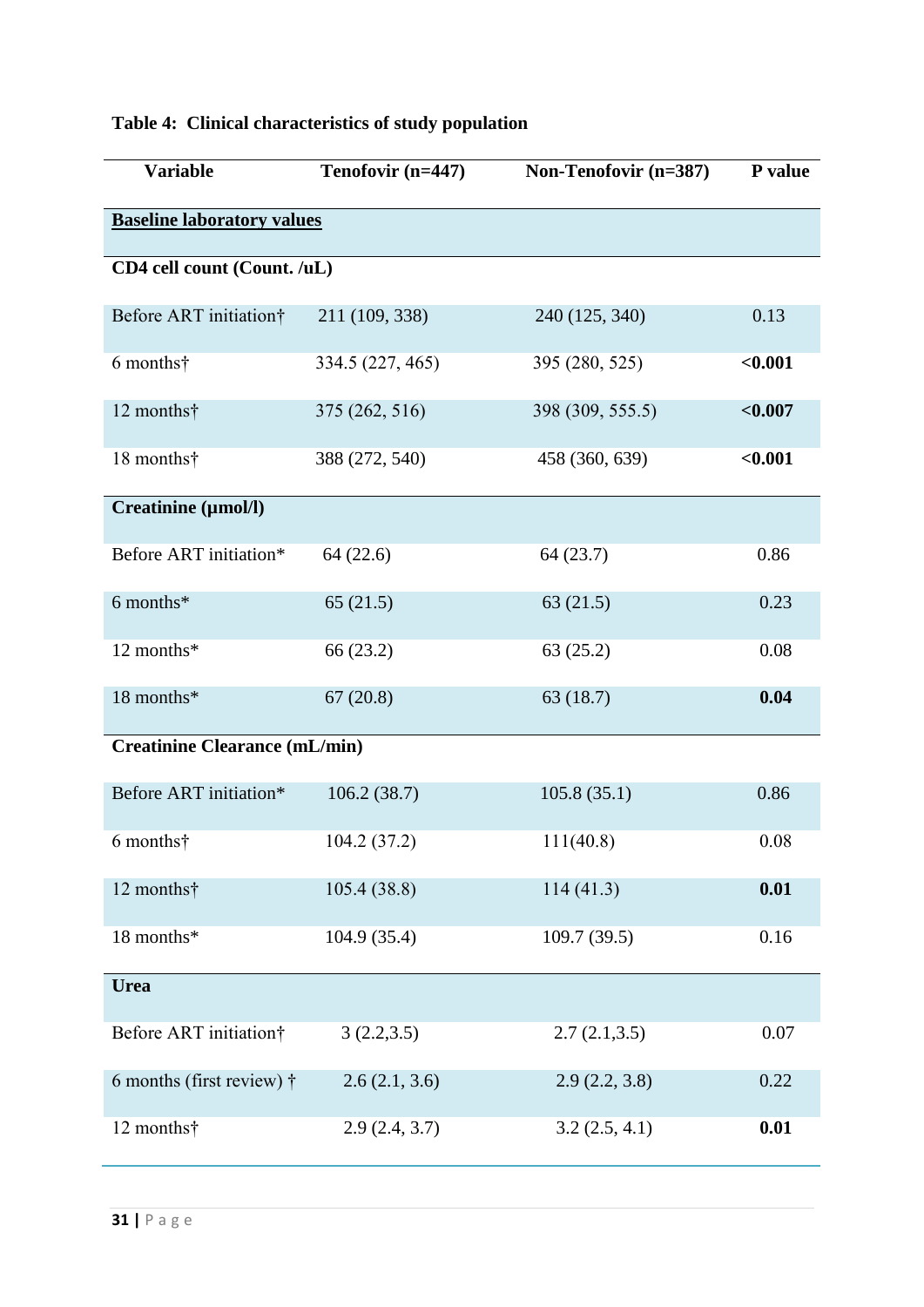**Table 4: Clinical characteristics of study population**

| Variable | Tenofovir (n=447) | Non-Tenofovir (n=387) | P value |
|---|---|---|---|
| **Baseline laboratory values** | | | |
| **CD4 cell count (Count. /uL)** | | | |
| Before ART initiation† | 211 (109, 338) | 240 (125, 340) | 0.13 |
| 6 months† | 334.5 (227, 465) | 395 (280, 525) | **<0.001** |
| 12 months† | 375 (262, 516) | 398 (309, 555.5) | **<0.007** |
| 18 months† | 388 (272, 540) | 458 (360, 639) | **<0.001** |
| **Creatinine (µmol/l)** | | | |
| Before ART initiation* | 64 (22.6) | 64 (23.7) | 0.86 |
| 6 months* | 65 (21.5) | 63 (21.5) | 0.23 |
| 12 months* | 66 (23.2) | 63 (25.2) | 0.08 |
| 18 months* | 67 (20.8) | 63 (18.7) | **0.04** |
| **Creatinine Clearance (mL/min)** | | | |
| Before ART initiation* | 106.2 (38.7) | 105.8 (35.1) | 0.86 |
| 6 months† | 104.2 (37.2) | 111(40.8) | 0.08 |
| 12 months† | 105.4 (38.8) | 114 (41.3) | **0.01** |
| 18 months* | 104.9 (35.4) | 109.7 (39.5) | 0.16 |
| **Urea** | | | |
| Before ART initiation† | 3 (2.2,3.5) | 2.7 (2.1,3.5) | 0.07 |
| 6 months (first review) † | 2.6 (2.1, 3.6) | 2.9 (2.2, 3.8) | 0.22 |
| 12 months† | 2.9 (2.4, 3.7) | 3.2 (2.5, 4.1) | **0.01** |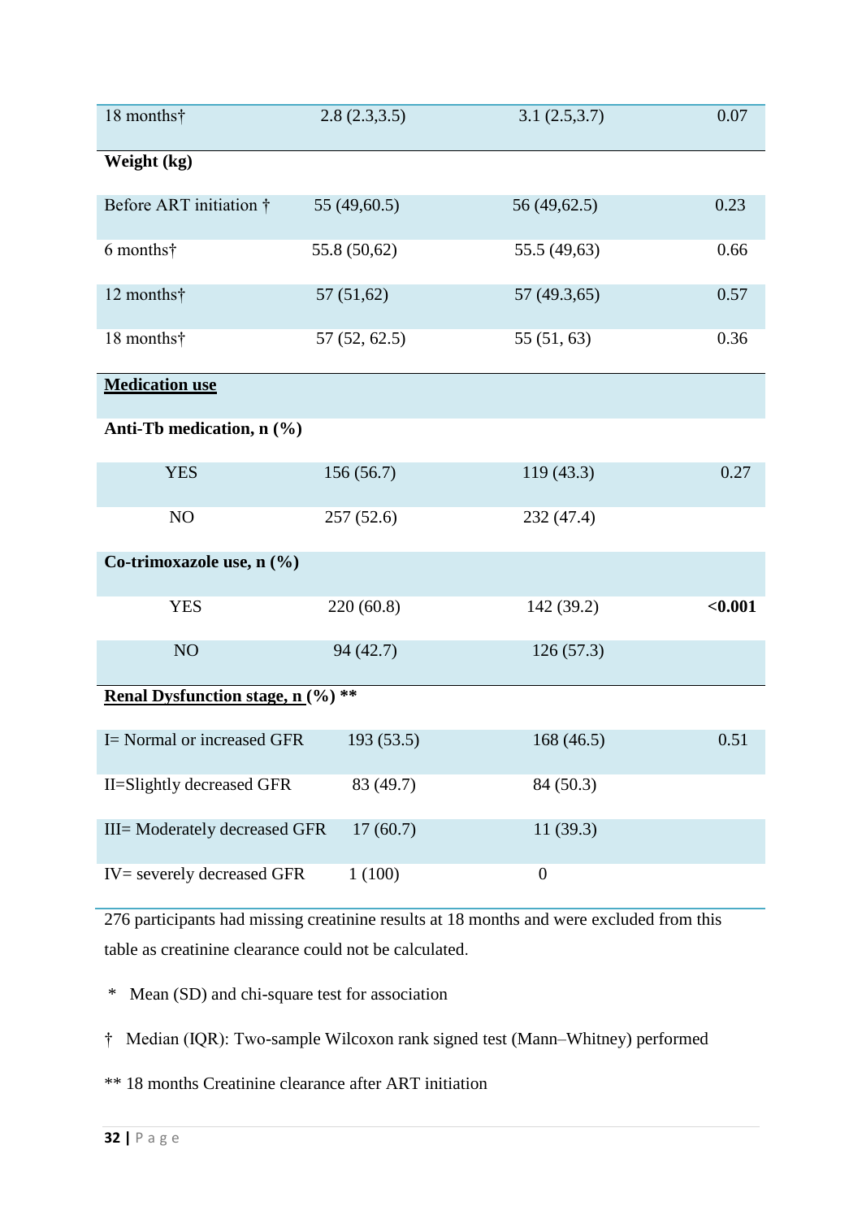| | | | |
|---|---|---|---|
| 18 months† | 2.8 (2.3,3.5) | 3.1 (2.5,3.7) | 0.07 |
| **Weight (kg)** | | | |
| Before ART initiation † | 55 (49,60.5) | 56 (49,62.5) | 0.23 |
| 6 months† | 55.8 (50,62) | 55.5 (49,63) | 0.66 |
| 12 months† | 57 (51,62) | 57 (49.3,65) | 0.57 |
| 18 months† | 57 (52, 62.5) | 55 (51, 63) | 0.36 |
| **Medication use** | | | |
| **Anti-Tb medication, n (%)** | | | |
| YES | 156 (56.7) | 119 (43.3) | 0.27 |
| NO | 257 (52.6) | 232 (47.4) | |
| **Co-trimoxazole use, n (%)** | | | |
| YES | 220 (60.8) | 142 (39.2) | **<0.001** |
| NO | 94 (42.7) | 126 (57.3) | |
| **Renal Dysfunction stage, n (%) ** ** | | | |
| I= Normal or increased GFR | 193 (53.5) | 168 (46.5) | 0.51 |
| II=Slightly decreased GFR | 83 (49.7) | 84 (50.3) | |
| III= Moderately decreased GFR | 17 (60.7) | 11 (39.3) | |
| IV= severely decreased GFR | 1 (100) | 0 | |

276 participants had missing creatinine results at 18 months and were excluded from this table as creatinine clearance could not be calculated.

\* Mean (SD) and chi-square test for association

† Median (IQR): Two-sample Wilcoxon rank signed test (Mann–Whitney) performed

** 18 months Creatinine clearance after ART initiation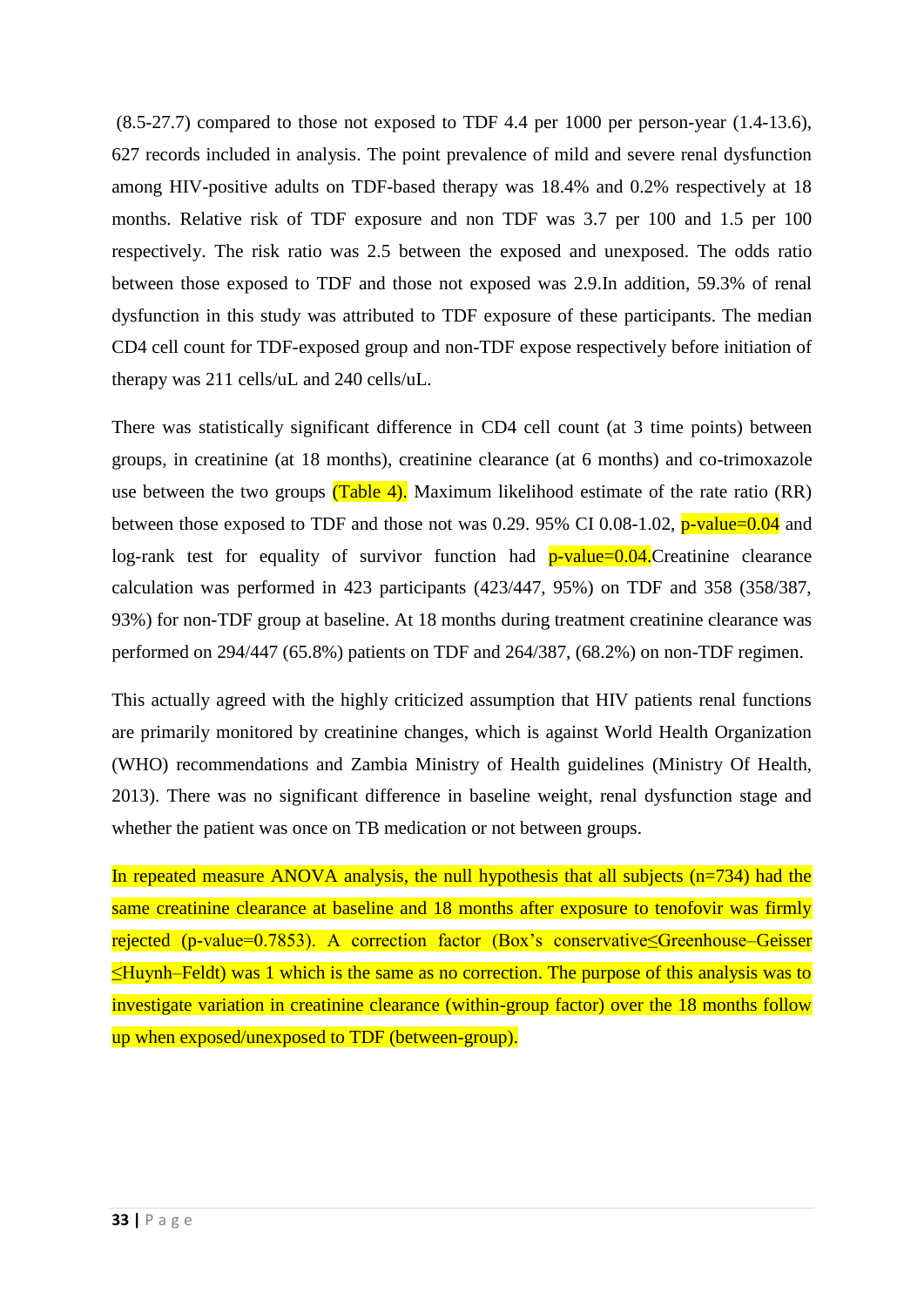(8.5-27.7) compared to those not exposed to TDF 4.4 per 1000 per person-year (1.4-13.6), 627 records included in analysis. The point prevalence of mild and severe renal dysfunction among HIV-positive adults on TDF-based therapy was 18.4% and 0.2% respectively at 18 months. Relative risk of TDF exposure and non TDF was 3.7 per 100 and 1.5 per 100 respectively. The risk ratio was 2.5 between the exposed and unexposed. The odds ratio between those exposed to TDF and those not exposed was 2.9.In addition, 59.3% of renal dysfunction in this study was attributed to TDF exposure of these participants. The median CD4 cell count for TDF-exposed group and non-TDF expose respectively before initiation of therapy was 211 cells/uL and 240 cells/uL.

There was statistically significant difference in CD4 cell count (at 3 time points) between groups, in creatinine (at 18 months), creatinine clearance (at 6 months) and co-trimoxazole use between the two groups (Table 4). Maximum likelihood estimate of the rate ratio (RR) between those exposed to TDF and those not was 0.29. 95% CI 0.08-1.02, p-value=0.04 and log-rank test for equality of survivor function had p-value=0.04.Creatinine clearance calculation was performed in 423 participants (423/447, 95%) on TDF and 358 (358/387, 93%) for non-TDF group at baseline. At 18 months during treatment creatinine clearance was performed on 294/447 (65.8%) patients on TDF and 264/387, (68.2%) on non-TDF regimen.

This actually agreed with the highly criticized assumption that HIV patients renal functions are primarily monitored by creatinine changes, which is against World Health Organization (WHO) recommendations and Zambia Ministry of Health guidelines (Ministry Of Health, 2013). There was no significant difference in baseline weight, renal dysfunction stage and whether the patient was once on TB medication or not between groups.

In repeated measure ANOVA analysis, the null hypothesis that all subjects (n=734) had the same creatinine clearance at baseline and 18 months after exposure to tenofovir was firmly rejected (p-value=0.7853). A correction factor (Box's conservative≤Greenhouse–Geisser ≤Huynh–Feldt) was 1 which is the same as no correction. The purpose of this analysis was to investigate variation in creatinine clearance (within-group factor) over the 18 months follow up when exposed/unexposed to TDF (between-group).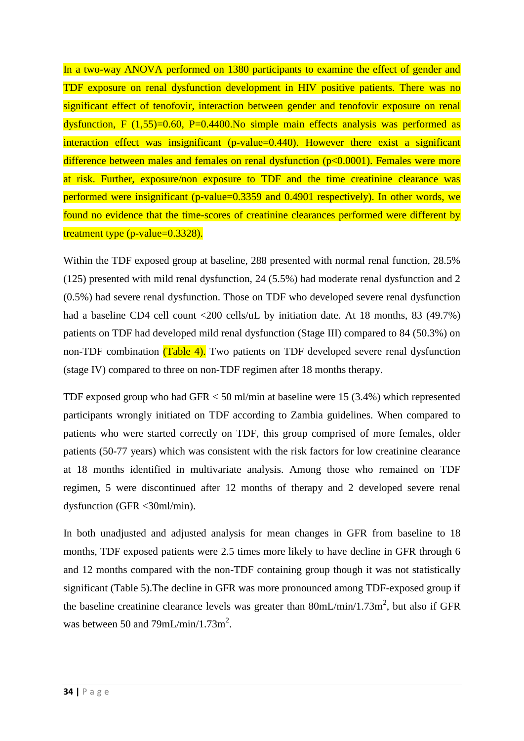In a two-way ANOVA performed on 1380 participants to examine the effect of gender and TDF exposure on renal dysfunction development in HIV positive patients. There was no significant effect of tenofovir, interaction between gender and tenofovir exposure on renal dysfunction, $F(1,55)=0.60$, $P=0.4400$.No simple main effects analysis was performed as interaction effect was insignificant (p-value=0.440). However there exist a significant difference between males and females on renal dysfunction ($p<0.0001$). Females were more at risk. Further, exposure/non exposure to TDF and the time creatinine clearance was performed were insignificant (p-value=0.3359 and 0.4901 respectively). In other words, we found no evidence that the time-scores of creatinine clearances performed were different by treatment type (p-value=0.3328).

Within the TDF exposed group at baseline, 288 presented with normal renal function, 28.5% (125) presented with mild renal dysfunction, 24 (5.5%) had moderate renal dysfunction and 2 (0.5%) had severe renal dysfunction. Those on TDF who developed severe renal dysfunction had a baseline CD4 cell count <200 cells/uL by initiation date. At 18 months, 83 (49.7%) patients on TDF had developed mild renal dysfunction (Stage III) compared to 84 (50.3%) on non-TDF combination (Table 4). Two patients on TDF developed severe renal dysfunction (stage IV) compared to three on non-TDF regimen after 18 months therapy.

TDF exposed group who had GFR < 50 ml/min at baseline were 15 (3.4%) which represented participants wrongly initiated on TDF according to Zambia guidelines. When compared to patients who were started correctly on TDF, this group comprised of more females, older patients (50-77 years) which was consistent with the risk factors for low creatinine clearance at 18 months identified in multivariate analysis. Among those who remained on TDF regimen, 5 were discontinued after 12 months of therapy and 2 developed severe renal dysfunction (GFR <30ml/min).

In both unadjusted and adjusted analysis for mean changes in GFR from baseline to 18 months, TDF exposed patients were 2.5 times more likely to have decline in GFR through 6 and 12 months compared with the non-TDF containing group though it was not statistically significant (Table 5).The decline in GFR was more pronounced among TDF-exposed group if the baseline creatinine clearance levels was greater than $80mL/min/1.73m^2$, but also if GFR was between 50 and $79mL/min/1.73m^2$.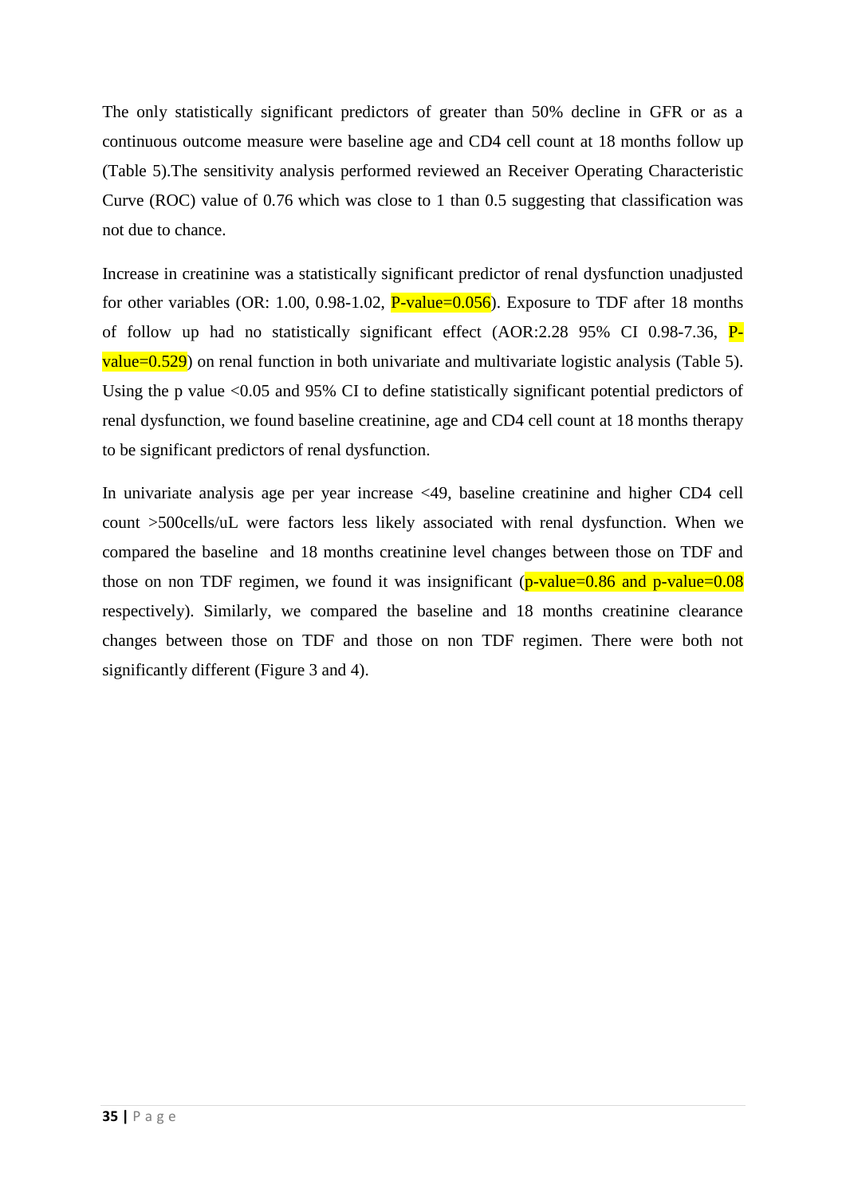The only statistically significant predictors of greater than 50% decline in GFR or as a continuous outcome measure were baseline age and CD4 cell count at 18 months follow up (Table 5).The sensitivity analysis performed reviewed an Receiver Operating Characteristic Curve (ROC) value of 0.76 which was close to 1 than 0.5 suggesting that classification was not due to chance.

Increase in creatinine was a statistically significant predictor of renal dysfunction unadjusted for other variables (OR: 1.00, 0.98-1.02, P-value=0.056). Exposure to TDF after 18 months of follow up had no statistically significant effect (AOR:2.28 95% CI 0.98-7.36, P-value=0.529) on renal function in both univariate and multivariate logistic analysis (Table 5). Using the p value <0.05 and 95% CI to define statistically significant potential predictors of renal dysfunction, we found baseline creatinine, age and CD4 cell count at 18 months therapy to be significant predictors of renal dysfunction.

In univariate analysis age per year increase <49, baseline creatinine and higher CD4 cell count >500cells/uL were factors less likely associated with renal dysfunction. When we compared the baseline and 18 months creatinine level changes between those on TDF and those on non TDF regimen, we found it was insignificant (p-value=0.86 and p-value=0.08 respectively). Similarly, we compared the baseline and 18 months creatinine clearance changes between those on TDF and those on non TDF regimen. There were both not significantly different (Figure 3 and 4).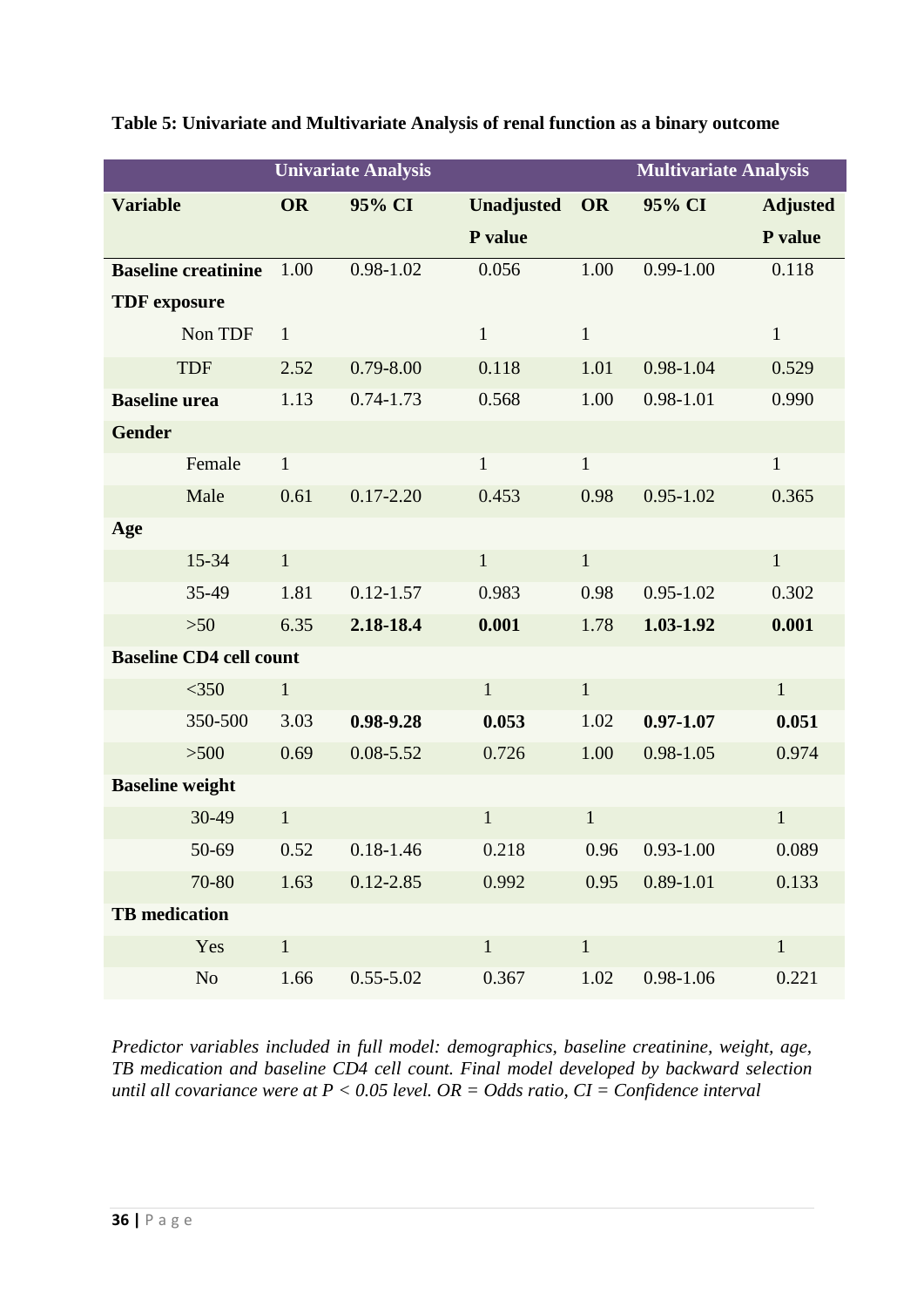**Table 5: Univariate and Multivariate Analysis of renal function as a binary outcome**

| | Univariate Analysis | | | Multivariate Analysis | | |
|---|---|---|---|---|---|---|
| **Variable** | **OR** | **95% CI** | **Unadjusted P value** | **OR** | **95% CI** | **Adjusted P value** |
| **Baseline creatinine** | 1.00 | 0.98-1.02 | 0.056 | 1.00 | 0.99-1.00 | 0.118 |
| **TDF exposure** | | | | | | |
| Non TDF | 1 | | 1 | 1 | | 1 |
| TDF | 2.52 | 0.79-8.00 | 0.118 | 1.01 | 0.98-1.04 | 0.529 |
| **Baseline urea** | 1.13 | 0.74-1.73 | 0.568 | 1.00 | 0.98-1.01 | 0.990 |
| **Gender** | | | | | | |
| Female | 1 | | 1 | 1 | | 1 |
| Male | 0.61 | 0.17-2.20 | 0.453 | 0.98 | 0.95-1.02 | 0.365 |
| **Age** | | | | | | |
| 15-34 | 1 | | 1 | 1 | | 1 |
| 35-49 | 1.81 | 0.12-1.57 | 0.983 | 0.98 | 0.95-1.02 | 0.302 |
| >50 | 6.35 | **2.18-18.4** | **0.001** | 1.78 | **1.03-1.92** | **0.001** |
| **Baseline CD4 cell count** | | | | | | |
| <350 | 1 | | 1 | 1 | | 1 |
| 350-500 | 3.03 | **0.98-9.28** | **0.053** | 1.02 | **0.97-1.07** | **0.051** |
| >500 | 0.69 | 0.08-5.52 | 0.726 | 1.00 | 0.98-1.05 | 0.974 |
| **Baseline weight** | | | | | | |
| 30-49 | 1 | | 1 | 1 | | 1 |
| 50-69 | 0.52 | 0.18-1.46 | 0.218 | 0.96 | 0.93-1.00 | 0.089 |
| 70-80 | 1.63 | 0.12-2.85 | 0.992 | 0.95 | 0.89-1.01 | 0.133 |
| **TB medication** | | | | | | |
| Yes | 1 | | 1 | 1 | | 1 |
| No | 1.66 | 0.55-5.02 | 0.367 | 1.02 | 0.98-1.06 | 0.221 |

*Predictor variables included in full model: demographics, baseline creatinine, weight, age, TB medication and baseline CD4 cell count. Final model developed by backward selection until all covariance were at $P < 0.05$ level. OR = Odds ratio, CI = Confidence interval*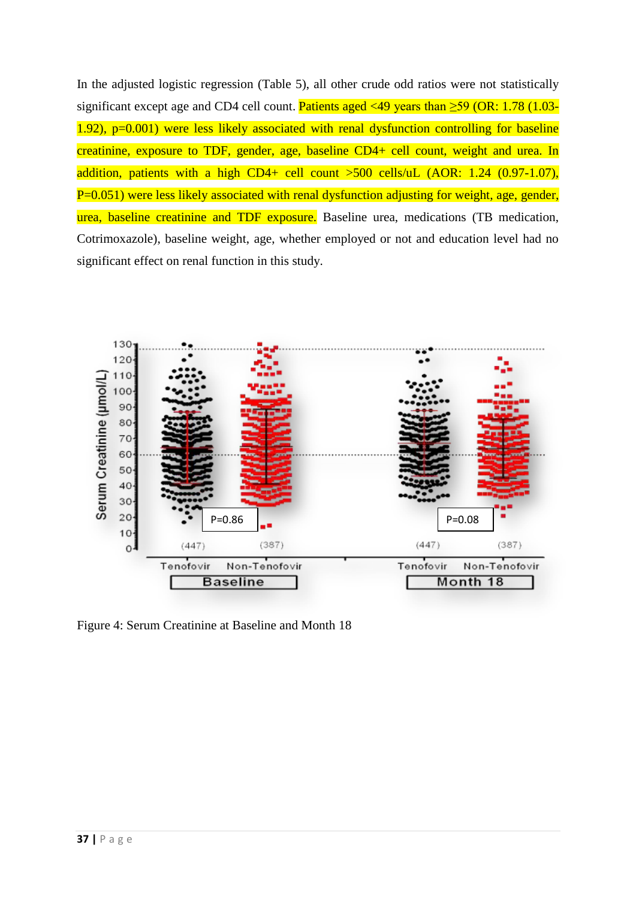In the adjusted logistic regression (Table 5), all other crude odd ratios were not statistically significant except age and CD4 cell count. Patients aged <49 years than ≥59 (OR: 1.78 (1.03-1.92), p=0.001) were less likely associated with renal dysfunction controlling for baseline creatinine, exposure to TDF, gender, age, baseline CD4+ cell count, weight and urea. In addition, patients with a high CD4+ cell count >500 cells/uL (AOR: 1.24 (0.97-1.07), P=0.051) were less likely associated with renal dysfunction adjusting for weight, age, gender, urea, baseline creatinine and TDF exposure. Baseline urea, medications (TB medication, Cotrimoxazole), baseline weight, age, whether employed or not and education level had no significant effect on renal function in this study.

Figure 4: Serum Creatinine at Baseline and Month 18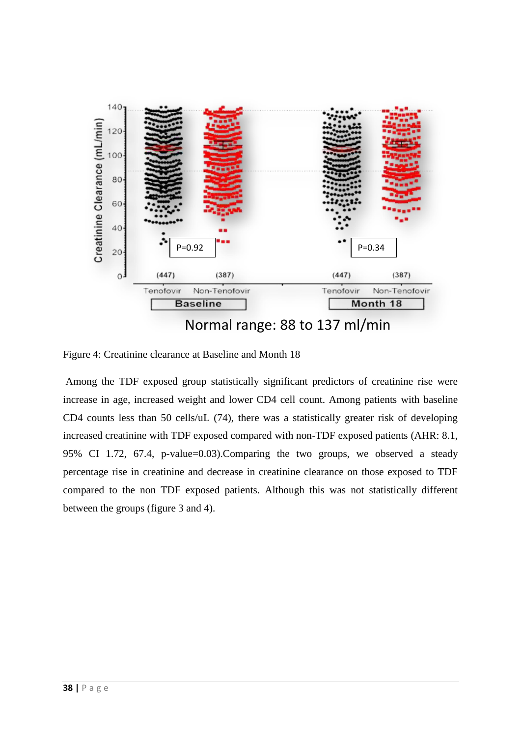Figure 4: Creatinine clearance at Baseline and Month 18

Among the TDF exposed group statistically significant predictors of creatinine rise were increase in age, increased weight and lower CD4 cell count. Among patients with baseline CD4 counts less than 50 cells/uL (74), there was a statistically greater risk of developing increased creatinine with TDF exposed compared with non-TDF exposed patients (AHR: 8.1, 95% CI 1.72, 67.4, p-value=0.03).Comparing the two groups, we observed a steady percentage rise in creatinine and decrease in creatinine clearance on those exposed to TDF compared to the non TDF exposed patients. Although this was not statistically different between the groups (figure 3 and 4).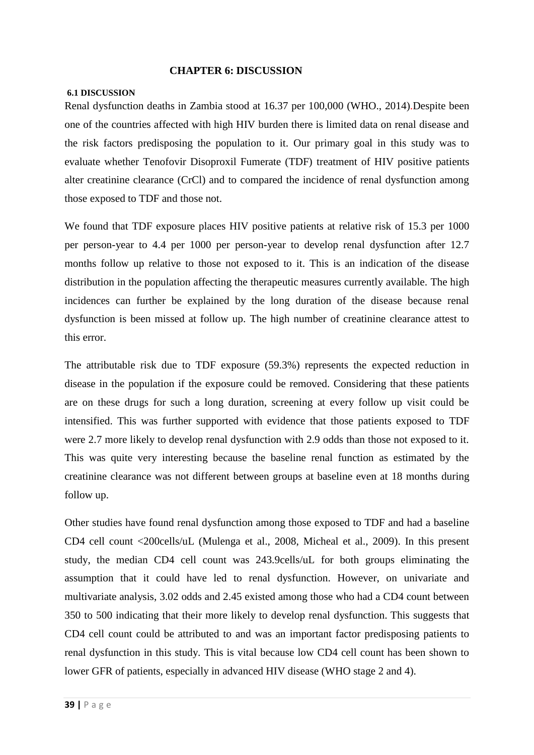# CHAPTER 6: DISCUSSION

## 6.1 DISCUSSION

Renal dysfunction deaths in Zambia stood at 16.37 per 100,000 (WHO., 2014).Despite been one of the countries affected with high HIV burden there is limited data on renal disease and the risk factors predisposing the population to it. Our primary goal in this study was to evaluate whether Tenofovir Disoproxil Fumerate (TDF) treatment of HIV positive patients alter creatinine clearance (CrCl) and to compared the incidence of renal dysfunction among those exposed to TDF and those not.

We found that TDF exposure places HIV positive patients at relative risk of 15.3 per 1000 per person-year to 4.4 per 1000 per person-year to develop renal dysfunction after 12.7 months follow up relative to those not exposed to it. This is an indication of the disease distribution in the population affecting the therapeutic measures currently available. The high incidences can further be explained by the long duration of the disease because renal dysfunction is been missed at follow up. The high number of creatinine clearance attest to this error.

The attributable risk due to TDF exposure (59.3%) represents the expected reduction in disease in the population if the exposure could be removed. Considering that these patients are on these drugs for such a long duration, screening at every follow up visit could be intensified. This was further supported with evidence that those patients exposed to TDF were 2.7 more likely to develop renal dysfunction with 2.9 odds than those not exposed to it. This was quite very interesting because the baseline renal function as estimated by the creatinine clearance was not different between groups at baseline even at 18 months during follow up.

Other studies have found renal dysfunction among those exposed to TDF and had a baseline CD4 cell count <200cells/uL (Mulenga et al., 2008, Micheal et al., 2009). In this present study, the median CD4 cell count was 243.9cells/uL for both groups eliminating the assumption that it could have led to renal dysfunction. However, on univariate and multivariate analysis, 3.02 odds and 2.45 existed among those who had a CD4 count between 350 to 500 indicating that their more likely to develop renal dysfunction. This suggests that CD4 cell count could be attributed to and was an important factor predisposing patients to renal dysfunction in this study. This is vital because low CD4 cell count has been shown to lower GFR of patients, especially in advanced HIV disease (WHO stage 2 and 4).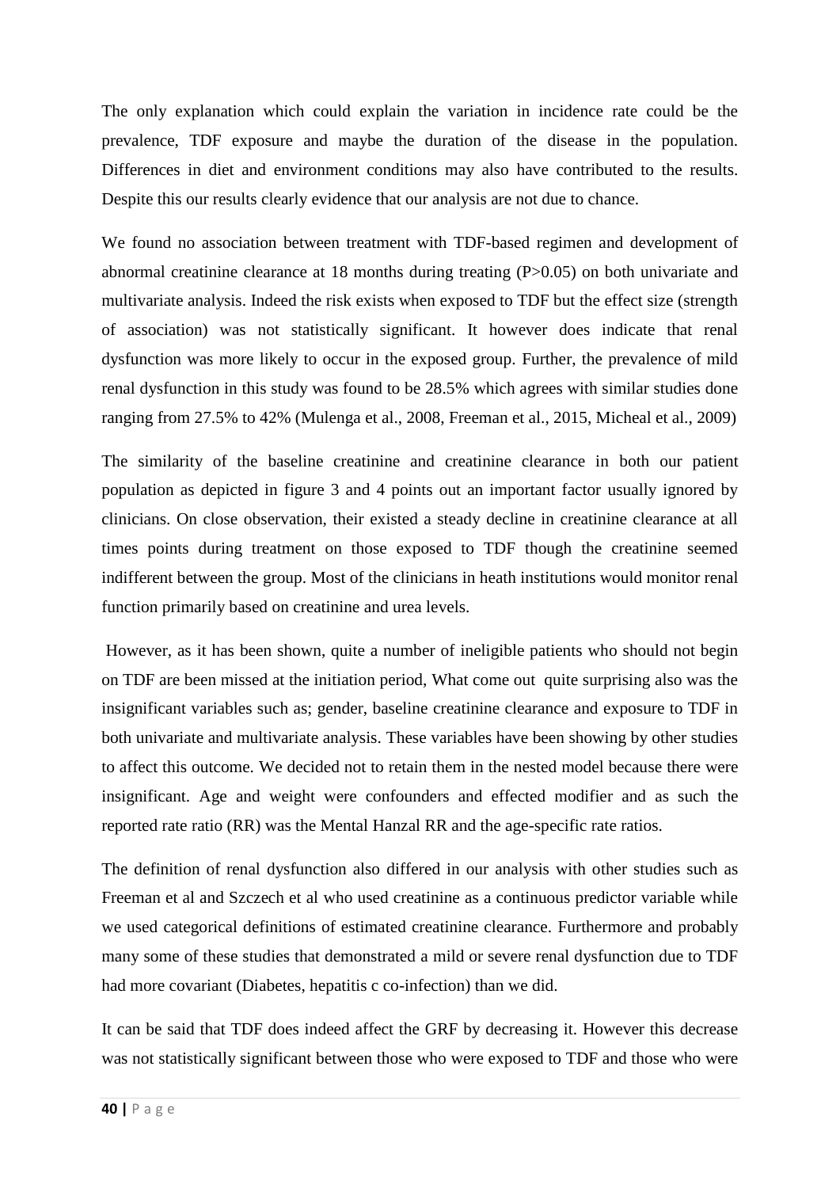The only explanation which could explain the variation in incidence rate could be the prevalence, TDF exposure and maybe the duration of the disease in the population. Differences in diet and environment conditions may also have contributed to the results. Despite this our results clearly evidence that our analysis are not due to chance.

We found no association between treatment with TDF-based regimen and development of abnormal creatinine clearance at 18 months during treating ($P>0.05$) on both univariate and multivariate analysis. Indeed the risk exists when exposed to TDF but the effect size (strength of association) was not statistically significant. It however does indicate that renal dysfunction was more likely to occur in the exposed group. Further, the prevalence of mild renal dysfunction in this study was found to be 28.5% which agrees with similar studies done ranging from 27.5% to 42% (Mulenga et al., 2008, Freeman et al., 2015, Micheal et al., 2009)

The similarity of the baseline creatinine and creatinine clearance in both our patient population as depicted in figure 3 and 4 points out an important factor usually ignored by clinicians. On close observation, their existed a steady decline in creatinine clearance at all times points during treatment on those exposed to TDF though the creatinine seemed indifferent between the group. Most of the clinicians in heath institutions would monitor renal function primarily based on creatinine and urea levels.

However, as it has been shown, quite a number of ineligible patients who should not begin on TDF are been missed at the initiation period, What come out quite surprising also was the insignificant variables such as; gender, baseline creatinine clearance and exposure to TDF in both univariate and multivariate analysis. These variables have been showing by other studies to affect this outcome. We decided not to retain them in the nested model because there were insignificant. Age and weight were confounders and effected modifier and as such the reported rate ratio (RR) was the Mental Hanzal RR and the age-specific rate ratios.

The definition of renal dysfunction also differed in our analysis with other studies such as Freeman et al and Szczech et al who used creatinine as a continuous predictor variable while we used categorical definitions of estimated creatinine clearance. Furthermore and probably many some of these studies that demonstrated a mild or severe renal dysfunction due to TDF had more covariant (Diabetes, hepatitis c co-infection) than we did.

It can be said that TDF does indeed affect the GRF by decreasing it. However this decrease was not statistically significant between those who were exposed to TDF and those who were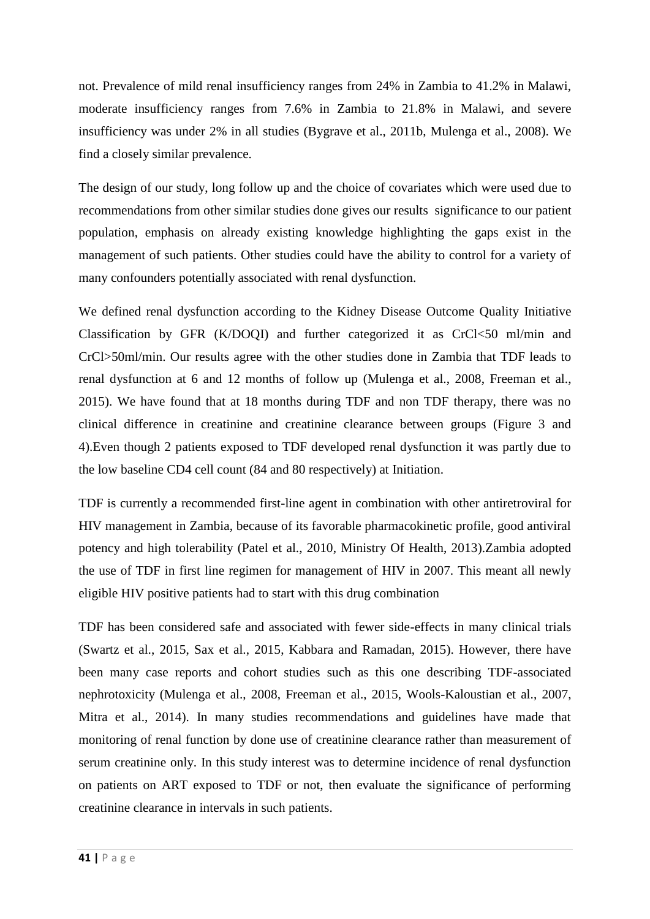not. Prevalence of mild renal insufficiency ranges from 24% in Zambia to 41.2% in Malawi, moderate insufficiency ranges from 7.6% in Zambia to 21.8% in Malawi, and severe insufficiency was under 2% in all studies (Bygrave et al., 2011b, Mulenga et al., 2008). We find a closely similar prevalence.

The design of our study, long follow up and the choice of covariates which were used due to recommendations from other similar studies done gives our results significance to our patient population, emphasis on already existing knowledge highlighting the gaps exist in the management of such patients. Other studies could have the ability to control for a variety of many confounders potentially associated with renal dysfunction.

We defined renal dysfunction according to the Kidney Disease Outcome Quality Initiative Classification by GFR (K/DOQI) and further categorized it as CrCl<50 ml/min and CrCl>50ml/min. Our results agree with the other studies done in Zambia that TDF leads to renal dysfunction at 6 and 12 months of follow up (Mulenga et al., 2008, Freeman et al., 2015). We have found that at 18 months during TDF and non TDF therapy, there was no clinical difference in creatinine and creatinine clearance between groups (Figure 3 and 4).Even though 2 patients exposed to TDF developed renal dysfunction it was partly due to the low baseline CD4 cell count (84 and 80 respectively) at Initiation.

TDF is currently a recommended first-line agent in combination with other antiretroviral for HIV management in Zambia, because of its favorable pharmacokinetic profile, good antiviral potency and high tolerability (Patel et al., 2010, Ministry Of Health, 2013).Zambia adopted the use of TDF in first line regimen for management of HIV in 2007. This meant all newly eligible HIV positive patients had to start with this drug combination

TDF has been considered safe and associated with fewer side-effects in many clinical trials (Swartz et al., 2015, Sax et al., 2015, Kabbara and Ramadan, 2015). However, there have been many case reports and cohort studies such as this one describing TDF-associated nephrotoxicity (Mulenga et al., 2008, Freeman et al., 2015, Wools-Kaloustian et al., 2007, Mitra et al., 2014). In many studies recommendations and guidelines have made that monitoring of renal function by done use of creatinine clearance rather than measurement of serum creatinine only. In this study interest was to determine incidence of renal dysfunction on patients on ART exposed to TDF or not, then evaluate the significance of performing creatinine clearance in intervals in such patients.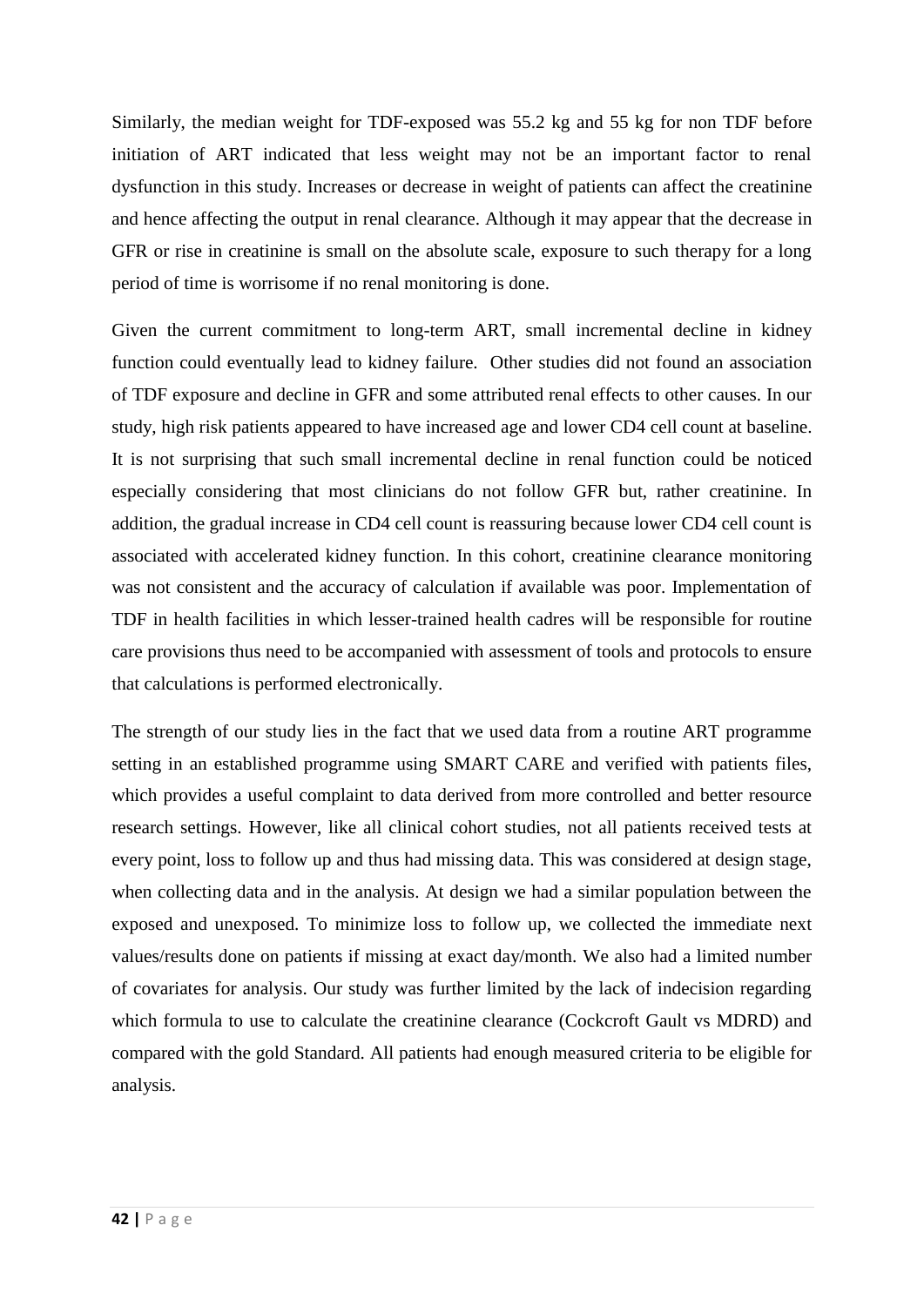Similarly, the median weight for TDF-exposed was 55.2 kg and 55 kg for non TDF before initiation of ART indicated that less weight may not be an important factor to renal dysfunction in this study. Increases or decrease in weight of patients can affect the creatinine and hence affecting the output in renal clearance. Although it may appear that the decrease in GFR or rise in creatinine is small on the absolute scale, exposure to such therapy for a long period of time is worrisome if no renal monitoring is done.

Given the current commitment to long-term ART, small incremental decline in kidney function could eventually lead to kidney failure. Other studies did not found an association of TDF exposure and decline in GFR and some attributed renal effects to other causes. In our study, high risk patients appeared to have increased age and lower CD4 cell count at baseline. It is not surprising that such small incremental decline in renal function could be noticed especially considering that most clinicians do not follow GFR but, rather creatinine. In addition, the gradual increase in CD4 cell count is reassuring because lower CD4 cell count is associated with accelerated kidney function. In this cohort, creatinine clearance monitoring was not consistent and the accuracy of calculation if available was poor. Implementation of TDF in health facilities in which lesser-trained health cadres will be responsible for routine care provisions thus need to be accompanied with assessment of tools and protocols to ensure that calculations is performed electronically.

The strength of our study lies in the fact that we used data from a routine ART programme setting in an established programme using SMART CARE and verified with patients files, which provides a useful complaint to data derived from more controlled and better resource research settings. However, like all clinical cohort studies, not all patients received tests at every point, loss to follow up and thus had missing data. This was considered at design stage, when collecting data and in the analysis. At design we had a similar population between the exposed and unexposed. To minimize loss to follow up, we collected the immediate next values/results done on patients if missing at exact day/month. We also had a limited number of covariates for analysis. Our study was further limited by the lack of indecision regarding which formula to use to calculate the creatinine clearance (Cockcroft Gault vs MDRD) and compared with the gold Standard. All patients had enough measured criteria to be eligible for analysis.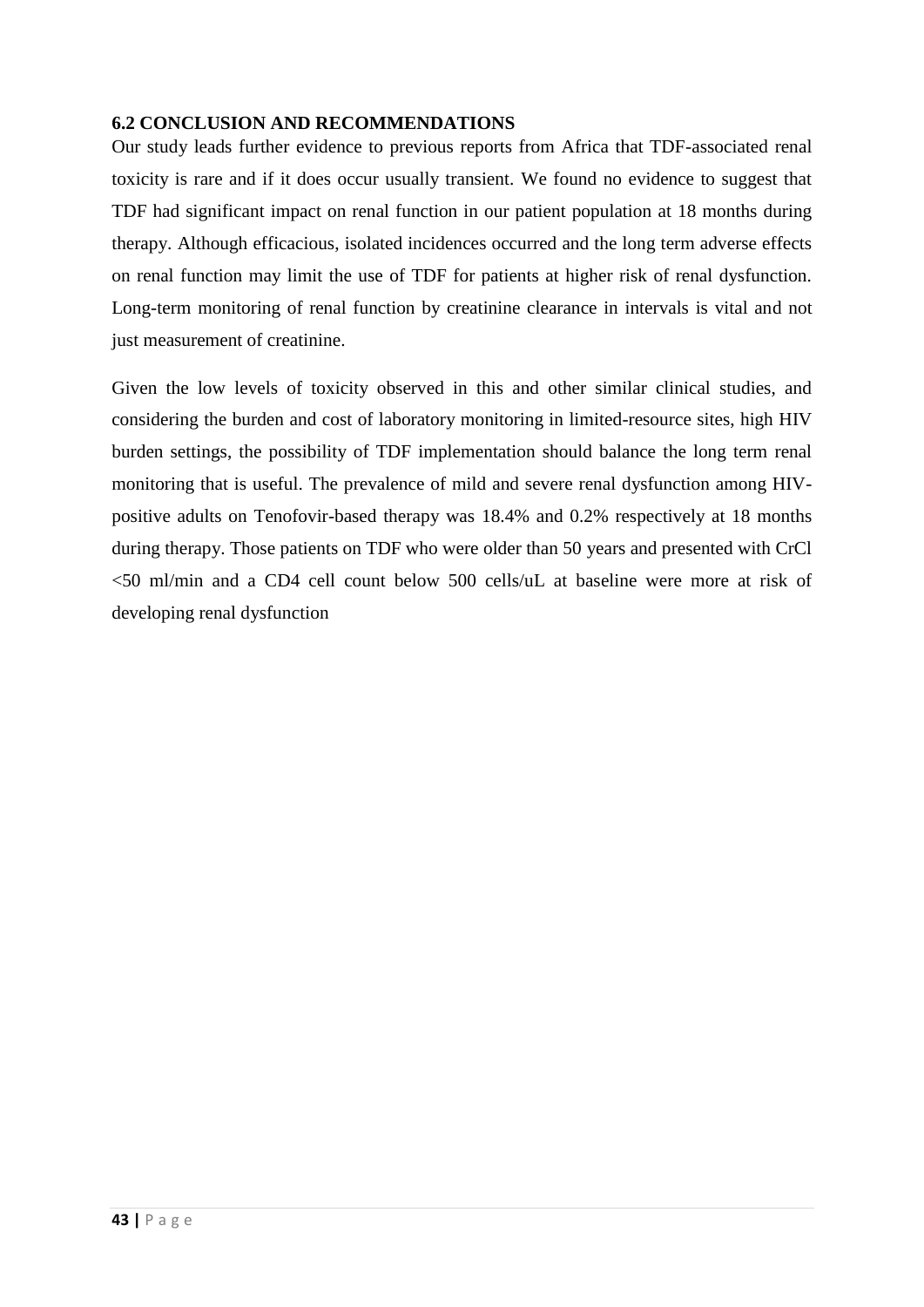## 6.2 CONCLUSION AND RECOMMENDATIONS

Our study leads further evidence to previous reports from Africa that TDF-associated renal toxicity is rare and if it does occur usually transient. We found no evidence to suggest that TDF had significant impact on renal function in our patient population at 18 months during therapy. Although efficacious, isolated incidences occurred and the long term adverse effects on renal function may limit the use of TDF for patients at higher risk of renal dysfunction. Long-term monitoring of renal function by creatinine clearance in intervals is vital and not just measurement of creatinine.

Given the low levels of toxicity observed in this and other similar clinical studies, and considering the burden and cost of laboratory monitoring in limited-resource sites, high HIV burden settings, the possibility of TDF implementation should balance the long term renal monitoring that is useful. The prevalence of mild and severe renal dysfunction among HIV-positive adults on Tenofovir-based therapy was 18.4% and 0.2% respectively at 18 months during therapy. Those patients on TDF who were older than 50 years and presented with CrCl <50 ml/min and a CD4 cell count below 500 cells/uL at baseline were more at risk of developing renal dysfunction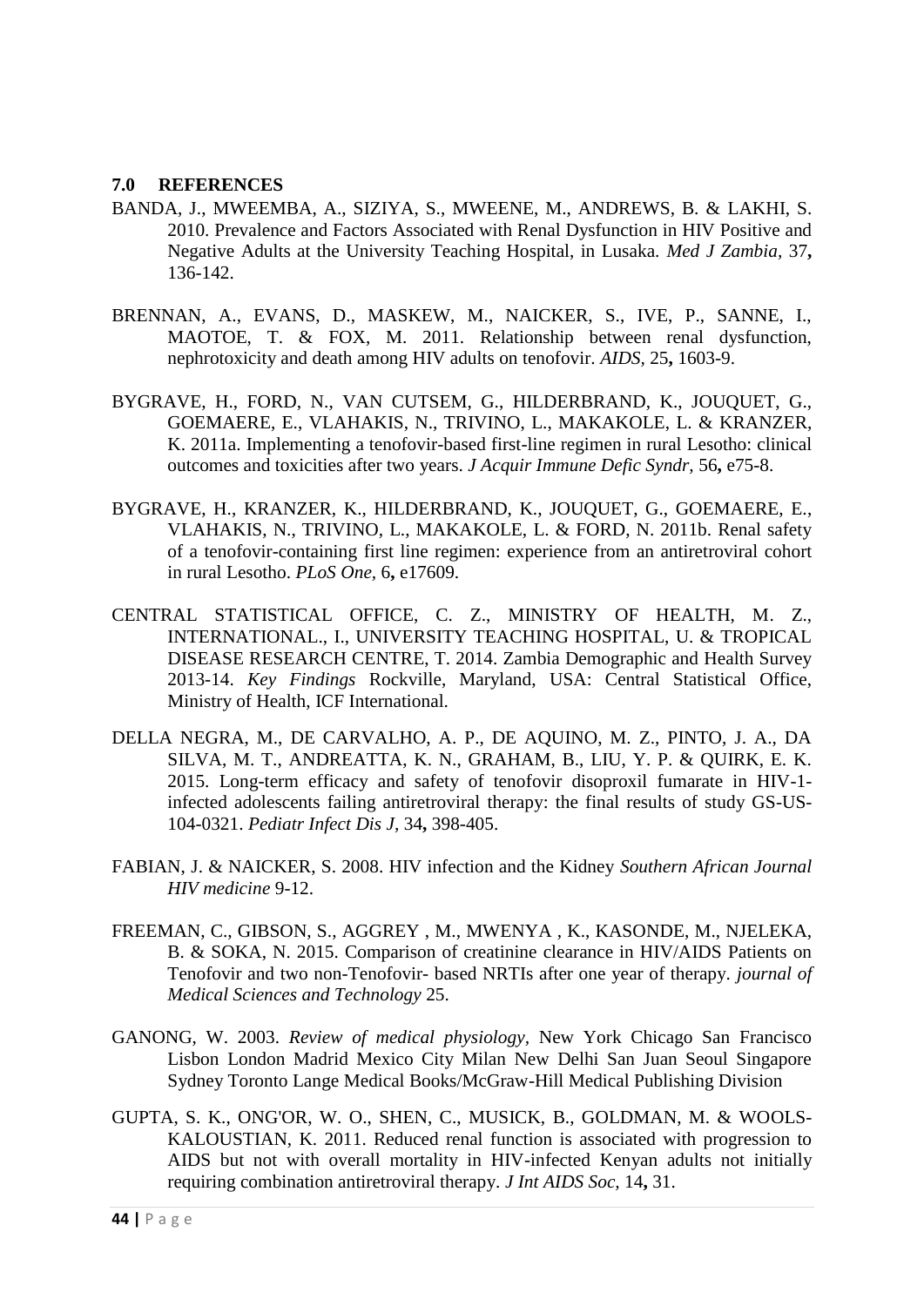## 7.0 REFERENCES

BANDA, J., MWEEMBA, A., SIZIYA, S., MWEENE, M., ANDREWS, B. & LAKHI, S. 2010. Prevalence and Factors Associated with Renal Dysfunction in HIV Positive and Negative Adults at the University Teaching Hospital, in Lusaka. *Med J Zambia,* 37**,** 136-142.

BRENNAN, A., EVANS, D., MASKEW, M., NAICKER, S., IVE, P., SANNE, I., MAOTOE, T. & FOX, M. 2011. Relationship between renal dysfunction, nephrotoxicity and death among HIV adults on tenofovir. *AIDS,* 25**,** 1603-9.

BYGRAVE, H., FORD, N., VAN CUTSEM, G., HILDERBRAND, K., JOUQUET, G., GOEMAERE, E., VLAHAKIS, N., TRIVINO, L., MAKAKOLE, L. & KRANZER, K. 2011a. Implementing a tenofovir-based first-line regimen in rural Lesotho: clinical outcomes and toxicities after two years. *J Acquir Immune Defic Syndr,* 56**,** e75-8.

BYGRAVE, H., KRANZER, K., HILDERBRAND, K., JOUQUET, G., GOEMAERE, E., VLAHAKIS, N., TRIVINO, L., MAKAKOLE, L. & FORD, N. 2011b. Renal safety of a tenofovir-containing first line regimen: experience from an antiretroviral cohort in rural Lesotho. *PLoS One,* 6**,** e17609.

CENTRAL STATISTICAL OFFICE, C. Z., MINISTRY OF HEALTH, M. Z., INTERNATIONAL., I., UNIVERSITY TEACHING HOSPITAL, U. & TROPICAL DISEASE RESEARCH CENTRE, T. 2014. Zambia Demographic and Health Survey 2013-14. *Key Findings* Rockville, Maryland, USA: Central Statistical Office, Ministry of Health, ICF International.

DELLA NEGRA, M., DE CARVALHO, A. P., DE AQUINO, M. Z., PINTO, J. A., DA SILVA, M. T., ANDREATTA, K. N., GRAHAM, B., LIU, Y. P. & QUIRK, E. K. 2015. Long-term efficacy and safety of tenofovir disoproxil fumarate in HIV-1-infected adolescents failing antiretroviral therapy: the final results of study GS-US-104-0321. *Pediatr Infect Dis J,* 34**,** 398-405.

FABIAN, J. & NAICKER, S. 2008. HIV infection and the Kidney *Southern African Journal HIV medicine* 9-12.

FREEMAN, C., GIBSON, S., AGGREY , M., MWENYA , K., KASONDE, M., NJELEKA, B. & SOKA, N. 2015. Comparison of creatinine clearance in HIV/AIDS Patients on Tenofovir and two non-Tenofovir- based NRTIs after one year of therapy. *journal of Medical Sciences and Technology* 25.

GANONG, W. 2003. *Review of medical physiology,* New York Chicago San Francisco Lisbon London Madrid Mexico City Milan New Delhi San Juan Seoul Singapore Sydney Toronto Lange Medical Books/McGraw-Hill Medical Publishing Division

GUPTA, S. K., ONG'OR, W. O., SHEN, C., MUSICK, B., GOLDMAN, M. & WOOLS-KALOUSTIAN, K. 2011. Reduced renal function is associated with progression to AIDS but not with overall mortality in HIV-infected Kenyan adults not initially requiring combination antiretroviral therapy. *J Int AIDS Soc,* 14**,** 31.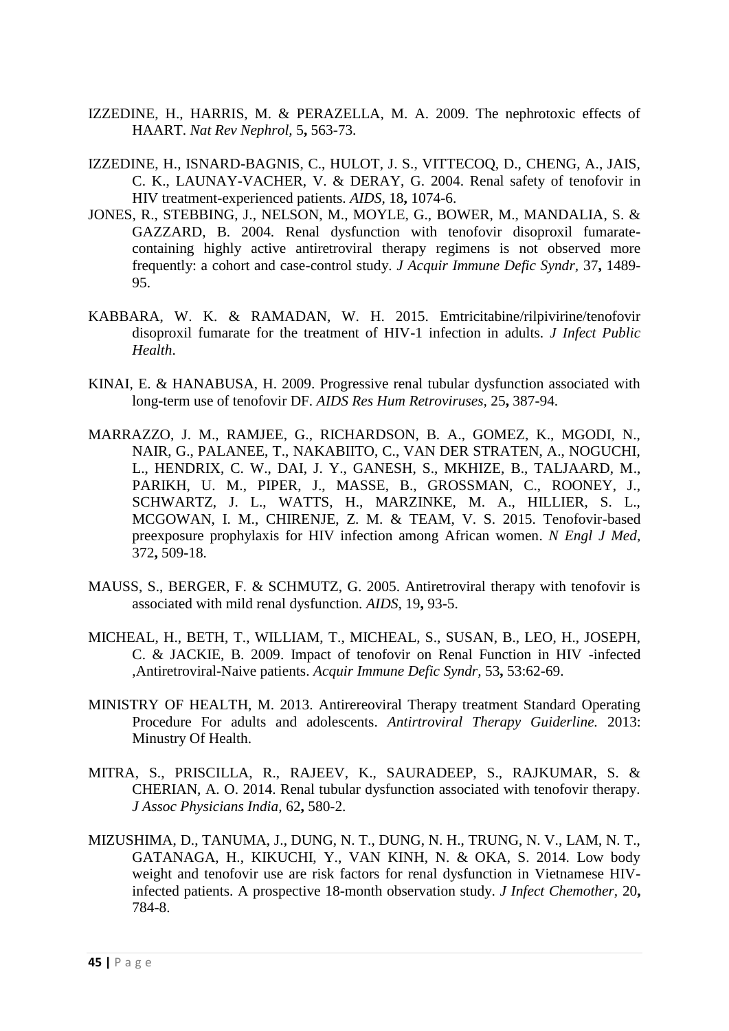IZZEDINE, H., HARRIS, M. & PERAZELLA, M. A. 2009. The nephrotoxic effects of HAART. *Nat Rev Nephrol,* 5**,** 563-73.

IZZEDINE, H., ISNARD-BAGNIS, C., HULOT, J. S., VITTECOQ, D., CHENG, A., JAIS, C. K., LAUNAY-VACHER, V. & DERAY, G. 2004. Renal safety of tenofovir in HIV treatment-experienced patients. *AIDS,* 18**,** 1074-6.

JONES, R., STEBBING, J., NELSON, M., MOYLE, G., BOWER, M., MANDALIA, S. & GAZZARD, B. 2004. Renal dysfunction with tenofovir disoproxil fumarate-containing highly active antiretroviral therapy regimens is not observed more frequently: a cohort and case-control study. *J Acquir Immune Defic Syndr,* 37**,** 1489-95.

KABBARA, W. K. & RAMADAN, W. H. 2015. Emtricitabine/rilpivirine/tenofovir disoproxil fumarate for the treatment of HIV-1 infection in adults. *J Infect Public Health*.

KINAI, E. & HANABUSA, H. 2009. Progressive renal tubular dysfunction associated with long-term use of tenofovir DF. *AIDS Res Hum Retroviruses,* 25**,** 387-94.

MARRAZZO, J. M., RAMJEE, G., RICHARDSON, B. A., GOMEZ, K., MGODI, N., NAIR, G., PALANEE, T., NAKABIITO, C., VAN DER STRATEN, A., NOGUCHI, L., HENDRIX, C. W., DAI, J. Y., GANESH, S., MKHIZE, B., TALJAARD, M., PARIKH, U. M., PIPER, J., MASSE, B., GROSSMAN, C., ROONEY, J., SCHWARTZ, J. L., WATTS, H., MARZINKE, M. A., HILLIER, S. L., MCGOWAN, I. M., CHIRENJE, Z. M. & TEAM, V. S. 2015. Tenofovir-based preexposure prophylaxis for HIV infection among African women. *N Engl J Med,* 372**,** 509-18.

MAUSS, S., BERGER, F. & SCHMUTZ, G. 2005. Antiretroviral therapy with tenofovir is associated with mild renal dysfunction. *AIDS,* 19**,** 93-5.

MICHEAL, H., BETH, T., WILLIAM, T., MICHEAL, S., SUSAN, B., LEO, H., JOSEPH, C. & JACKIE, B. 2009. Impact of tenofovir on Renal Function in HIV -infected ,Antiretroviral-Naive patients. *Acquir Immune Defic Syndr,* 53**,** 53:62-69.

MINISTRY OF HEALTH, M. 2013. Antirereoviral Therapy treatment Standard Operating Procedure For adults and adolescents. *Antirtroviral Therapy Guiderline.* 2013: Minustry Of Health.

MITRA, S., PRISCILLA, R., RAJEEV, K., SAURADEEP, S., RAJKUMAR, S. & CHERIAN, A. O. 2014. Renal tubular dysfunction associated with tenofovir therapy. *J Assoc Physicians India,* 62**,** 580-2.

MIZUSHIMA, D., TANUMA, J., DUNG, N. T., DUNG, N. H., TRUNG, N. V., LAM, N. T., GATANAGA, H., KIKUCHI, Y., VAN KINH, N. & OKA, S. 2014. Low body weight and tenofovir use are risk factors for renal dysfunction in Vietnamese HIV-infected patients. A prospective 18-month observation study. *J Infect Chemother,* 20**,** 784-8.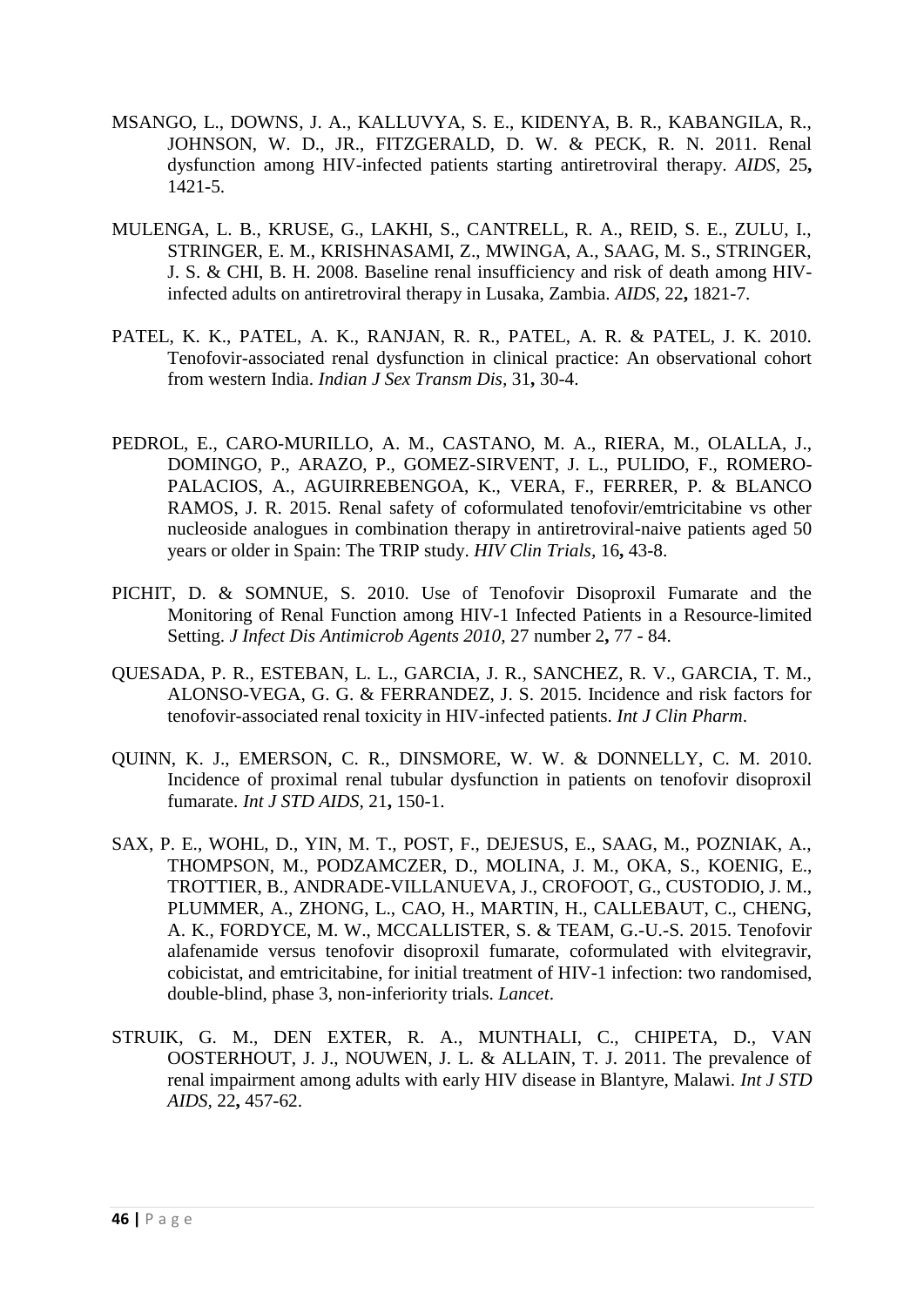MSANGO, L., DOWNS, J. A., KALLUVYA, S. E., KIDENYA, B. R., KABANGILA, R., JOHNSON, W. D., JR., FITZGERALD, D. W. & PECK, R. N. 2011. Renal dysfunction among HIV-infected patients starting antiretroviral therapy. *AIDS,* 25**,** 1421-5.

MULENGA, L. B., KRUSE, G., LAKHI, S., CANTRELL, R. A., REID, S. E., ZULU, I., STRINGER, E. M., KRISHNASAMI, Z., MWINGA, A., SAAG, M. S., STRINGER, J. S. & CHI, B. H. 2008. Baseline renal insufficiency and risk of death among HIV-infected adults on antiretroviral therapy in Lusaka, Zambia. *AIDS,* 22**,** 1821-7.

PATEL, K. K., PATEL, A. K., RANJAN, R. R., PATEL, A. R. & PATEL, J. K. 2010. Tenofovir-associated renal dysfunction in clinical practice: An observational cohort from western India. *Indian J Sex Transm Dis,* 31**,** 30-4.

PEDROL, E., CARO-MURILLO, A. M., CASTANO, M. A., RIERA, M., OLALLA, J., DOMINGO, P., ARAZO, P., GOMEZ-SIRVENT, J. L., PULIDO, F., ROMERO-PALACIOS, A., AGUIRREBENGOA, K., VERA, F., FERRER, P. & BLANCO RAMOS, J. R. 2015. Renal safety of coformulated tenofovir/emtricitabine vs other nucleoside analogues in combination therapy in antiretroviral-naive patients aged 50 years or older in Spain: The TRIP study. *HIV Clin Trials,* 16**,** 43-8.

PICHIT, D. & SOMNUE, S. 2010. Use of Tenofovir Disoproxil Fumarate and the Monitoring of Renal Function among HIV-1 Infected Patients in a Resource-limited Setting. *J Infect Dis Antimicrob Agents 2010,* 27 number 2**,** 77 - 84.

QUESADA, P. R., ESTEBAN, L. L., GARCIA, J. R., SANCHEZ, R. V., GARCIA, T. M., ALONSO-VEGA, G. G. & FERRANDEZ, J. S. 2015. Incidence and risk factors for tenofovir-associated renal toxicity in HIV-infected patients. *Int J Clin Pharm*.

QUINN, K. J., EMERSON, C. R., DINSMORE, W. W. & DONNELLY, C. M. 2010. Incidence of proximal renal tubular dysfunction in patients on tenofovir disoproxil fumarate. *Int J STD AIDS,* 21**,** 150-1.

SAX, P. E., WOHL, D., YIN, M. T., POST, F., DEJESUS, E., SAAG, M., POZNIAK, A., THOMPSON, M., PODZAMCZER, D., MOLINA, J. M., OKA, S., KOENIG, E., TROTTIER, B., ANDRADE-VILLANUEVA, J., CROFOOT, G., CUSTODIO, J. M., PLUMMER, A., ZHONG, L., CAO, H., MARTIN, H., CALLEBAUT, C., CHENG, A. K., FORDYCE, M. W., MCCALLISTER, S. & TEAM, G.-U.-S. 2015. Tenofovir alafenamide versus tenofovir disoproxil fumarate, coformulated with elvitegravir, cobicistat, and emtricitabine, for initial treatment of HIV-1 infection: two randomised, double-blind, phase 3, non-inferiority trials. *Lancet*.

STRUIK, G. M., DEN EXTER, R. A., MUNTHALI, C., CHIPETA, D., VAN OOSTERHOUT, J. J., NOUWEN, J. L. & ALLAIN, T. J. 2011. The prevalence of renal impairment among adults with early HIV disease in Blantyre, Malawi. *Int J STD AIDS,* 22**,** 457-62.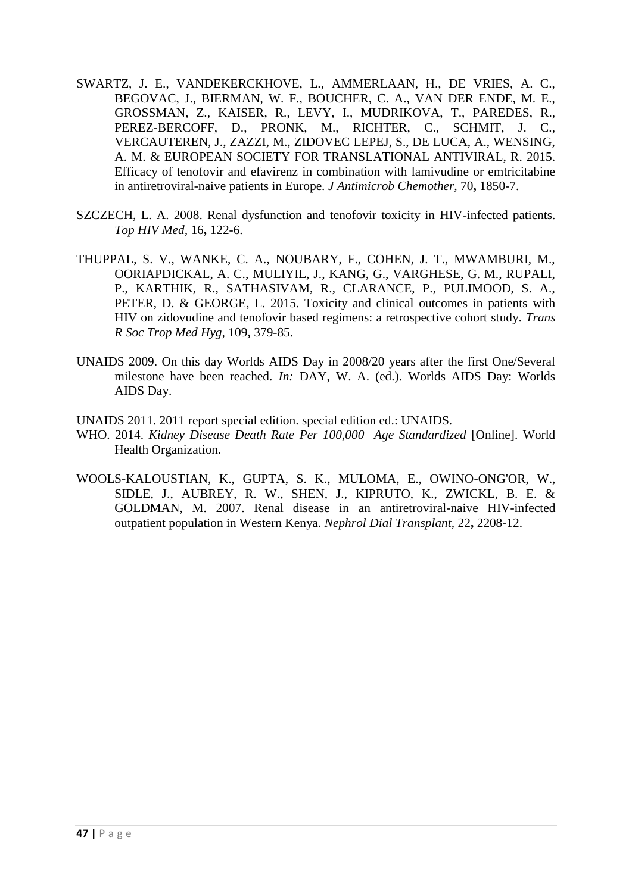SWARTZ, J. E., VANDEKERCKHOVE, L., AMMERLAAN, H., DE VRIES, A. C., BEGOVAC, J., BIERMAN, W. F., BOUCHER, C. A., VAN DER ENDE, M. E., GROSSMAN, Z., KAISER, R., LEVY, I., MUDRIKOVA, T., PAREDES, R., PEREZ-BERCOFF, D., PRONK, M., RICHTER, C., SCHMIT, J. C., VERCAUTEREN, J., ZAZZI, M., ZIDOVEC LEPEJ, S., DE LUCA, A., WENSING, A. M. & EUROPEAN SOCIETY FOR TRANSLATIONAL ANTIVIRAL, R. 2015. Efficacy of tenofovir and efavirenz in combination with lamivudine or emtricitabine in antiretroviral-naive patients in Europe. *J Antimicrob Chemother,* 70**,** 1850-7.

SZCZECH, L. A. 2008. Renal dysfunction and tenofovir toxicity in HIV-infected patients. *Top HIV Med,* 16**,** 122-6.

THUPPAL, S. V., WANKE, C. A., NOUBARY, F., COHEN, J. T., MWAMBURI, M., OORIAPDICKAL, A. C., MULIYIL, J., KANG, G., VARGHESE, G. M., RUPALI, P., KARTHIK, R., SATHASIVAM, R., CLARANCE, P., PULIMOOD, S. A., PETER, D. & GEORGE, L. 2015. Toxicity and clinical outcomes in patients with HIV on zidovudine and tenofovir based regimens: a retrospective cohort study. *Trans R Soc Trop Med Hyg,* 109**,** 379-85.

UNAIDS 2009. On this day Worlds AIDS Day in 2008/20 years after the first One/Several milestone have been reached. *In:* DAY, W. A. (ed.). Worlds AIDS Day: Worlds AIDS Day.

UNAIDS 2011. 2011 report special edition. special edition ed.: UNAIDS.

WHO. 2014. *Kidney Disease Death Rate Per 100,000 Age Standardized* [Online]. World Health Organization.

WOOLS-KALOUSTIAN, K., GUPTA, S. K., MULOMA, E., OWINO-ONG'OR, W., SIDLE, J., AUBREY, R. W., SHEN, J., KIPRUTO, K., ZWICKL, B. E. & GOLDMAN, M. 2007. Renal disease in an antiretroviral-naive HIV-infected outpatient population in Western Kenya. *Nephrol Dial Transplant,* 22**,** 2208-12.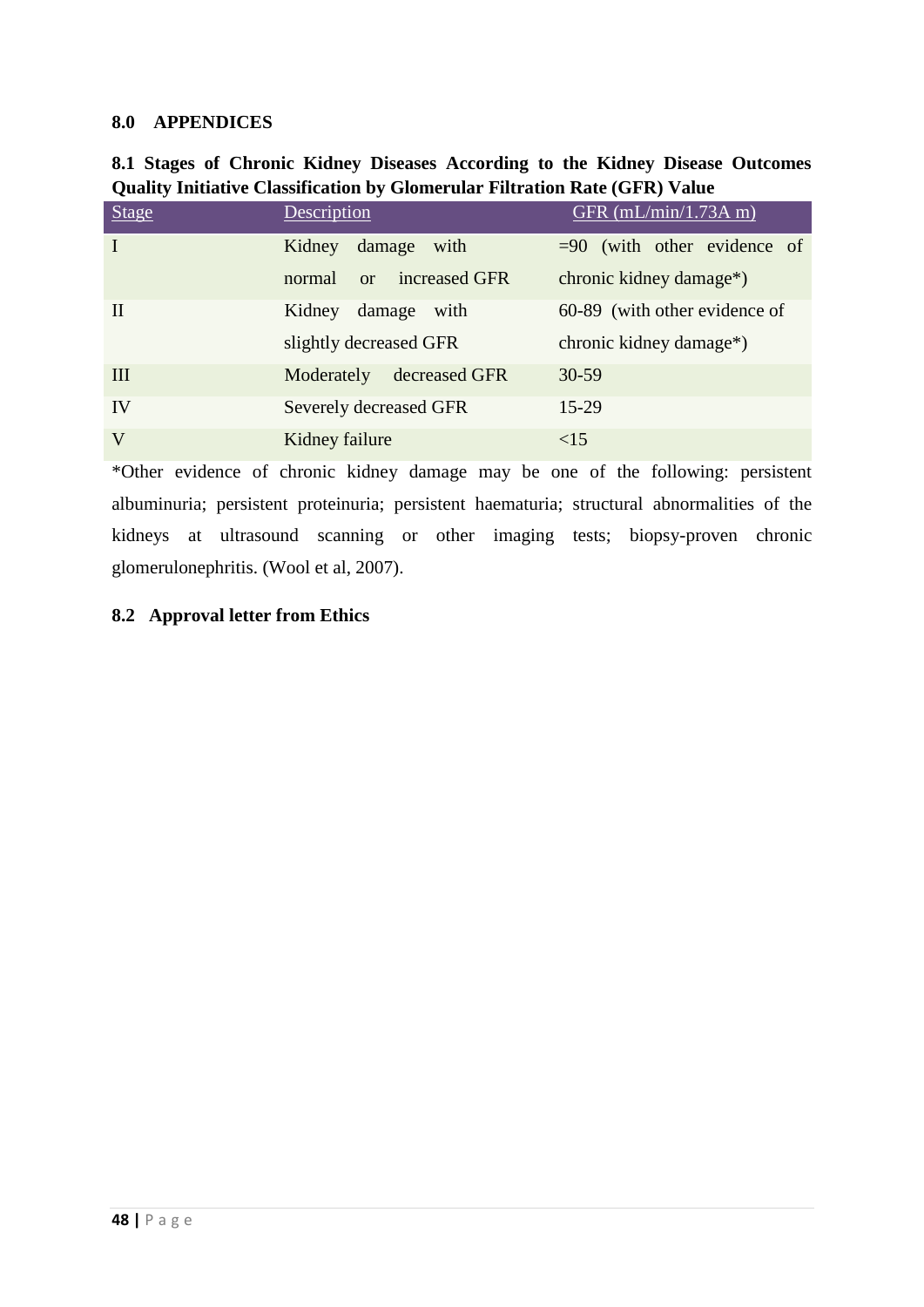## 8.0 APPENDICES

### 8.1 Stages of Chronic Kidney Diseases According to the Kidney Disease Outcomes Quality Initiative Classification by Glomerular Filtration Rate (GFR) Value

| Stage | Description | GFR (mL/min/1.73A m) |
|---|---|---|
| I | Kidney damage with normal or increased GFR | =90 (with other evidence of chronic kidney damage*) |
| II | Kidney damage with slightly decreased GFR | 60-89 (with other evidence of chronic kidney damage*) |
| III | Moderately decreased GFR | 30-59 |
| IV | Severely decreased GFR | 15-29 |
| V | Kidney failure | <15 |

*Other evidence of chronic kidney damage may be one of the following: persistent albuminuria; persistent proteinuria; persistent haematuria; structural abnormalities of the kidneys at ultrasound scanning or other imaging tests; biopsy-proven chronic glomerulonephritis. (Wool et al, 2007).

### 8.2 Approval letter from Ethics